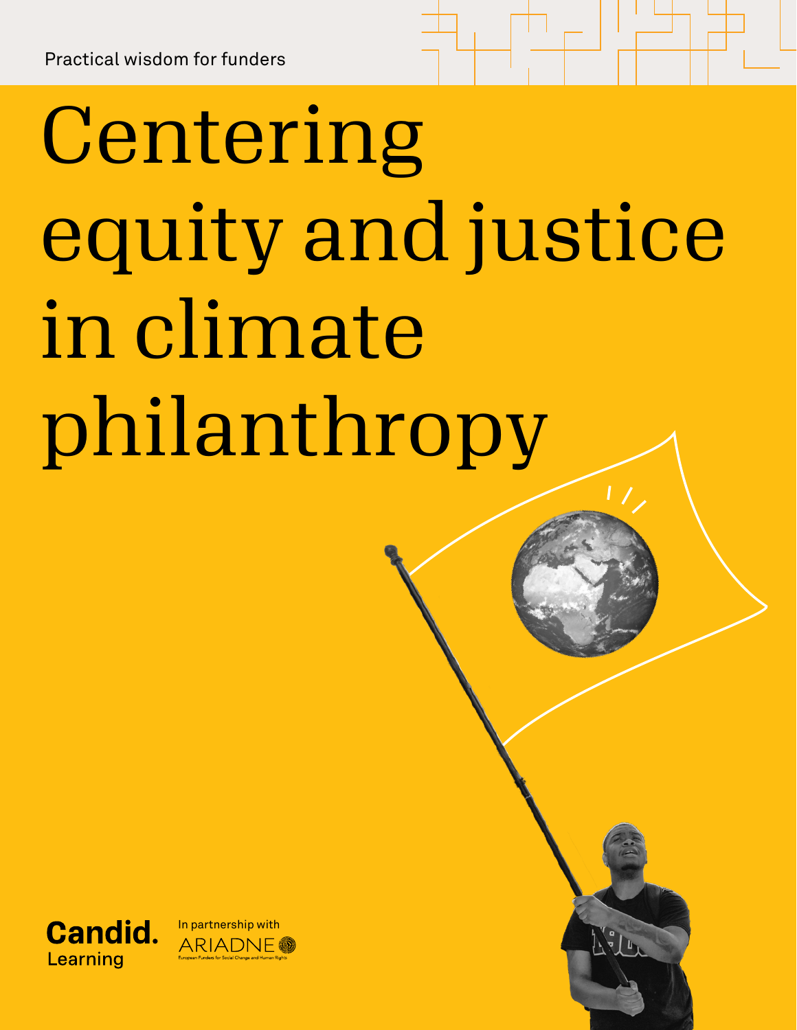Practical wisdom for funders

# Centering equity and justice in climate philanthropy

Candid. Learning

In partnership with ARIADNE European Funders for Social Change and Human Rights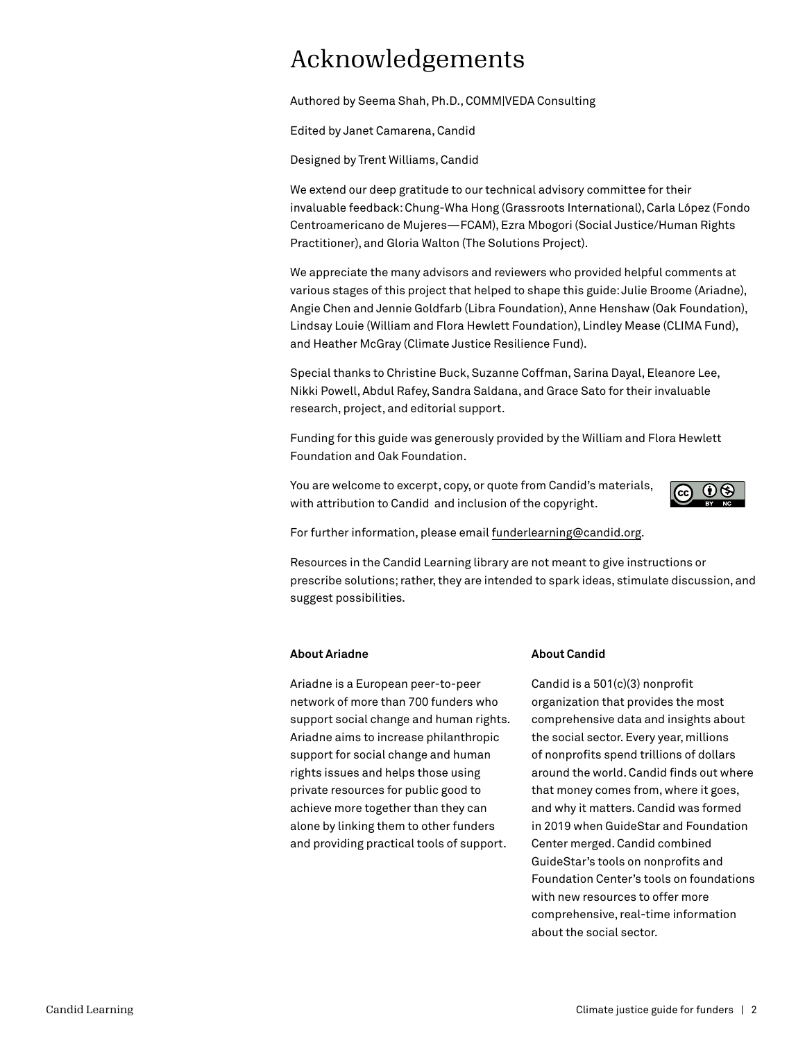# Acknowledgements

Authored by Seema Shah, Ph.D., COMM|VEDA Consulting

Edited by Janet Camarena, Candid

Designed by Trent Williams, Candid

We extend our deep gratitude to our technical advisory committee for their invaluable feedback: Chung-Wha Hong (Grassroots International), Carla López (Fondo Centroamericano de Mujeres—FCAM), Ezra Mbogori (Social Justice/Human Rights Practitioner), and Gloria Walton (The Solutions Project).

We appreciate the many advisors and reviewers who provided helpful comments at various stages of this project that helped to shape this guide: Julie Broome (Ariadne), Angie Chen and Jennie Goldfarb (Libra Foundation), Anne Henshaw (Oak Foundation), Lindsay Louie (William and Flora Hewlett Foundation), Lindley Mease (CLIMA Fund), and Heather McGray (Climate Justice Resilience Fund).

Special thanks to Christine Buck, Suzanne Coffman, Sarina Dayal, Eleanore Lee, Nikki Powell, Abdul Rafey, Sandra Saldana, and Grace Sato for their invaluable research, project, and editorial support.

Funding for this guide was generously provided by the William and Flora Hewlett Foundation and Oak Foundation.

You are welcome to excerpt, copy, or quote from Candid's materials, with attribution to Candid and inclusion of the copyright.

For further information, please email funderlearning@candid.org.

Resources in the Candid Learning library are not meant to give instructions or prescribe solutions; rather, they are intended to spark ideas, stimulate discussion, and suggest possibilities.

**About Ariadne**

Ariadne is a European peer-to-peer network of more than 700 funders who support social change and human rights. Ariadne aims to increase philanthropic support for social change and human rights issues and helps those using private resources for public good to achieve more together than they can alone by linking them to other funders and providing practical tools of support.

**About Candid**

Candid is a 501(c)(3) nonprofit organization that provides the most comprehensive data and insights about the social sector. Every year, millions of nonprofits spend trillions of dollars around the world. Candid finds out where that money comes from, where it goes, and why it matters. Candid was formed in 2019 when GuideStar and Foundation Center merged. Candid combined GuideStar's tools on nonprofits and Foundation Center's tools on foundations with new resources to offer more comprehensive, real-time information about the social sector.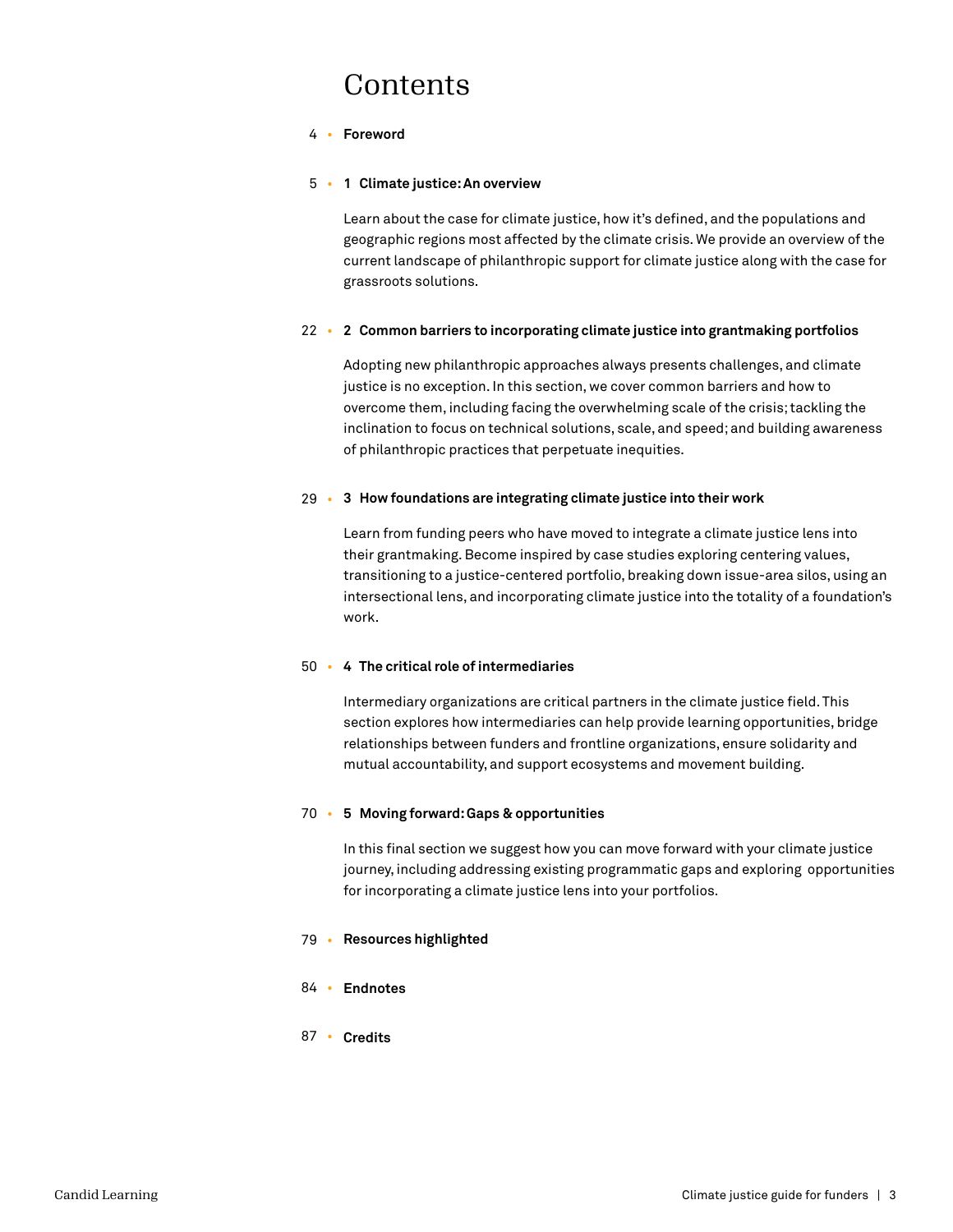# Contents

4 • **Foreword**

5 • **1 Climate justice: An overview**

Learn about the case for climate justice, how it's defined, and the populations and geographic regions most affected by the climate crisis. We provide an overview of the current landscape of philanthropic support for climate justice along with the case for grassroots solutions.

22 • **2 Common barriers to incorporating climate justice into grantmaking portfolios**

Adopting new philanthropic approaches always presents challenges, and climate justice is no exception. In this section, we cover common barriers and how to overcome them, including facing the overwhelming scale of the crisis; tackling the inclination to focus on technical solutions, scale, and speed; and building awareness of philanthropic practices that perpetuate inequities.

29 • **3 How foundations are integrating climate justice into their work**

Learn from funding peers who have moved to integrate a climate justice lens into their grantmaking. Become inspired by case studies exploring centering values, transitioning to a justice-centered portfolio, breaking down issue-area silos, using an intersectional lens, and incorporating climate justice into the totality of a foundation's work.

50 • **4 The critical role of intermediaries**

Intermediary organizations are critical partners in the climate justice field. This section explores how intermediaries can help provide learning opportunities, bridge relationships between funders and frontline organizations, ensure solidarity and mutual accountability, and support ecosystems and movement building.

70 • **5 Moving forward: Gaps & opportunities**

In this final section we suggest how you can move forward with your climate justice journey, including addressing existing programmatic gaps and exploring opportunities for incorporating a climate justice lens into your portfolios.

79 • **Resources highlighted**

84 • **Endnotes**

87 • **Credits**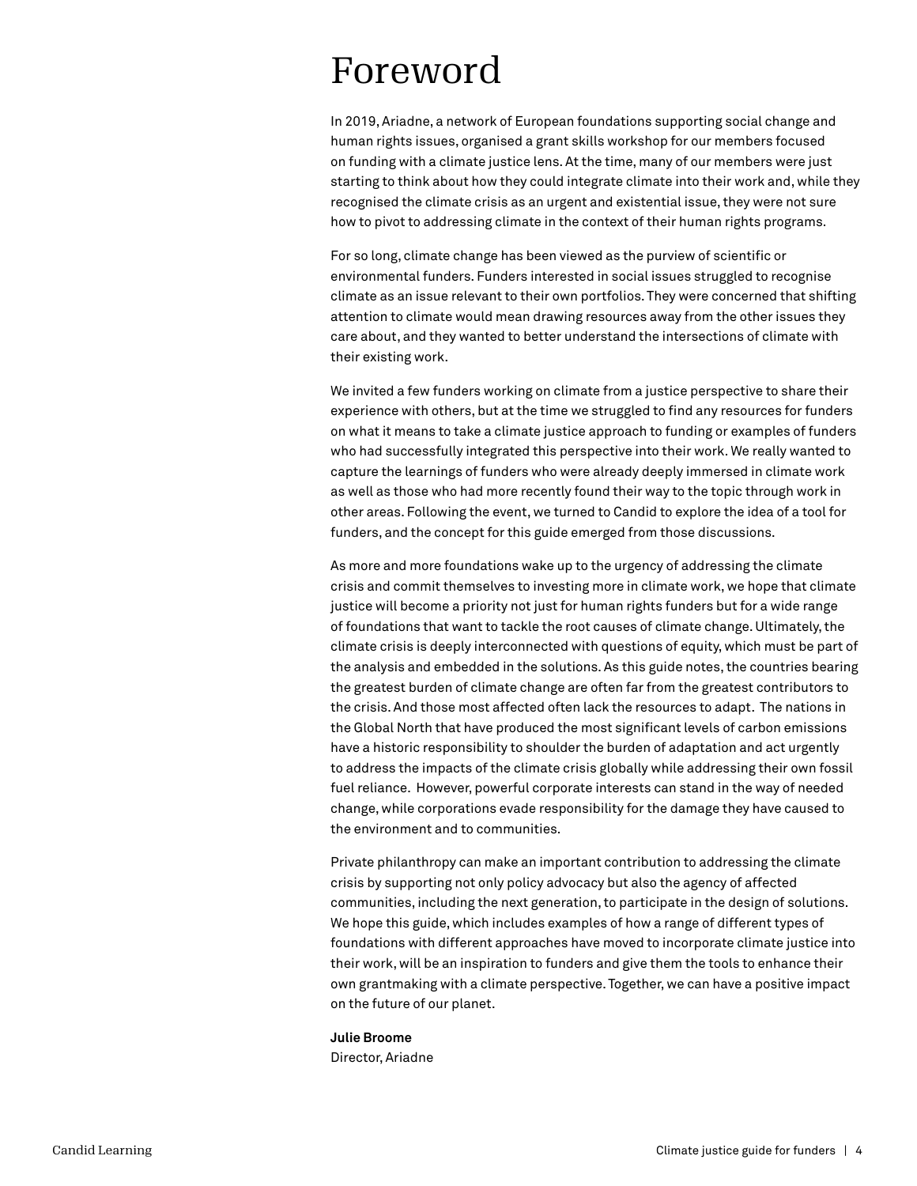# Foreword

In 2019, Ariadne, a network of European foundations supporting social change and human rights issues, organised a grant skills workshop for our members focused on funding with a climate justice lens. At the time, many of our members were just starting to think about how they could integrate climate into their work and, while they recognised the climate crisis as an urgent and existential issue, they were not sure how to pivot to addressing climate in the context of their human rights programs.

For so long, climate change has been viewed as the purview of scientific or environmental funders. Funders interested in social issues struggled to recognise climate as an issue relevant to their own portfolios. They were concerned that shifting attention to climate would mean drawing resources away from the other issues they care about, and they wanted to better understand the intersections of climate with their existing work.

We invited a few funders working on climate from a justice perspective to share their experience with others, but at the time we struggled to find any resources for funders on what it means to take a climate justice approach to funding or examples of funders who had successfully integrated this perspective into their work. We really wanted to capture the learnings of funders who were already deeply immersed in climate work as well as those who had more recently found their way to the topic through work in other areas. Following the event, we turned to Candid to explore the idea of a tool for funders, and the concept for this guide emerged from those discussions.

As more and more foundations wake up to the urgency of addressing the climate crisis and commit themselves to investing more in climate work, we hope that climate justice will become a priority not just for human rights funders but for a wide range of foundations that want to tackle the root causes of climate change. Ultimately, the climate crisis is deeply interconnected with questions of equity, which must be part of the analysis and embedded in the solutions. As this guide notes, the countries bearing the greatest burden of climate change are often far from the greatest contributors to the crisis. And those most affected often lack the resources to adapt. The nations in the Global North that have produced the most significant levels of carbon emissions have a historic responsibility to shoulder the burden of adaptation and act urgently to address the impacts of the climate crisis globally while addressing their own fossil fuel reliance. However, powerful corporate interests can stand in the way of needed change, while corporations evade responsibility for the damage they have caused to the environment and to communities.

Private philanthropy can make an important contribution to addressing the climate crisis by supporting not only policy advocacy but also the agency of affected communities, including the next generation, to participate in the design of solutions. We hope this guide, which includes examples of how a range of different types of foundations with different approaches have moved to incorporate climate justice into their work, will be an inspiration to funders and give them the tools to enhance their own grantmaking with a climate perspective. Together, we can have a positive impact on the future of our planet.

**Julie Broome**
Director, Ariadne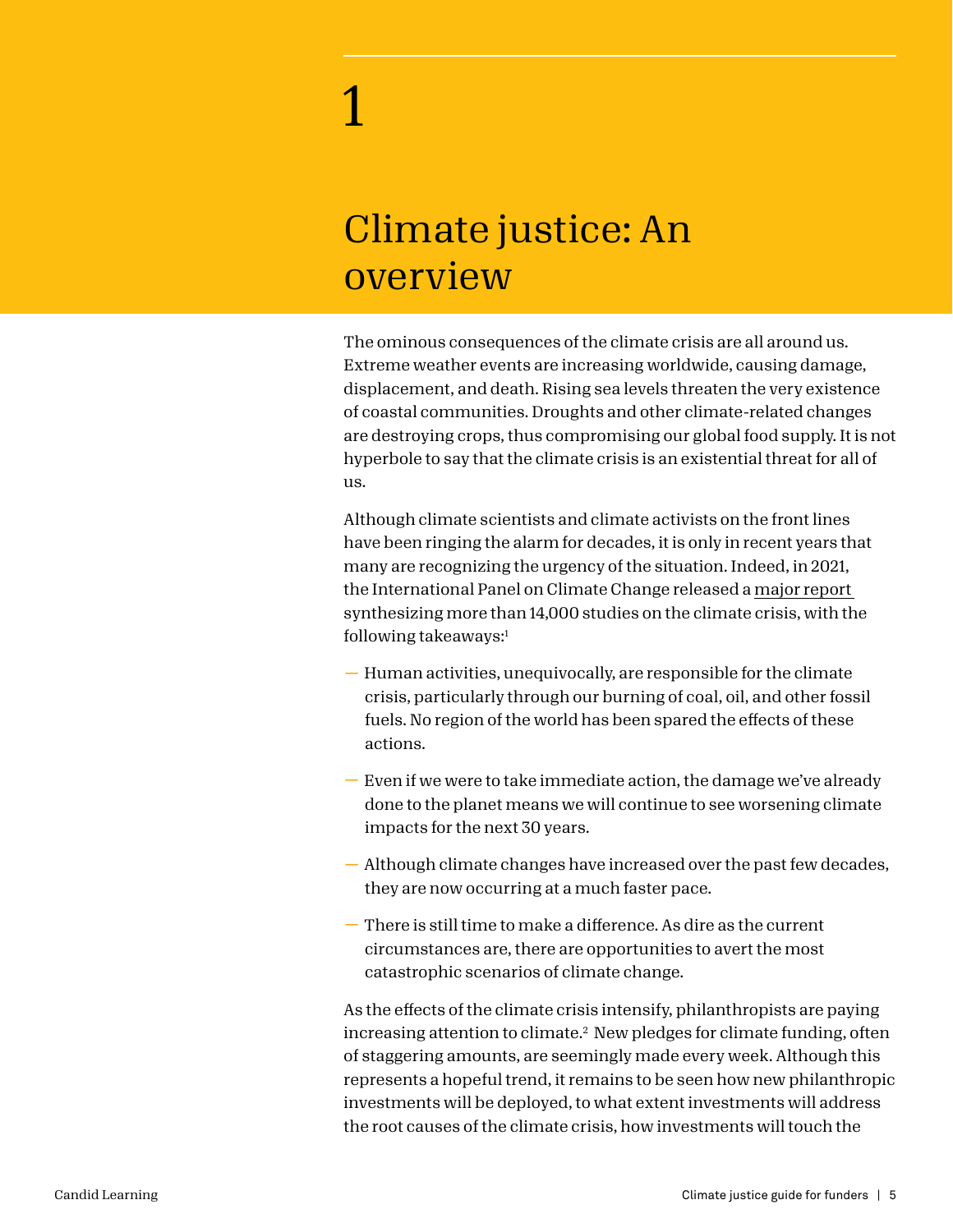# 1

# Climate justice: An overview

The ominous consequences of the climate crisis are all around us. Extreme weather events are increasing worldwide, causing damage, displacement, and death. Rising sea levels threaten the very existence of coastal communities. Droughts and other climate-related changes are destroying crops, thus compromising our global food supply. It is not hyperbole to say that the climate crisis is an existential threat for all of us.

Although climate scientists and climate activists on the front lines have been ringing the alarm for decades, it is only in recent years that many are recognizing the urgency of the situation. Indeed, in 2021, the International Panel on Climate Change released a major report synthesizing more than 14,000 studies on the climate crisis, with the following takeaways:[1]

- Human activities, unequivocally, are responsible for the climate crisis, particularly through our burning of coal, oil, and other fossil fuels. No region of the world has been spared the effects of these actions.
- Even if we were to take immediate action, the damage we've already done to the planet means we will continue to see worsening climate impacts for the next 30 years.
- Although climate changes have increased over the past few decades, they are now occurring at a much faster pace.
- There is still time to make a difference. As dire as the current circumstances are, there are opportunities to avert the most catastrophic scenarios of climate change.

As the effects of the climate crisis intensify, philanthropists are paying increasing attention to climate.[2] New pledges for climate funding, often of staggering amounts, are seemingly made every week. Although this represents a hopeful trend, it remains to be seen how new philanthropic investments will be deployed, to what extent investments will address the root causes of the climate crisis, how investments will touch the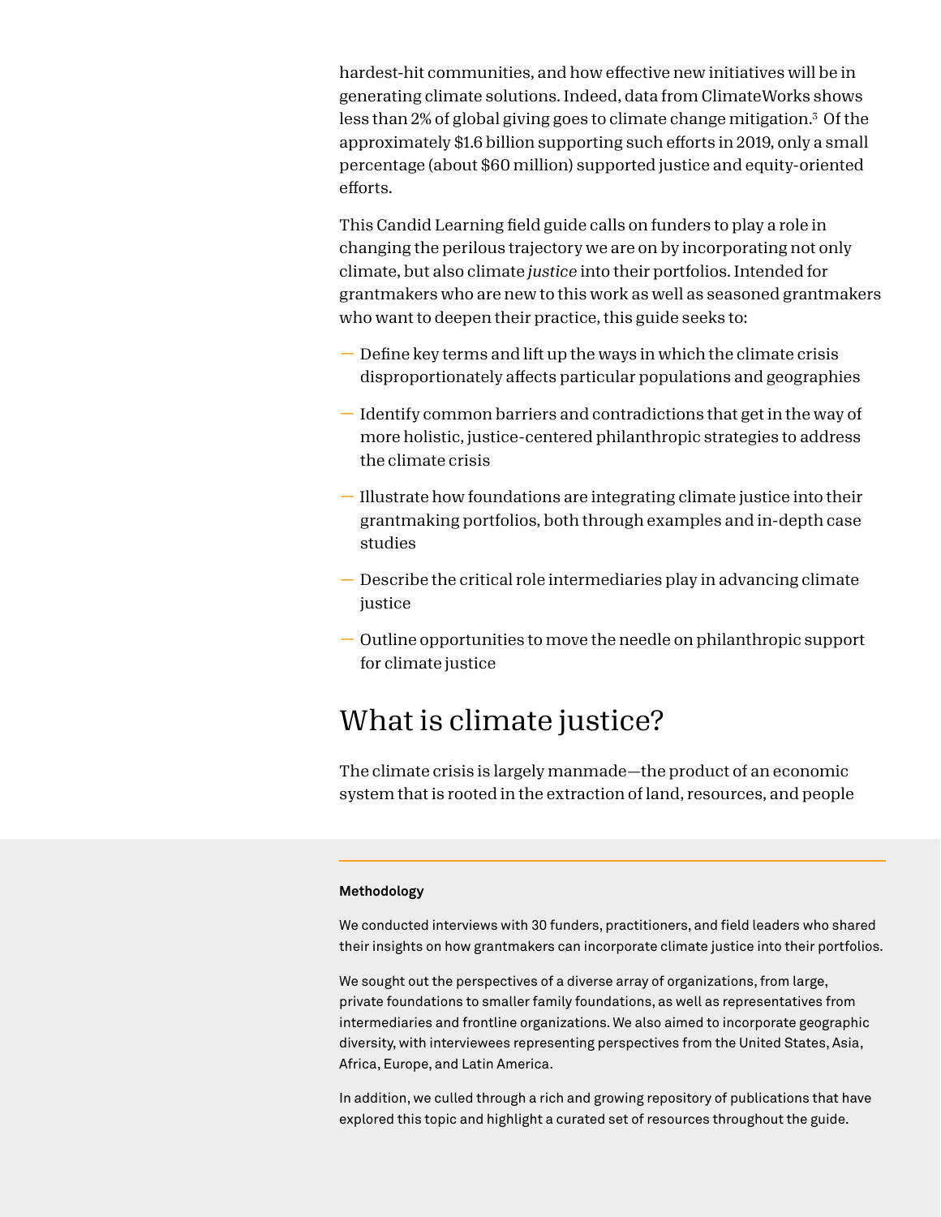hardest-hit communities, and how effective new initiatives will be in generating climate solutions. Indeed, data from ClimateWorks shows less than 2% of global giving goes to climate change mitigation.[3] Of the approximately $1.6 billion supporting such efforts in 2019, only a small percentage (about $60 million) supported justice and equity-oriented efforts.

This Candid Learning field guide calls on funders to play a role in changing the perilous trajectory we are on by incorporating not only climate, but also climate *justice* into their portfolios. Intended for grantmakers who are new to this work as well as seasoned grantmakers who want to deepen their practice, this guide seeks to:

- Define key terms and lift up the ways in which the climate crisis disproportionately affects particular populations and geographies
- Identify common barriers and contradictions that get in the way of more holistic, justice-centered philanthropic strategies to address the climate crisis
- Illustrate how foundations are integrating climate justice into their grantmaking portfolios, both through examples and in-depth case studies
- Describe the critical role intermediaries play in advancing climate justice
- Outline opportunities to move the needle on philanthropic support for climate justice

## What is climate justice?

The climate crisis is largely manmade—the product of an economic system that is rooted in the extraction of land, resources, and people

---

**Methodology**

We conducted interviews with 30 funders, practitioners, and field leaders who shared their insights on how grantmakers can incorporate climate justice into their portfolios.

We sought out the perspectives of a diverse array of organizations, from large, private foundations to smaller family foundations, as well as representatives from intermediaries and frontline organizations. We also aimed to incorporate geographic diversity, with interviewees representing perspectives from the United States, Asia, Africa, Europe, and Latin America.

In addition, we culled through a rich and growing repository of publications that have explored this topic and highlight a curated set of resources throughout the guide.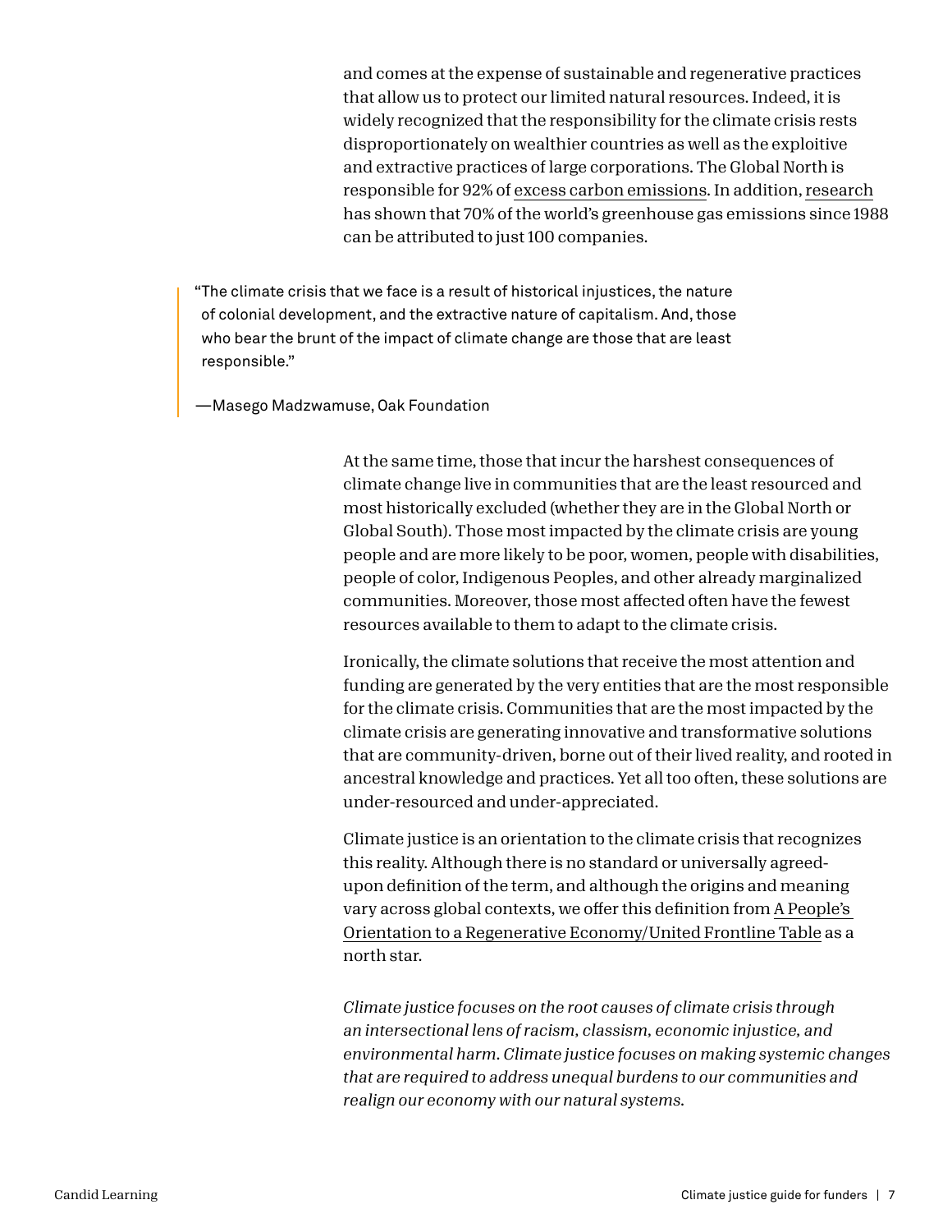and comes at the expense of sustainable and regenerative practices that allow us to protect our limited natural resources. Indeed, it is widely recognized that the responsibility for the climate crisis rests disproportionately on wealthier countries as well as the exploitive and extractive practices of large corporations. The Global North is responsible for 92% of excess carbon emissions. In addition, research has shown that 70% of the world's greenhouse gas emissions since 1988 can be attributed to just 100 companies.

> "The climate crisis that we face is a result of historical injustices, the nature of colonial development, and the extractive nature of capitalism. And, those who bear the brunt of the impact of climate change are those that are least responsible."
>
> —Masego Madzwamuse, Oak Foundation

At the same time, those that incur the harshest consequences of climate change live in communities that are the least resourced and most historically excluded (whether they are in the Global North or Global South). Those most impacted by the climate crisis are young people and are more likely to be poor, women, people with disabilities, people of color, Indigenous Peoples, and other already marginalized communities. Moreover, those most affected often have the fewest resources available to them to adapt to the climate crisis.

Ironically, the climate solutions that receive the most attention and funding are generated by the very entities that are the most responsible for the climate crisis. Communities that are the most impacted by the climate crisis are generating innovative and transformative solutions that are community-driven, borne out of their lived reality, and rooted in ancestral knowledge and practices. Yet all too often, these solutions are under-resourced and under-appreciated.

Climate justice is an orientation to the climate crisis that recognizes this reality. Although there is no standard or universally agreed-upon definition of the term, and although the origins and meaning vary across global contexts, we offer this definition from A People's Orientation to a Regenerative Economy/United Frontline Table as a north star.

*Climate justice focuses on the root causes of climate crisis through an intersectional lens of racism, classism, economic injustice, and environmental harm. Climate justice focuses on making systemic changes that are required to address unequal burdens to our communities and realign our economy with our natural systems.*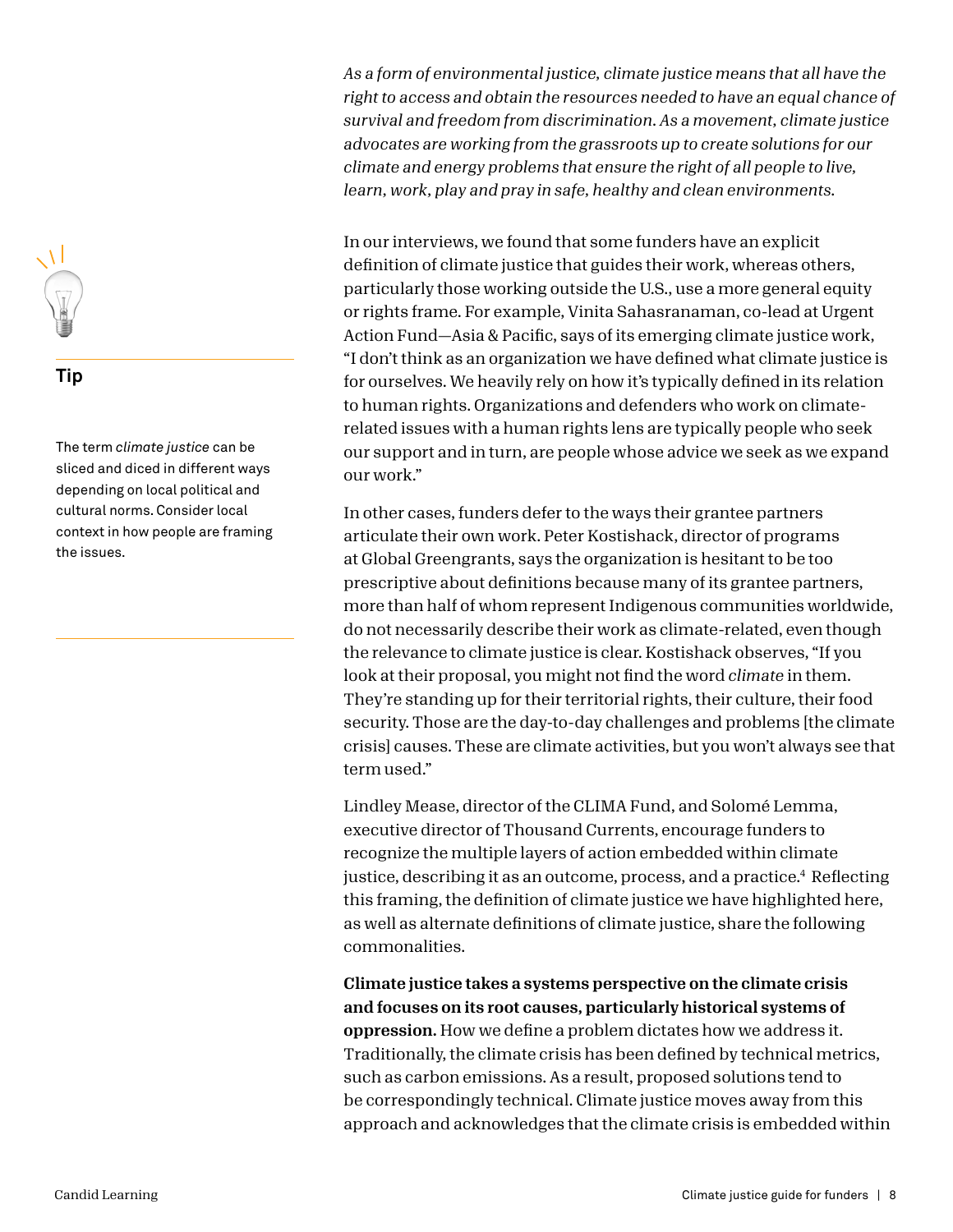*As a form of environmental justice, climate justice means that all have the right to access and obtain the resources needed to have an equal chance of survival and freedom from discrimination. As a movement, climate justice advocates are working from the grassroots up to create solutions for our climate and energy problems that ensure the right of all people to live, learn, work, play and pray in safe, healthy and clean environments.*

> **Tip**
>
> The term *climate justice* can be sliced and diced in different ways depending on local political and cultural norms. Consider local context in how people are framing the issues.

In our interviews, we found that some funders have an explicit definition of climate justice that guides their work, whereas others, particularly those working outside the U.S., use a more general equity or rights frame. For example, Vinita Sahasranaman, co-lead at Urgent Action Fund—Asia & Pacific, says of its emerging climate justice work, "I don't think as an organization we have defined what climate justice is for ourselves. We heavily rely on how it's typically defined in its relation to human rights. Organizations and defenders who work on climate-related issues with a human rights lens are typically people who seek our support and in turn, are people whose advice we seek as we expand our work."

In other cases, funders defer to the ways their grantee partners articulate their own work. Peter Kostishack, director of programs at Global Greengrants, says the organization is hesitant to be too prescriptive about definitions because many of its grantee partners, more than half of whom represent Indigenous communities worldwide, do not necessarily describe their work as climate-related, even though the relevance to climate justice is clear. Kostishack observes, "If you look at their proposal, you might not find the word *climate* in them. They're standing up for their territorial rights, their culture, their food security. Those are the day-to-day challenges and problems [the climate crisis] causes. These are climate activities, but you won't always see that term used."

Lindley Mease, director of the CLIMA Fund, and Solomé Lemma, executive director of Thousand Currents, encourage funders to recognize the multiple layers of action embedded within climate justice, describing it as an outcome, process, and a practice.[4] Reflecting this framing, the definition of climate justice we have highlighted here, as well as alternate definitions of climate justice, share the following commonalities.

**Climate justice takes a systems perspective on the climate crisis and focuses on its root causes, particularly historical systems of oppression.** How we define a problem dictates how we address it. Traditionally, the climate crisis has been defined by technical metrics, such as carbon emissions. As a result, proposed solutions tend to be correspondingly technical. Climate justice moves away from this approach and acknowledges that the climate crisis is embedded within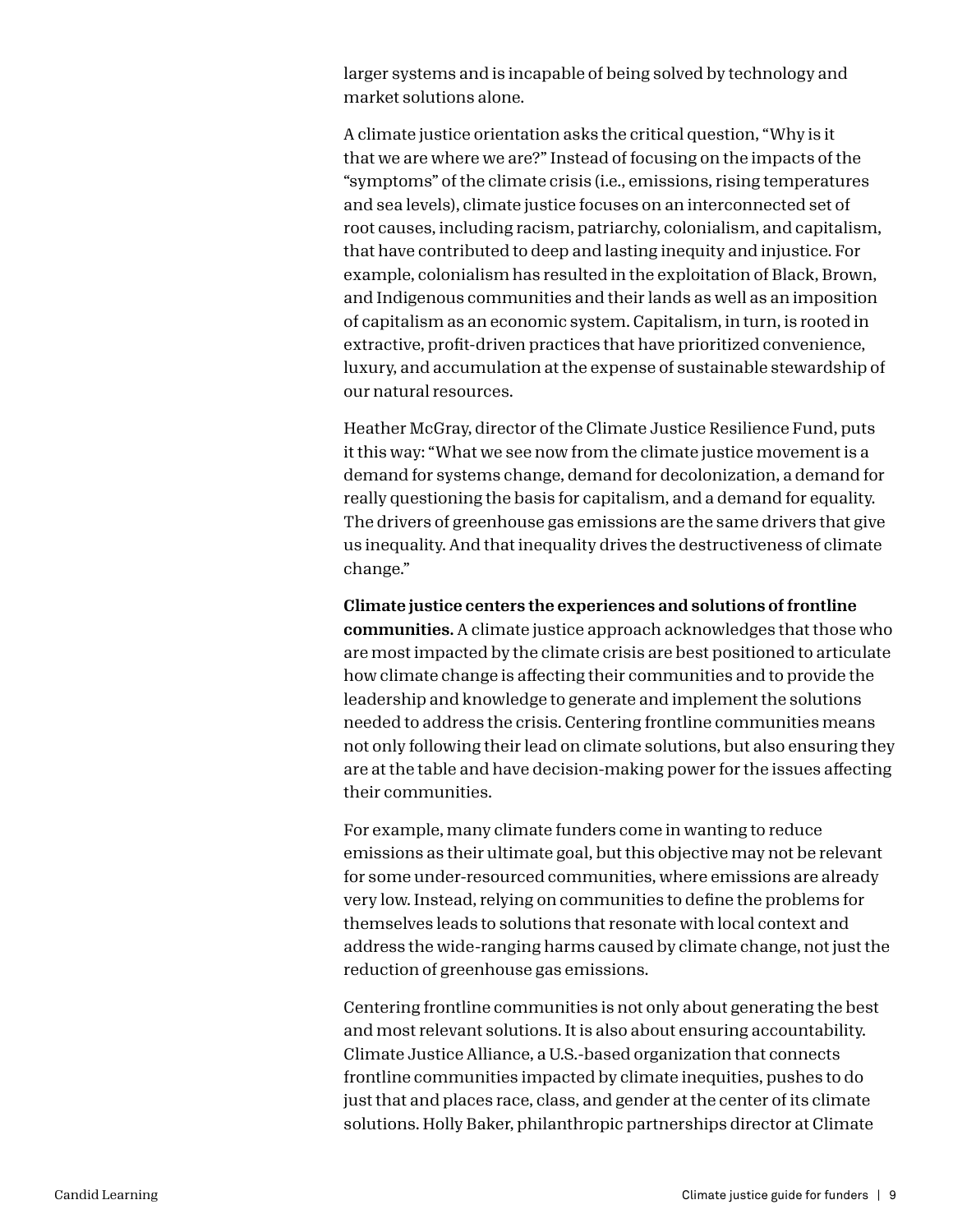larger systems and is incapable of being solved by technology and market solutions alone.

A climate justice orientation asks the critical question, "Why is it that we are where we are?" Instead of focusing on the impacts of the "symptoms" of the climate crisis (i.e., emissions, rising temperatures and sea levels), climate justice focuses on an interconnected set of root causes, including racism, patriarchy, colonialism, and capitalism, that have contributed to deep and lasting inequity and injustice. For example, colonialism has resulted in the exploitation of Black, Brown, and Indigenous communities and their lands as well as an imposition of capitalism as an economic system. Capitalism, in turn, is rooted in extractive, profit-driven practices that have prioritized convenience, luxury, and accumulation at the expense of sustainable stewardship of our natural resources.

Heather McGray, director of the Climate Justice Resilience Fund, puts it this way: "What we see now from the climate justice movement is a demand for systems change, demand for decolonization, a demand for really questioning the basis for capitalism, and a demand for equality. The drivers of greenhouse gas emissions are the same drivers that give us inequality. And that inequality drives the destructiveness of climate change."

**Climate justice centers the experiences and solutions of frontline communities.** A climate justice approach acknowledges that those who are most impacted by the climate crisis are best positioned to articulate how climate change is affecting their communities and to provide the leadership and knowledge to generate and implement the solutions needed to address the crisis. Centering frontline communities means not only following their lead on climate solutions, but also ensuring they are at the table and have decision-making power for the issues affecting their communities.

For example, many climate funders come in wanting to reduce emissions as their ultimate goal, but this objective may not be relevant for some under-resourced communities, where emissions are already very low. Instead, relying on communities to define the problems for themselves leads to solutions that resonate with local context and address the wide-ranging harms caused by climate change, not just the reduction of greenhouse gas emissions.

Centering frontline communities is not only about generating the best and most relevant solutions. It is also about ensuring accountability. Climate Justice Alliance, a U.S.-based organization that connects frontline communities impacted by climate inequities, pushes to do just that and places race, class, and gender at the center of its climate solutions. Holly Baker, philanthropic partnerships director at Climate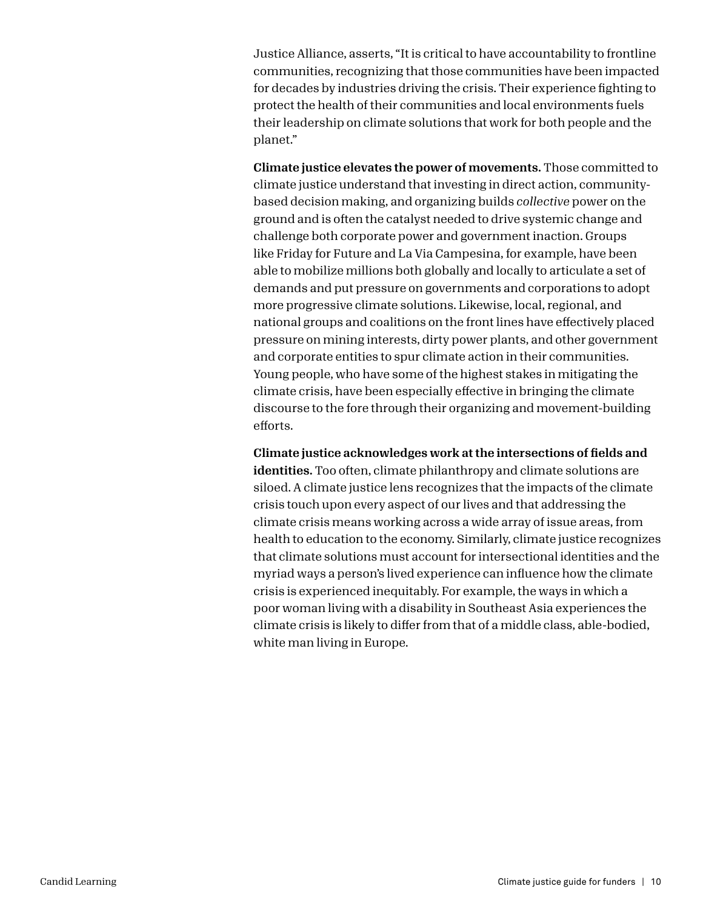Justice Alliance, asserts, “It is critical to have accountability to frontline communities, recognizing that those communities have been impacted for decades by industries driving the crisis. Their experience fighting to protect the health of their communities and local environments fuels their leadership on climate solutions that work for both people and the planet.”

**Climate justice elevates the power of movements.** Those committed to climate justice understand that investing in direct action, community-based decision making, and organizing builds *collective* power on the ground and is often the catalyst needed to drive systemic change and challenge both corporate power and government inaction. Groups like Friday for Future and La Via Campesina, for example, have been able to mobilize millions both globally and locally to articulate a set of demands and put pressure on governments and corporations to adopt more progressive climate solutions. Likewise, local, regional, and national groups and coalitions on the front lines have effectively placed pressure on mining interests, dirty power plants, and other government and corporate entities to spur climate action in their communities. Young people, who have some of the highest stakes in mitigating the climate crisis, have been especially effective in bringing the climate discourse to the fore through their organizing and movement-building efforts.

**Climate justice acknowledges work at the intersections of fields and identities.** Too often, climate philanthropy and climate solutions are siloed. A climate justice lens recognizes that the impacts of the climate crisis touch upon every aspect of our lives and that addressing the climate crisis means working across a wide array of issue areas, from health to education to the economy. Similarly, climate justice recognizes that climate solutions must account for intersectional identities and the myriad ways a person’s lived experience can influence how the climate crisis is experienced inequitably. For example, the ways in which a poor woman living with a disability in Southeast Asia experiences the climate crisis is likely to differ from that of a middle class, able-bodied, white man living in Europe.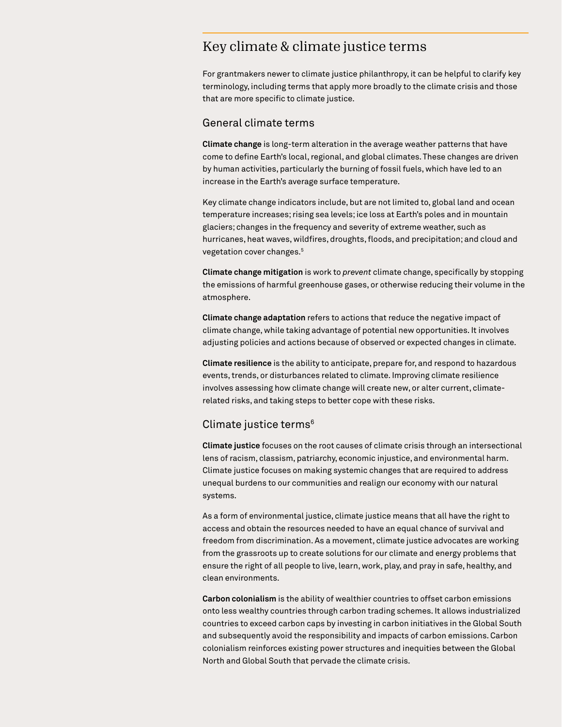# Key climate & climate justice terms

For grantmakers newer to climate justice philanthropy, it can be helpful to clarify key terminology, including terms that apply more broadly to the climate crisis and those that are more specific to climate justice.

## General climate terms

**Climate change** is long-term alteration in the average weather patterns that have come to define Earth's local, regional, and global climates. These changes are driven by human activities, particularly the burning of fossil fuels, which have led to an increase in the Earth's average surface temperature.

Key climate change indicators include, but are not limited to, global land and ocean temperature increases; rising sea levels; ice loss at Earth's poles and in mountain glaciers; changes in the frequency and severity of extreme weather, such as hurricanes, heat waves, wildfires, droughts, floods, and precipitation; and cloud and vegetation cover changes.[5]

**Climate change mitigation** is work to *prevent* climate change, specifically by stopping the emissions of harmful greenhouse gases, or otherwise reducing their volume in the atmosphere.

**Climate change adaptation** refers to actions that reduce the negative impact of climate change, while taking advantage of potential new opportunities. It involves adjusting policies and actions because of observed or expected changes in climate.

**Climate resilience** is the ability to anticipate, prepare for, and respond to hazardous events, trends, or disturbances related to climate. Improving climate resilience involves assessing how climate change will create new, or alter current, climate-related risks, and taking steps to better cope with these risks.

## Climate justice terms[6]

**Climate justice** focuses on the root causes of climate crisis through an intersectional lens of racism, classism, patriarchy, economic injustice, and environmental harm. Climate justice focuses on making systemic changes that are required to address unequal burdens to our communities and realign our economy with our natural systems.

As a form of environmental justice, climate justice means that all have the right to access and obtain the resources needed to have an equal chance of survival and freedom from discrimination. As a movement, climate justice advocates are working from the grassroots up to create solutions for our climate and energy problems that ensure the right of all people to live, learn, work, play, and pray in safe, healthy, and clean environments.

**Carbon colonialism** is the ability of wealthier countries to offset carbon emissions onto less wealthy countries through carbon trading schemes. It allows industrialized countries to exceed carbon caps by investing in carbon initiatives in the Global South and subsequently avoid the responsibility and impacts of carbon emissions. Carbon colonialism reinforces existing power structures and inequities between the Global North and Global South that pervade the climate crisis.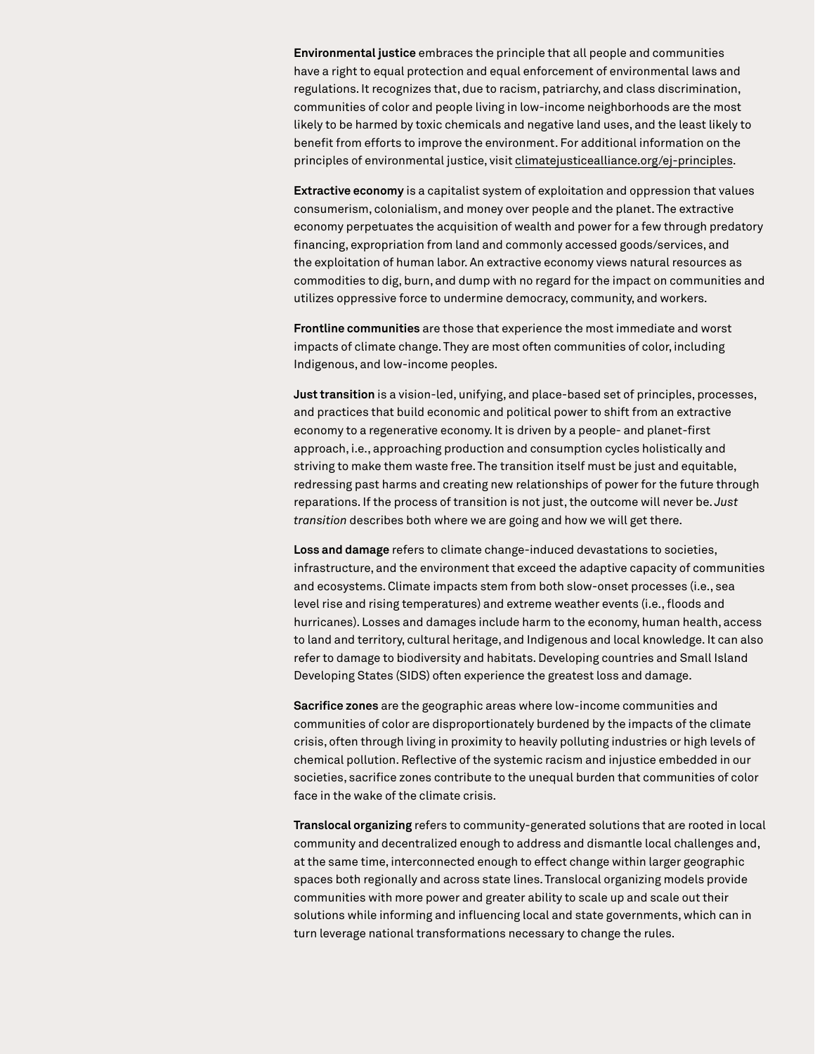**Environmental justice** embraces the principle that all people and communities have a right to equal protection and equal enforcement of environmental laws and regulations. It recognizes that, due to racism, patriarchy, and class discrimination, communities of color and people living in low-income neighborhoods are the most likely to be harmed by toxic chemicals and negative land uses, and the least likely to benefit from efforts to improve the environment. For additional information on the principles of environmental justice, visit climatejusticealliance.org/ej-principles.

**Extractive economy** is a capitalist system of exploitation and oppression that values consumerism, colonialism, and money over people and the planet. The extractive economy perpetuates the acquisition of wealth and power for a few through predatory financing, expropriation from land and commonly accessed goods/services, and the exploitation of human labor. An extractive economy views natural resources as commodities to dig, burn, and dump with no regard for the impact on communities and utilizes oppressive force to undermine democracy, community, and workers.

**Frontline communities** are those that experience the most immediate and worst impacts of climate change. They are most often communities of color, including Indigenous, and low-income peoples.

**Just transition** is a vision-led, unifying, and place-based set of principles, processes, and practices that build economic and political power to shift from an extractive economy to a regenerative economy. It is driven by a people- and planet-first approach, i.e., approaching production and consumption cycles holistically and striving to make them waste free. The transition itself must be just and equitable, redressing past harms and creating new relationships of power for the future through reparations. If the process of transition is not just, the outcome will never be. *Just transition* describes both where we are going and how we will get there.

**Loss and damage** refers to climate change-induced devastations to societies, infrastructure, and the environment that exceed the adaptive capacity of communities and ecosystems. Climate impacts stem from both slow-onset processes (i.e., sea level rise and rising temperatures) and extreme weather events (i.e., floods and hurricanes). Losses and damages include harm to the economy, human health, access to land and territory, cultural heritage, and Indigenous and local knowledge. It can also refer to damage to biodiversity and habitats. Developing countries and Small Island Developing States (SIDS) often experience the greatest loss and damage.

**Sacrifice zones** are the geographic areas where low-income communities and communities of color are disproportionately burdened by the impacts of the climate crisis, often through living in proximity to heavily polluting industries or high levels of chemical pollution. Reflective of the systemic racism and injustice embedded in our societies, sacrifice zones contribute to the unequal burden that communities of color face in the wake of the climate crisis.

**Translocal organizing** refers to community-generated solutions that are rooted in local community and decentralized enough to address and dismantle local challenges and, at the same time, interconnected enough to effect change within larger geographic spaces both regionally and across state lines. Translocal organizing models provide communities with more power and greater ability to scale up and scale out their solutions while informing and influencing local and state governments, which can in turn leverage national transformations necessary to change the rules.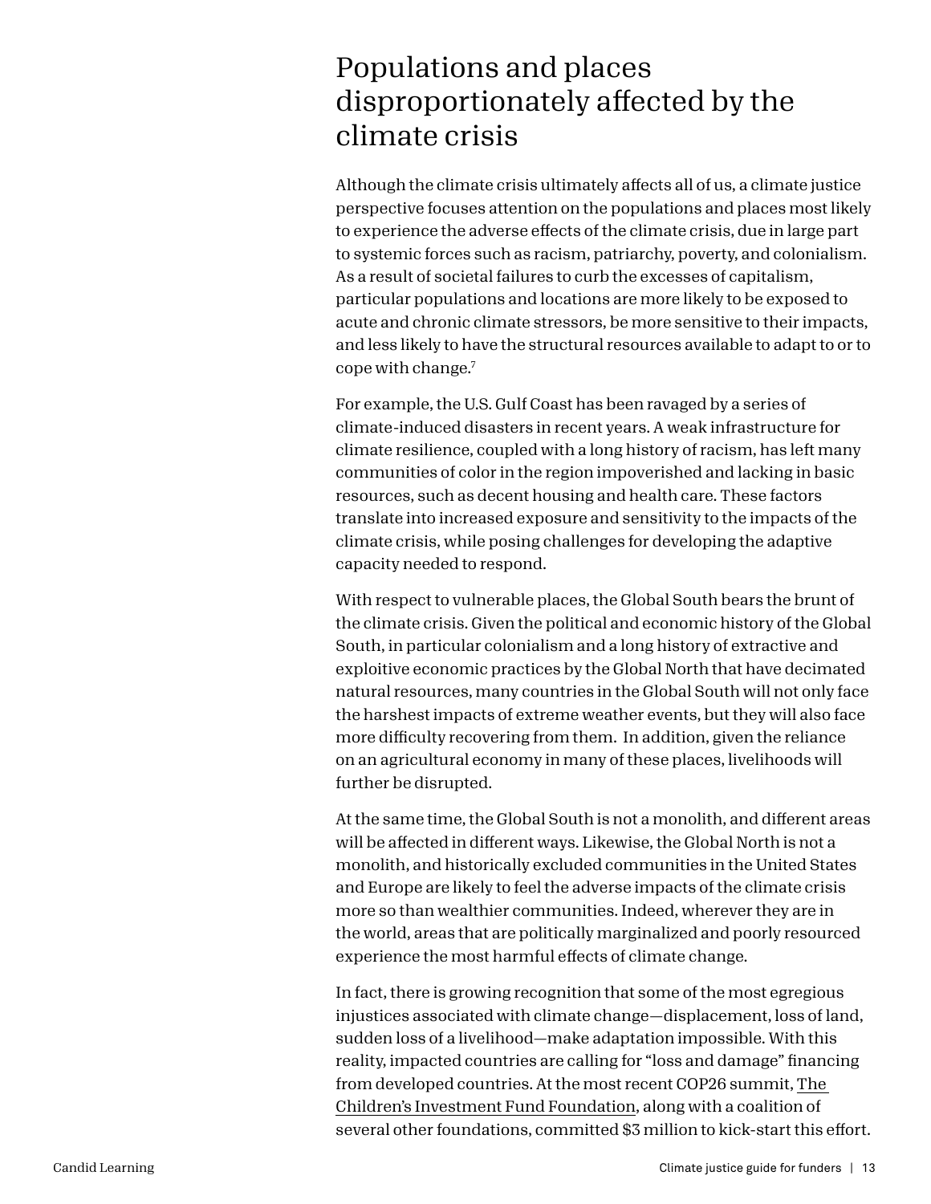# Populations and places disproportionately affected by the climate crisis

Although the climate crisis ultimately affects all of us, a climate justice perspective focuses attention on the populations and places most likely to experience the adverse effects of the climate crisis, due in large part to systemic forces such as racism, patriarchy, poverty, and colonialism. As a result of societal failures to curb the excesses of capitalism, particular populations and locations are more likely to be exposed to acute and chronic climate stressors, be more sensitive to their impacts, and less likely to have the structural resources available to adapt to or to cope with change.[7]

For example, the U.S. Gulf Coast has been ravaged by a series of climate-induced disasters in recent years. A weak infrastructure for climate resilience, coupled with a long history of racism, has left many communities of color in the region impoverished and lacking in basic resources, such as decent housing and health care. These factors translate into increased exposure and sensitivity to the impacts of the climate crisis, while posing challenges for developing the adaptive capacity needed to respond.

With respect to vulnerable places, the Global South bears the brunt of the climate crisis. Given the political and economic history of the Global South, in particular colonialism and a long history of extractive and exploitive economic practices by the Global North that have decimated natural resources, many countries in the Global South will not only face the harshest impacts of extreme weather events, but they will also face more difficulty recovering from them. In addition, given the reliance on an agricultural economy in many of these places, livelihoods will further be disrupted.

At the same time, the Global South is not a monolith, and different areas will be affected in different ways. Likewise, the Global North is not a monolith, and historically excluded communities in the United States and Europe are likely to feel the adverse impacts of the climate crisis more so than wealthier communities. Indeed, wherever they are in the world, areas that are politically marginalized and poorly resourced experience the most harmful effects of climate change.

In fact, there is growing recognition that some of the most egregious injustices associated with climate change—displacement, loss of land, sudden loss of a livelihood—make adaptation impossible. With this reality, impacted countries are calling for "loss and damage" financing from developed countries. At the most recent COP26 summit, The Children's Investment Fund Foundation, along with a coalition of several other foundations, committed $3 million to kick-start this effort.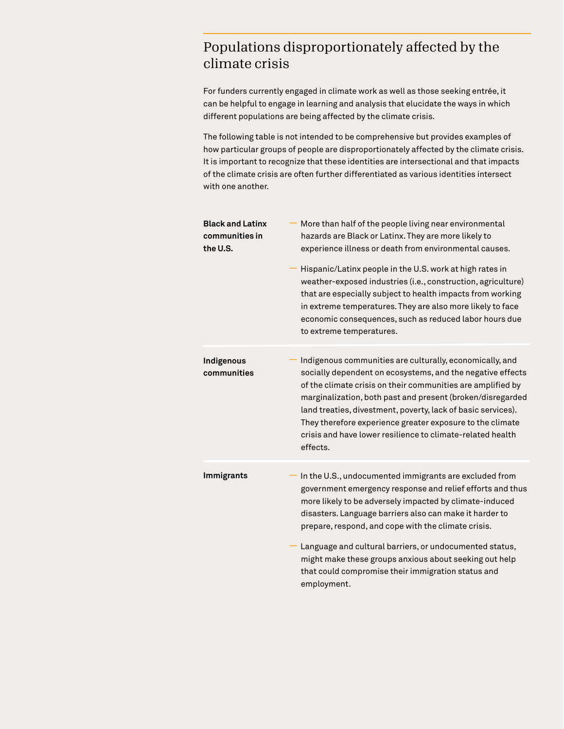## Populations disproportionately affected by the climate crisis

For funders currently engaged in climate work as well as those seeking entrée, it can be helpful to engage in learning and analysis that elucidate the ways in which different populations are being affected by the climate crisis.

The following table is not intended to be comprehensive but provides examples of how particular groups of people are disproportionately affected by the climate crisis. It is important to recognize that these identities are intersectional and that impacts of the climate crisis are often further differentiated as various identities intersect with one another.

| Population | Impacts |
| --- | --- |
| **Black and Latinx communities in the U.S.** | — More than half of the people living near environmental hazards are Black or Latinx. They are more likely to experience illness or death from environmental causes.<br><br>— Hispanic/Latinx people in the U.S. work at high rates in weather-exposed industries (i.e., construction, agriculture) that are especially subject to health impacts from working in extreme temperatures. They are also more likely to face economic consequences, such as reduced labor hours due to extreme temperatures. |
| **Indigenous communities** | — Indigenous communities are culturally, economically, and socially dependent on ecosystems, and the negative effects of the climate crisis on their communities are amplified by marginalization, both past and present (broken/disregarded land treaties, divestment, poverty, lack of basic services). They therefore experience greater exposure to the climate crisis and have lower resilience to climate-related health effects. |
| **Immigrants** | — In the U.S., undocumented immigrants are excluded from government emergency response and relief efforts and thus more likely to be adversely impacted by climate-induced disasters. Language barriers also can make it harder to prepare, respond, and cope with the climate crisis.<br><br>— Language and cultural barriers, or undocumented status, might make these groups anxious about seeking out help that could compromise their immigration status and employment. |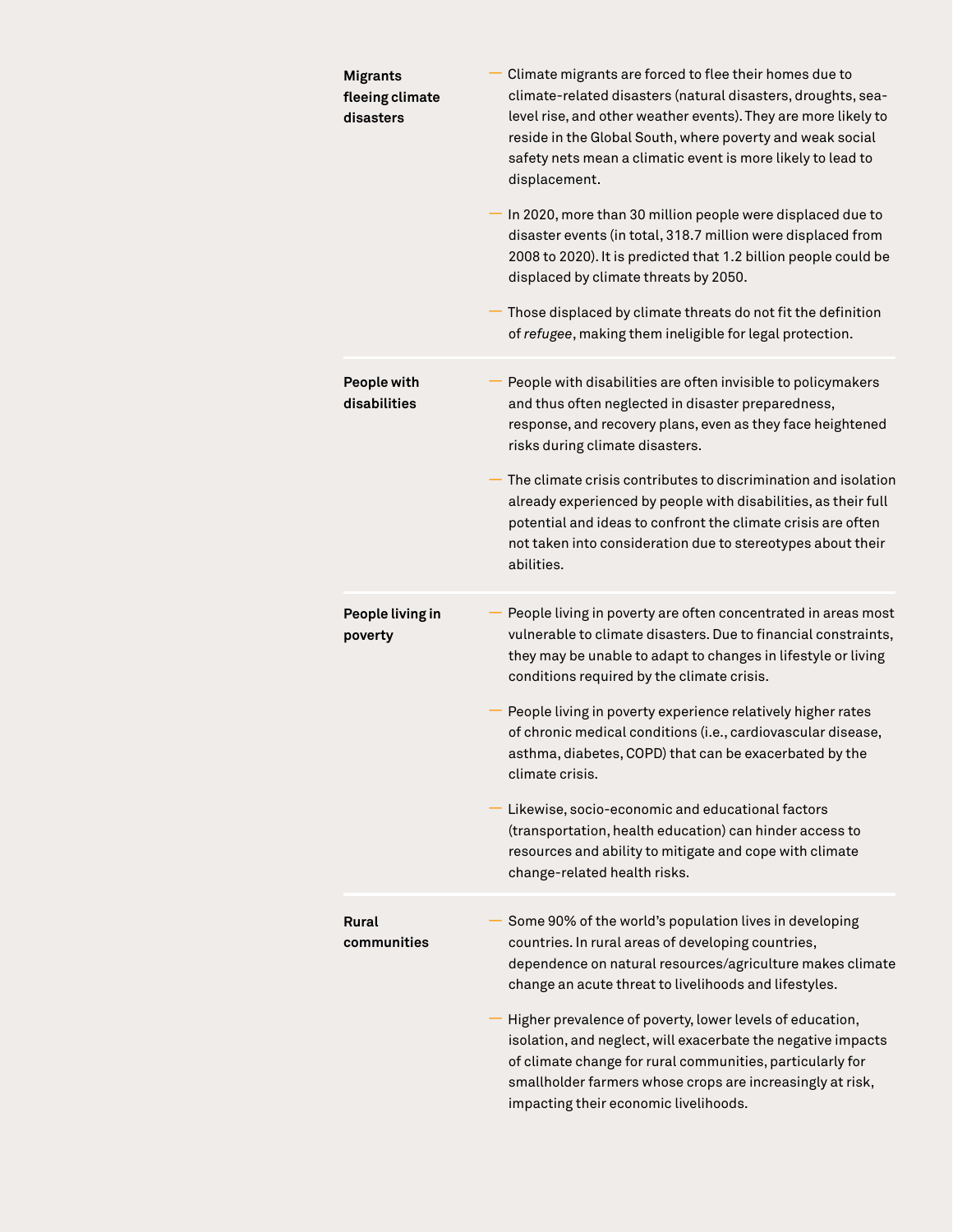**Migrants fleeing climate disasters**

- Climate migrants are forced to flee their homes due to climate-related disasters (natural disasters, droughts, sea-level rise, and other weather events). They are more likely to reside in the Global South, where poverty and weak social safety nets mean a climatic event is more likely to lead to displacement.
- In 2020, more than 30 million people were displaced due to disaster events (in total, 318.7 million were displaced from 2008 to 2020). It is predicted that 1.2 billion people could be displaced by climate threats by 2050.
- Those displaced by climate threats do not fit the definition of *refugee*, making them ineligible for legal protection.

**People with disabilities**

- People with disabilities are often invisible to policymakers and thus often neglected in disaster preparedness, response, and recovery plans, even as they face heightened risks during climate disasters.
- The climate crisis contributes to discrimination and isolation already experienced by people with disabilities, as their full potential and ideas to confront the climate crisis are often not taken into consideration due to stereotypes about their abilities.

**People living in poverty**

- People living in poverty are often concentrated in areas most vulnerable to climate disasters. Due to financial constraints, they may be unable to adapt to changes in lifestyle or living conditions required by the climate crisis.
- People living in poverty experience relatively higher rates of chronic medical conditions (i.e., cardiovascular disease, asthma, diabetes, COPD) that can be exacerbated by the climate crisis.
- Likewise, socio-economic and educational factors (transportation, health education) can hinder access to resources and ability to mitigate and cope with climate change-related health risks.

**Rural communities**

- Some 90% of the world's population lives in developing countries. In rural areas of developing countries, dependence on natural resources/agriculture makes climate change an acute threat to livelihoods and lifestyles.
- Higher prevalence of poverty, lower levels of education, isolation, and neglect, will exacerbate the negative impacts of climate change for rural communities, particularly for smallholder farmers whose crops are increasingly at risk, impacting their economic livelihoods.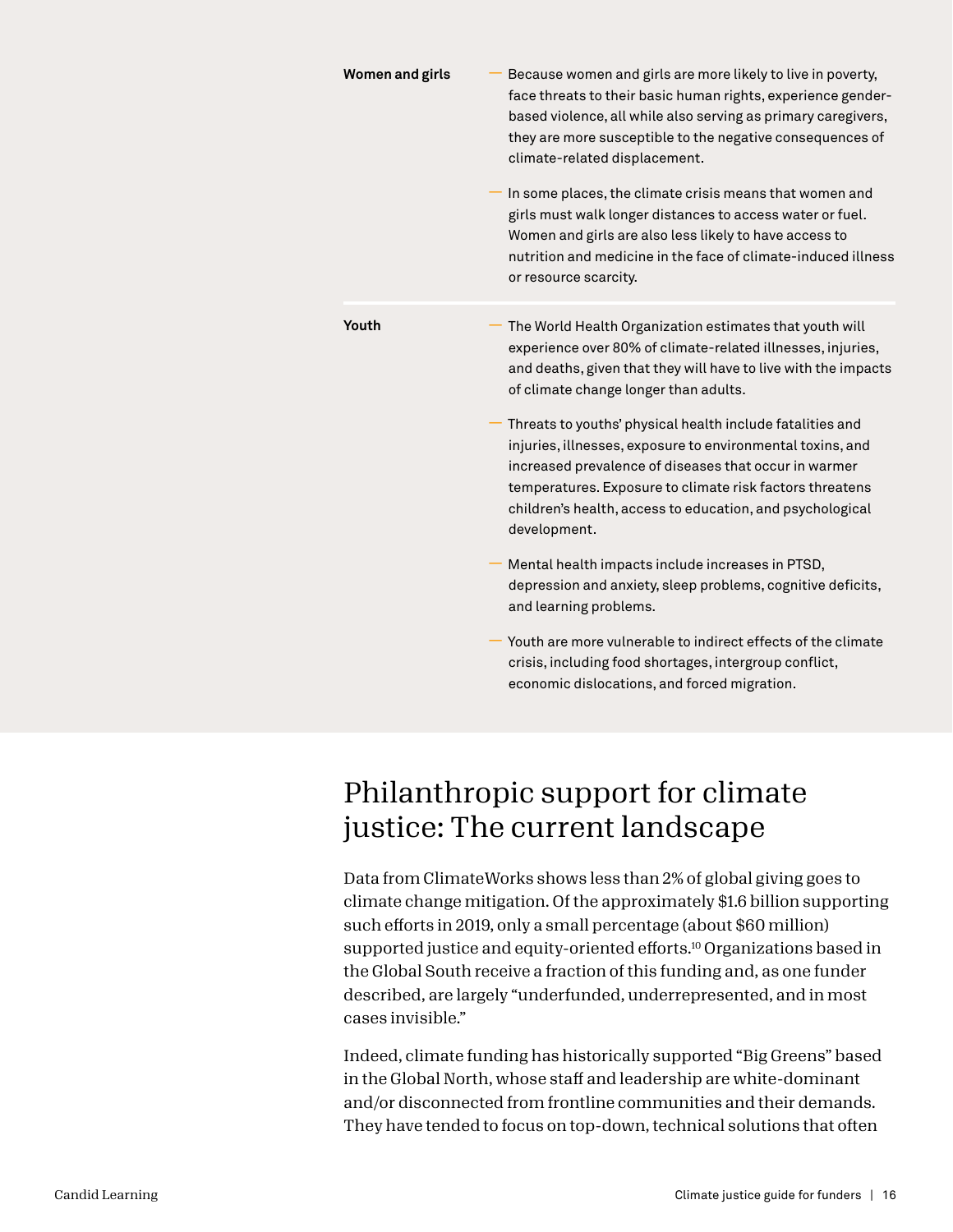| | |
|---|---|
| **Women and girls** | — Because women and girls are more likely to live in poverty, face threats to their basic human rights, experience gender-based violence, all while also serving as primary caregivers, they are more susceptible to the negative consequences of climate-related displacement.<br><br>— In some places, the climate crisis means that women and girls must walk longer distances to access water or fuel. Women and girls are also less likely to have access to nutrition and medicine in the face of climate-induced illness or resource scarcity. |
| **Youth** | — The World Health Organization estimates that youth will experience over 80% of climate-related illnesses, injuries, and deaths, given that they will have to live with the impacts of climate change longer than adults.<br><br>— Threats to youths' physical health include fatalities and injuries, illnesses, exposure to environmental toxins, and increased prevalence of diseases that occur in warmer temperatures. Exposure to climate risk factors threatens children's health, access to education, and psychological development.<br><br>— Mental health impacts include increases in PTSD, depression and anxiety, sleep problems, cognitive deficits, and learning problems.<br><br>— Youth are more vulnerable to indirect effects of the climate crisis, including food shortages, intergroup conflict, economic dislocations, and forced migration. |

## Philanthropic support for climate justice: The current landscape

Data from ClimateWorks shows less than 2% of global giving goes to climate change mitigation. Of the approximately $1.6 billion supporting such efforts in 2019, only a small percentage (about $60 million) supported justice and equity-oriented efforts.[10] Organizations based in the Global South receive a fraction of this funding and, as one funder described, are largely "underfunded, underrepresented, and in most cases invisible."

Indeed, climate funding has historically supported "Big Greens" based in the Global North, whose staff and leadership are white-dominant and/or disconnected from frontline communities and their demands. They have tended to focus on top-down, technical solutions that often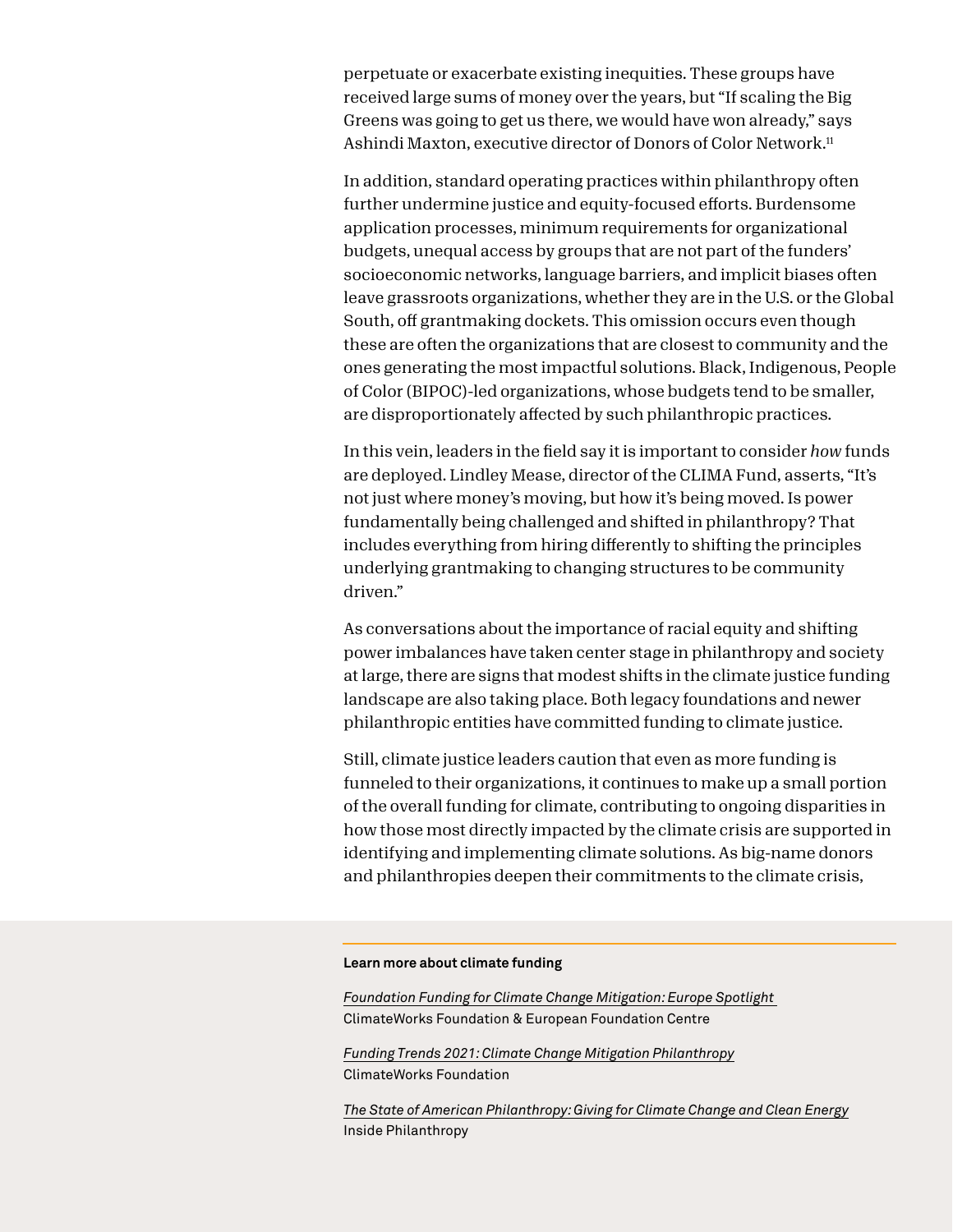perpetuate or exacerbate existing inequities. These groups have received large sums of money over the years, but "If scaling the Big Greens was going to get us there, we would have won already," says Ashindi Maxton, executive director of Donors of Color Network.[11]

In addition, standard operating practices within philanthropy often further undermine justice and equity-focused efforts. Burdensome application processes, minimum requirements for organizational budgets, unequal access by groups that are not part of the funders' socioeconomic networks, language barriers, and implicit biases often leave grassroots organizations, whether they are in the U.S. or the Global South, off grantmaking dockets. This omission occurs even though these are often the organizations that are closest to community and the ones generating the most impactful solutions. Black, Indigenous, People of Color (BIPOC)-led organizations, whose budgets tend to be smaller, are disproportionately affected by such philanthropic practices.

In this vein, leaders in the field say it is important to consider *how* funds are deployed. Lindley Mease, director of the CLIMA Fund, asserts, "It's not just where money's moving, but how it's being moved. Is power fundamentally being challenged and shifted in philanthropy? That includes everything from hiring differently to shifting the principles underlying grantmaking to changing structures to be community driven."

As conversations about the importance of racial equity and shifting power imbalances have taken center stage in philanthropy and society at large, there are signs that modest shifts in the climate justice funding landscape are also taking place. Both legacy foundations and newer philanthropic entities have committed funding to climate justice.

Still, climate justice leaders caution that even as more funding is funneled to their organizations, it continues to make up a small portion of the overall funding for climate, contributing to ongoing disparities in how those most directly impacted by the climate crisis are supported in identifying and implementing climate solutions. As big-name donors and philanthropies deepen their commitments to the climate crisis,

---

**Learn more about climate funding**

*Foundation Funding for Climate Change Mitigation: Europe Spotlight*
ClimateWorks Foundation & European Foundation Centre

*Funding Trends 2021: Climate Change Mitigation Philanthropy*
ClimateWorks Foundation

*The State of American Philanthropy: Giving for Climate Change and Clean Energy*
Inside Philanthropy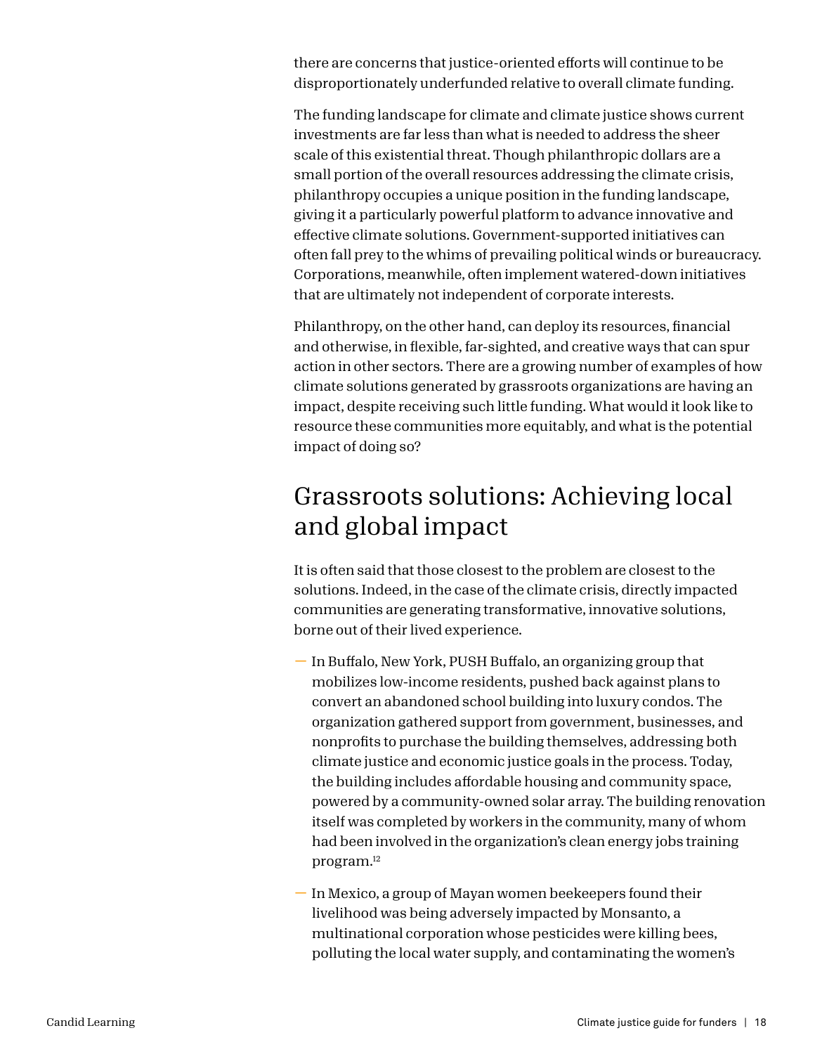there are concerns that justice-oriented efforts will continue to be disproportionately underfunded relative to overall climate funding.

The funding landscape for climate and climate justice shows current investments are far less than what is needed to address the sheer scale of this existential threat. Though philanthropic dollars are a small portion of the overall resources addressing the climate crisis, philanthropy occupies a unique position in the funding landscape, giving it a particularly powerful platform to advance innovative and effective climate solutions. Government-supported initiatives can often fall prey to the whims of prevailing political winds or bureaucracy. Corporations, meanwhile, often implement watered-down initiatives that are ultimately not independent of corporate interests.

Philanthropy, on the other hand, can deploy its resources, financial and otherwise, in flexible, far-sighted, and creative ways that can spur action in other sectors. There are a growing number of examples of how climate solutions generated by grassroots organizations are having an impact, despite receiving such little funding. What would it look like to resource these communities more equitably, and what is the potential impact of doing so?

## Grassroots solutions: Achieving local and global impact

It is often said that those closest to the problem are closest to the solutions. Indeed, in the case of the climate crisis, directly impacted communities are generating transformative, innovative solutions, borne out of their lived experience.

- In Buffalo, New York, PUSH Buffalo, an organizing group that mobilizes low-income residents, pushed back against plans to convert an abandoned school building into luxury condos. The organization gathered support from government, businesses, and nonprofits to purchase the building themselves, addressing both climate justice and economic justice goals in the process. Today, the building includes affordable housing and community space, powered by a community-owned solar array. The building renovation itself was completed by workers in the community, many of whom had been involved in the organization's clean energy jobs training program.[12]
- In Mexico, a group of Mayan women beekeepers found their livelihood was being adversely impacted by Monsanto, a multinational corporation whose pesticides were killing bees, polluting the local water supply, and contaminating the women's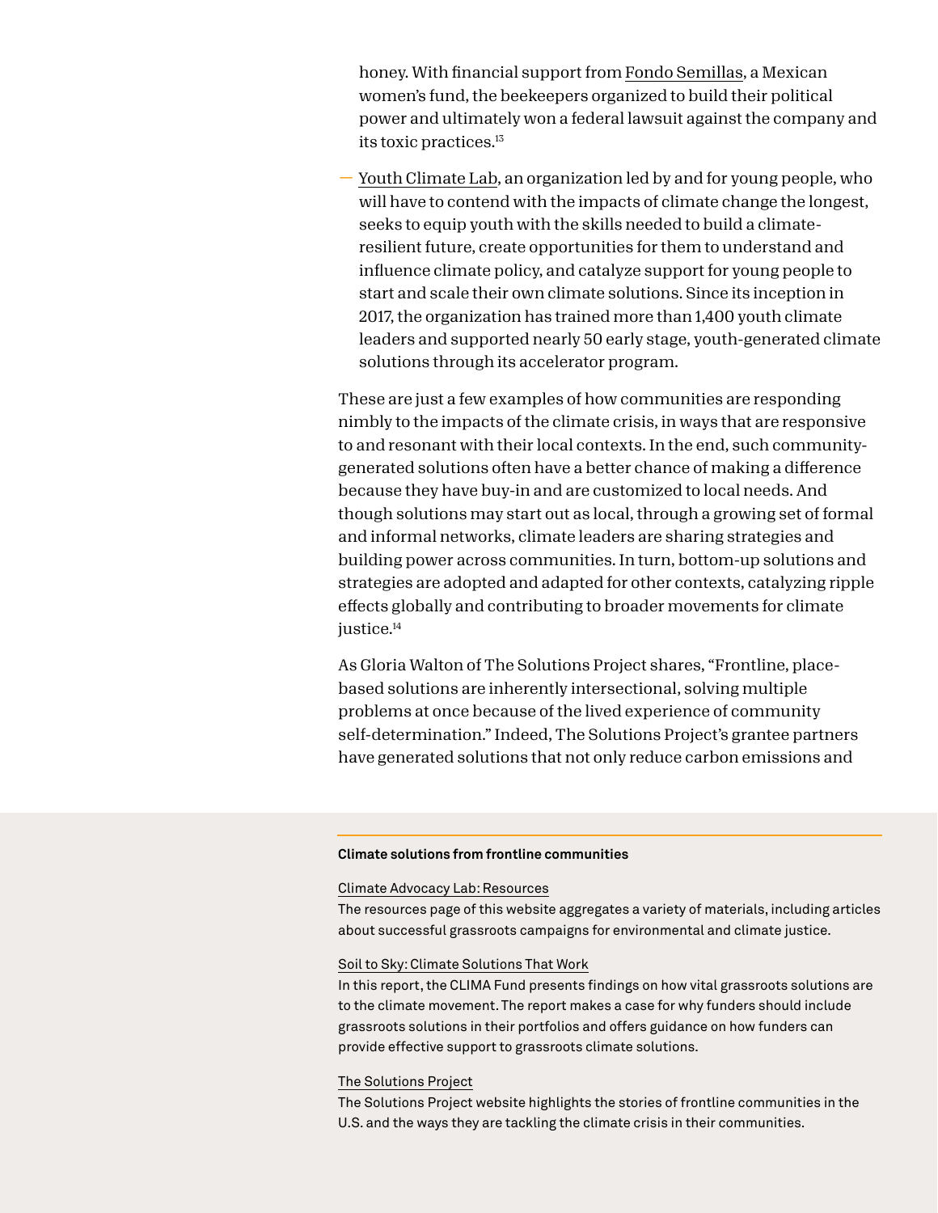honey. With financial support from Fondo Semillas, a Mexican women's fund, the beekeepers organized to build their political power and ultimately won a federal lawsuit against the company and its toxic practices.[13]

- Youth Climate Lab, an organization led by and for young people, who will have to contend with the impacts of climate change the longest, seeks to equip youth with the skills needed to build a climate-resilient future, create opportunities for them to understand and influence climate policy, and catalyze support for young people to start and scale their own climate solutions. Since its inception in 2017, the organization has trained more than 1,400 youth climate leaders and supported nearly 50 early stage, youth-generated climate solutions through its accelerator program.

These are just a few examples of how communities are responding nimbly to the impacts of the climate crisis, in ways that are responsive to and resonant with their local contexts. In the end, such community-generated solutions often have a better chance of making a difference because they have buy-in and are customized to local needs. And though solutions may start out as local, through a growing set of formal and informal networks, climate leaders are sharing strategies and building power across communities. In turn, bottom-up solutions and strategies are adopted and adapted for other contexts, catalyzing ripple effects globally and contributing to broader movements for climate justice.[14]

As Gloria Walton of The Solutions Project shares, "Frontline, place-based solutions are inherently intersectional, solving multiple problems at once because of the lived experience of community self-determination." Indeed, The Solutions Project's grantee partners have generated solutions that not only reduce carbon emissions and

**Climate solutions from frontline communities**

Climate Advocacy Lab: Resources
The resources page of this website aggregates a variety of materials, including articles about successful grassroots campaigns for environmental and climate justice.

Soil to Sky: Climate Solutions That Work
In this report, the CLIMA Fund presents findings on how vital grassroots solutions are to the climate movement. The report makes a case for why funders should include grassroots solutions in their portfolios and offers guidance on how funders can provide effective support to grassroots climate solutions.

The Solutions Project
The Solutions Project website highlights the stories of frontline communities in the U.S. and the ways they are tackling the climate crisis in their communities.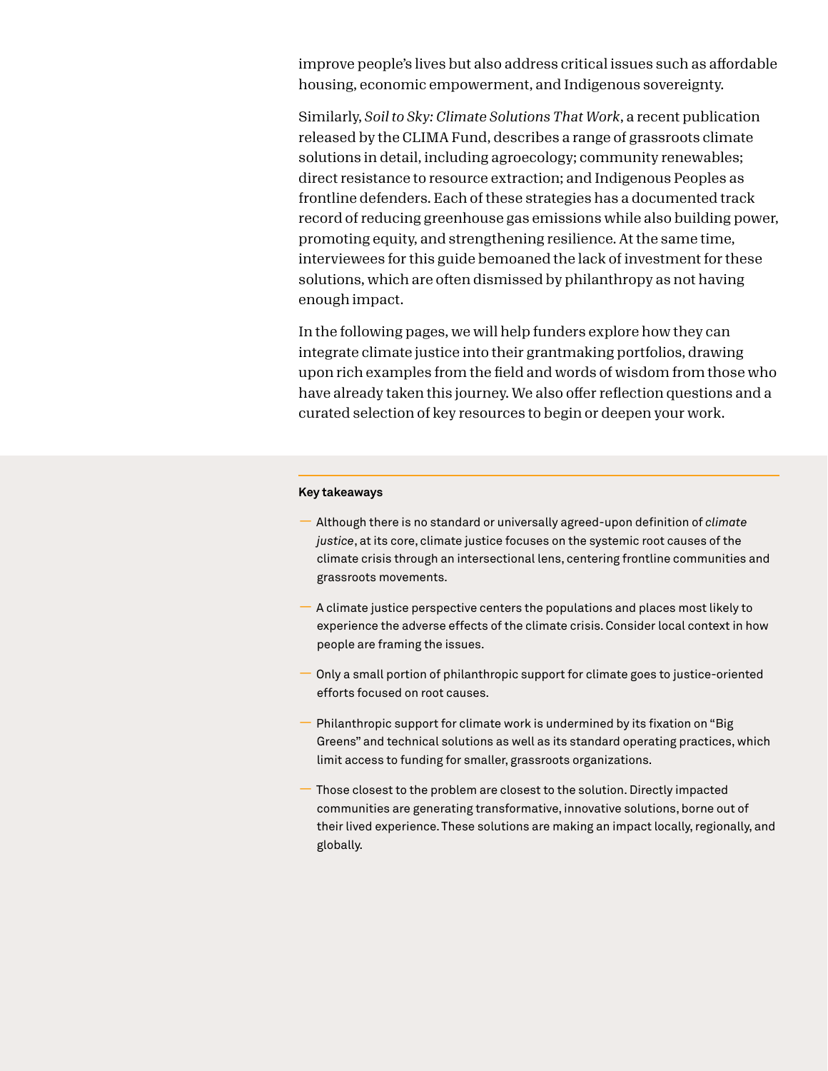improve people's lives but also address critical issues such as affordable housing, economic empowerment, and Indigenous sovereignty.

Similarly, *Soil to Sky: Climate Solutions That Work*, a recent publication released by the CLIMA Fund, describes a range of grassroots climate solutions in detail, including agroecology; community renewables; direct resistance to resource extraction; and Indigenous Peoples as frontline defenders. Each of these strategies has a documented track record of reducing greenhouse gas emissions while also building power, promoting equity, and strengthening resilience. At the same time, interviewees for this guide bemoaned the lack of investment for these solutions, which are often dismissed by philanthropy as not having enough impact.

In the following pages, we will help funders explore how they can integrate climate justice into their grantmaking portfolios, drawing upon rich examples from the field and words of wisdom from those who have already taken this journey. We also offer reflection questions and a curated selection of key resources to begin or deepen your work.

**Key takeaways**

- Although there is no standard or universally agreed-upon definition of *climate justice*, at its core, climate justice focuses on the systemic root causes of the climate crisis through an intersectional lens, centering frontline communities and grassroots movements.
- A climate justice perspective centers the populations and places most likely to experience the adverse effects of the climate crisis. Consider local context in how people are framing the issues.
- Only a small portion of philanthropic support for climate goes to justice-oriented efforts focused on root causes.
- Philanthropic support for climate work is undermined by its fixation on "Big Greens" and technical solutions as well as its standard operating practices, which limit access to funding for smaller, grassroots organizations.
- Those closest to the problem are closest to the solution. Directly impacted communities are generating transformative, innovative solutions, borne out of their lived experience. These solutions are making an impact locally, regionally, and globally.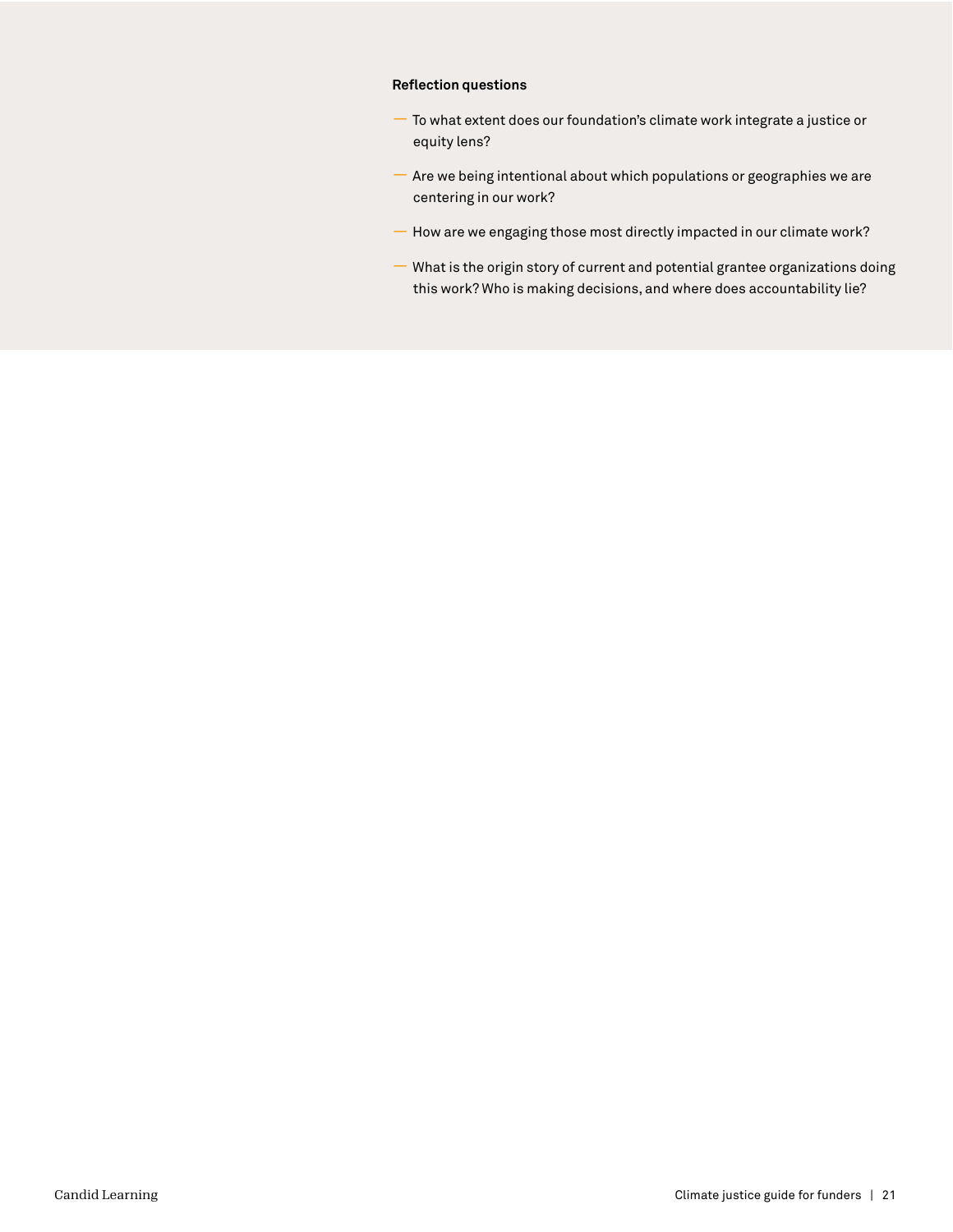**Reflection questions**

- To what extent does our foundation's climate work integrate a justice or equity lens?
- Are we being intentional about which populations or geographies we are centering in our work?
- How are we engaging those most directly impacted in our climate work?
- What is the origin story of current and potential grantee organizations doing this work? Who is making decisions, and where does accountability lie?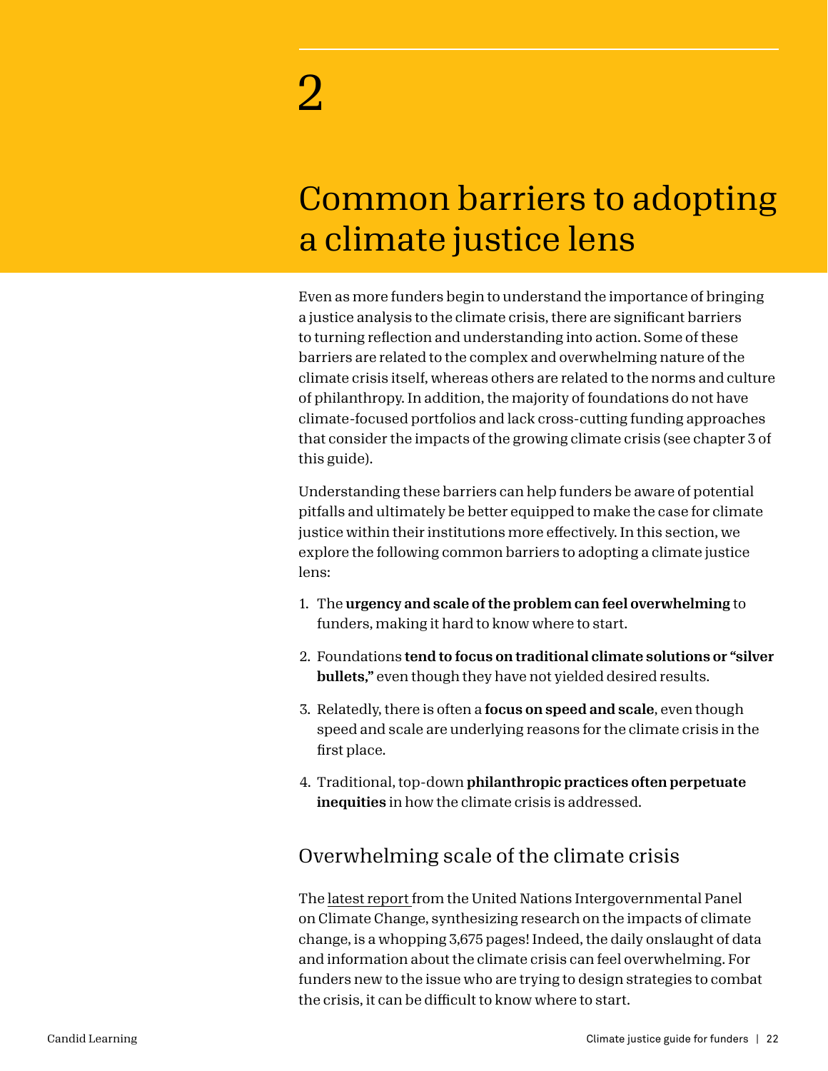# 2

# Common barriers to adopting a climate justice lens

Even as more funders begin to understand the importance of bringing a justice analysis to the climate crisis, there are significant barriers to turning reflection and understanding into action. Some of these barriers are related to the complex and overwhelming nature of the climate crisis itself, whereas others are related to the norms and culture of philanthropy. In addition, the majority of foundations do not have climate-focused portfolios and lack cross-cutting funding approaches that consider the impacts of the growing climate crisis (see chapter 3 of this guide).

Understanding these barriers can help funders be aware of potential pitfalls and ultimately be better equipped to make the case for climate justice within their institutions more effectively. In this section, we explore the following common barriers to adopting a climate justice lens:

1. The **urgency and scale of the problem can feel overwhelming** to funders, making it hard to know where to start.
2. Foundations **tend to focus on traditional climate solutions or "silver bullets,"** even though they have not yielded desired results.
3. Relatedly, there is often a **focus on speed and scale**, even though speed and scale are underlying reasons for the climate crisis in the first place.
4. Traditional, top-down **philanthropic practices often perpetuate inequities** in how the climate crisis is addressed.

## Overwhelming scale of the climate crisis

The latest report from the United Nations Intergovernmental Panel on Climate Change, synthesizing research on the impacts of climate change, is a whopping 3,675 pages! Indeed, the daily onslaught of data and information about the climate crisis can feel overwhelming. For funders new to the issue who are trying to design strategies to combat the crisis, it can be difficult to know where to start.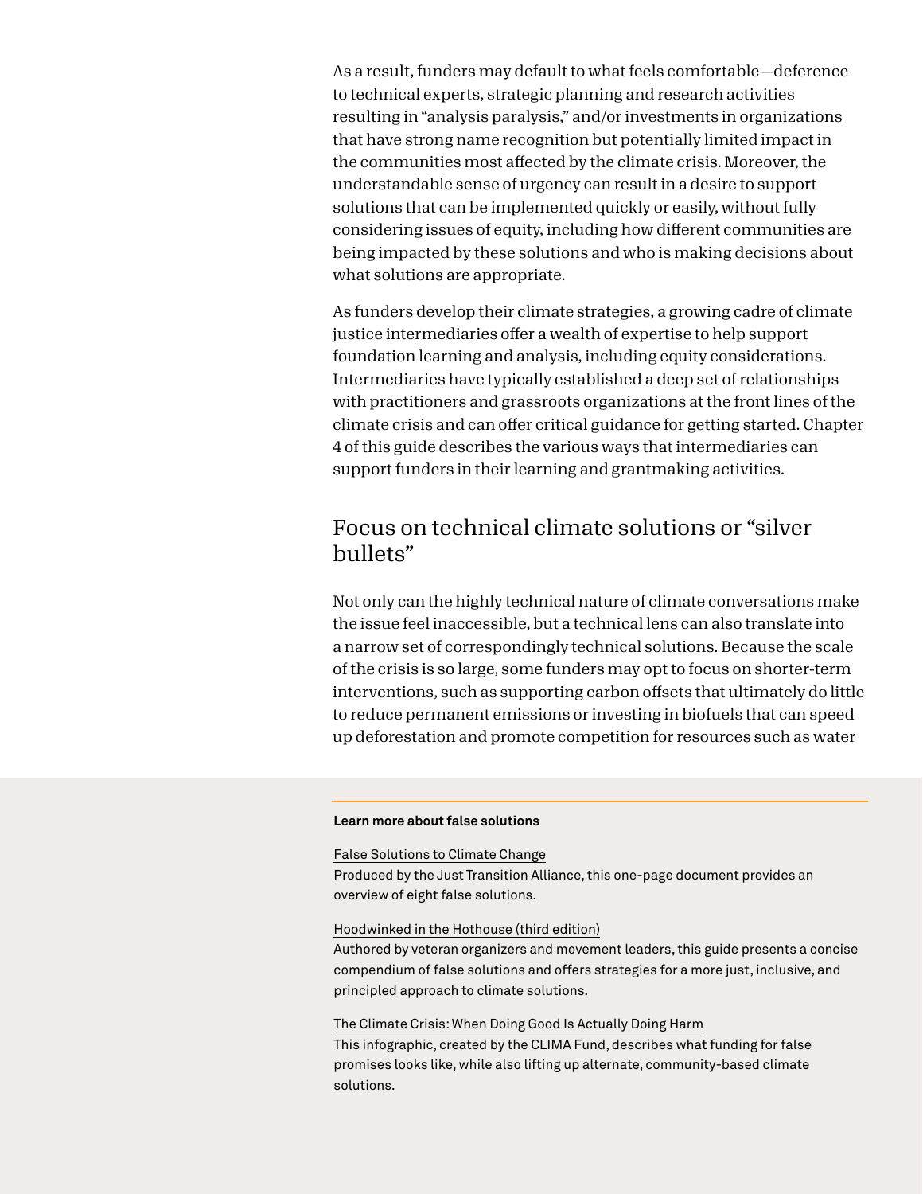As a result, funders may default to what feels comfortable—deference to technical experts, strategic planning and research activities resulting in "analysis paralysis," and/or investments in organizations that have strong name recognition but potentially limited impact in the communities most affected by the climate crisis. Moreover, the understandable sense of urgency can result in a desire to support solutions that can be implemented quickly or easily, without fully considering issues of equity, including how different communities are being impacted by these solutions and who is making decisions about what solutions are appropriate.

As funders develop their climate strategies, a growing cadre of climate justice intermediaries offer a wealth of expertise to help support foundation learning and analysis, including equity considerations. Intermediaries have typically established a deep set of relationships with practitioners and grassroots organizations at the front lines of the climate crisis and can offer critical guidance for getting started. Chapter 4 of this guide describes the various ways that intermediaries can support funders in their learning and grantmaking activities.

## Focus on technical climate solutions or "silver bullets"

Not only can the highly technical nature of climate conversations make the issue feel inaccessible, but a technical lens can also translate into a narrow set of correspondingly technical solutions. Because the scale of the crisis is so large, some funders may opt to focus on shorter-term interventions, such as supporting carbon offsets that ultimately do little to reduce permanent emissions or investing in biofuels that can speed up deforestation and promote competition for resources such as water

**Learn more about false solutions**

False Solutions to Climate Change
Produced by the Just Transition Alliance, this one-page document provides an overview of eight false solutions.

Hoodwinked in the Hothouse (third edition)
Authored by veteran organizers and movement leaders, this guide presents a concise compendium of false solutions and offers strategies for a more just, inclusive, and principled approach to climate solutions.

The Climate Crisis: When Doing Good Is Actually Doing Harm
This infographic, created by the CLIMA Fund, describes what funding for false promises looks like, while also lifting up alternate, community-based climate solutions.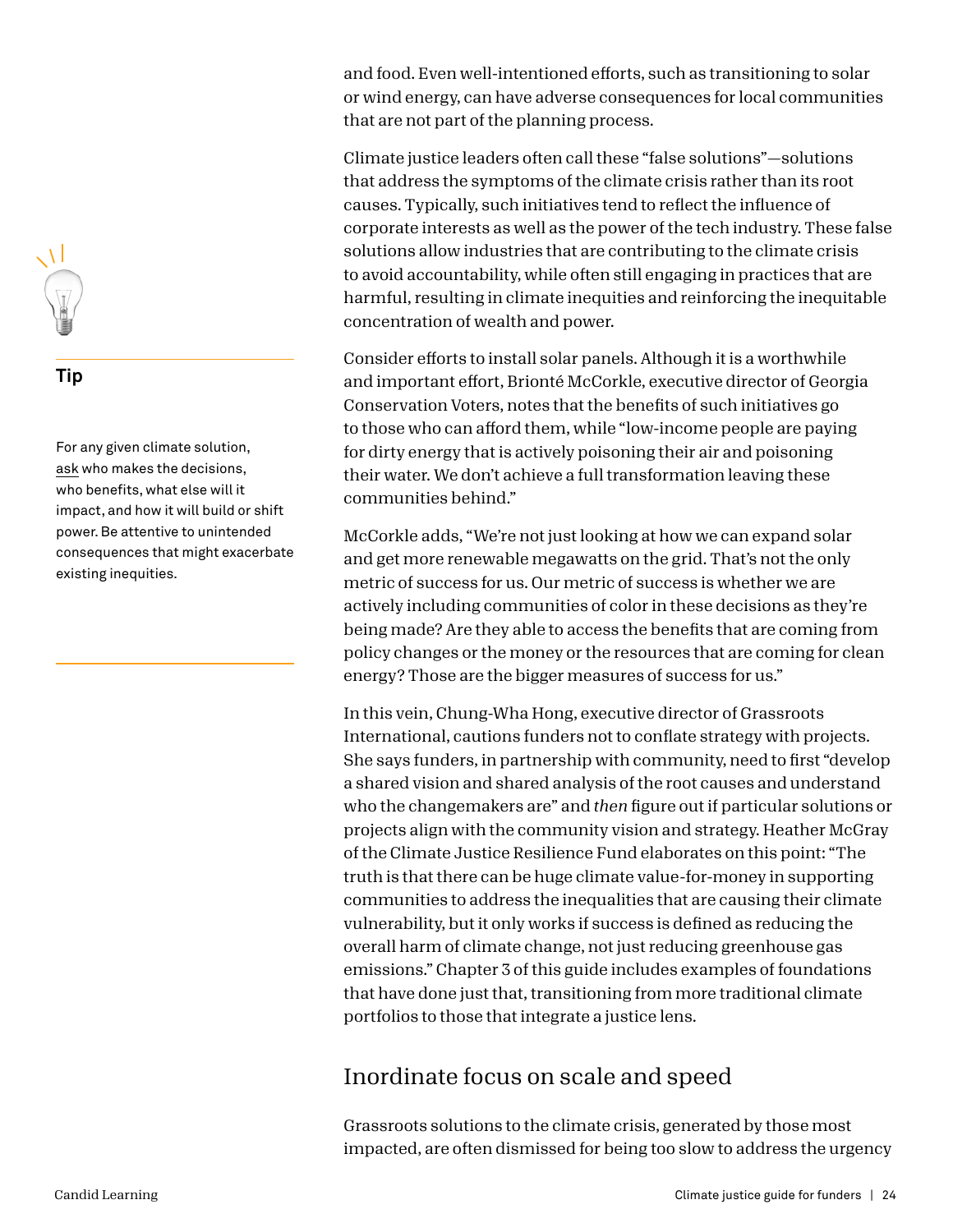and food. Even well-intentioned efforts, such as transitioning to solar or wind energy, can have adverse consequences for local communities that are not part of the planning process.

Climate justice leaders often call these "false solutions"—solutions that address the symptoms of the climate crisis rather than its root causes. Typically, such initiatives tend to reflect the influence of corporate interests as well as the power of the tech industry. These false solutions allow industries that are contributing to the climate crisis to avoid accountability, while often still engaging in practices that are harmful, resulting in climate inequities and reinforcing the inequitable concentration of wealth and power.

> **Tip**
>
> For any given climate solution, ask who makes the decisions, who benefits, what else will it impact, and how it will build or shift power. Be attentive to unintended consequences that might exacerbate existing inequities.

Consider efforts to install solar panels. Although it is a worthwhile and important effort, Brionté McCorkle, executive director of Georgia Conservation Voters, notes that the benefits of such initiatives go to those who can afford them, while "low-income people are paying for dirty energy that is actively poisoning their air and poisoning their water. We don't achieve a full transformation leaving these communities behind."

McCorkle adds, "We're not just looking at how we can expand solar and get more renewable megawatts on the grid. That's not the only metric of success for us. Our metric of success is whether we are actively including communities of color in these decisions as they're being made? Are they able to access the benefits that are coming from policy changes or the money or the resources that are coming for clean energy? Those are the bigger measures of success for us."

In this vein, Chung-Wha Hong, executive director of Grassroots International, cautions funders not to conflate strategy with projects. She says funders, in partnership with community, need to first "develop a shared vision and shared analysis of the root causes and understand who the changemakers are" and *then* figure out if particular solutions or projects align with the community vision and strategy. Heather McGray of the Climate Justice Resilience Fund elaborates on this point: "The truth is that there can be huge climate value-for-money in supporting communities to address the inequalities that are causing their climate vulnerability, but it only works if success is defined as reducing the overall harm of climate change, not just reducing greenhouse gas emissions." Chapter 3 of this guide includes examples of foundations that have done just that, transitioning from more traditional climate portfolios to those that integrate a justice lens.

## Inordinate focus on scale and speed

Grassroots solutions to the climate crisis, generated by those most impacted, are often dismissed for being too slow to address the urgency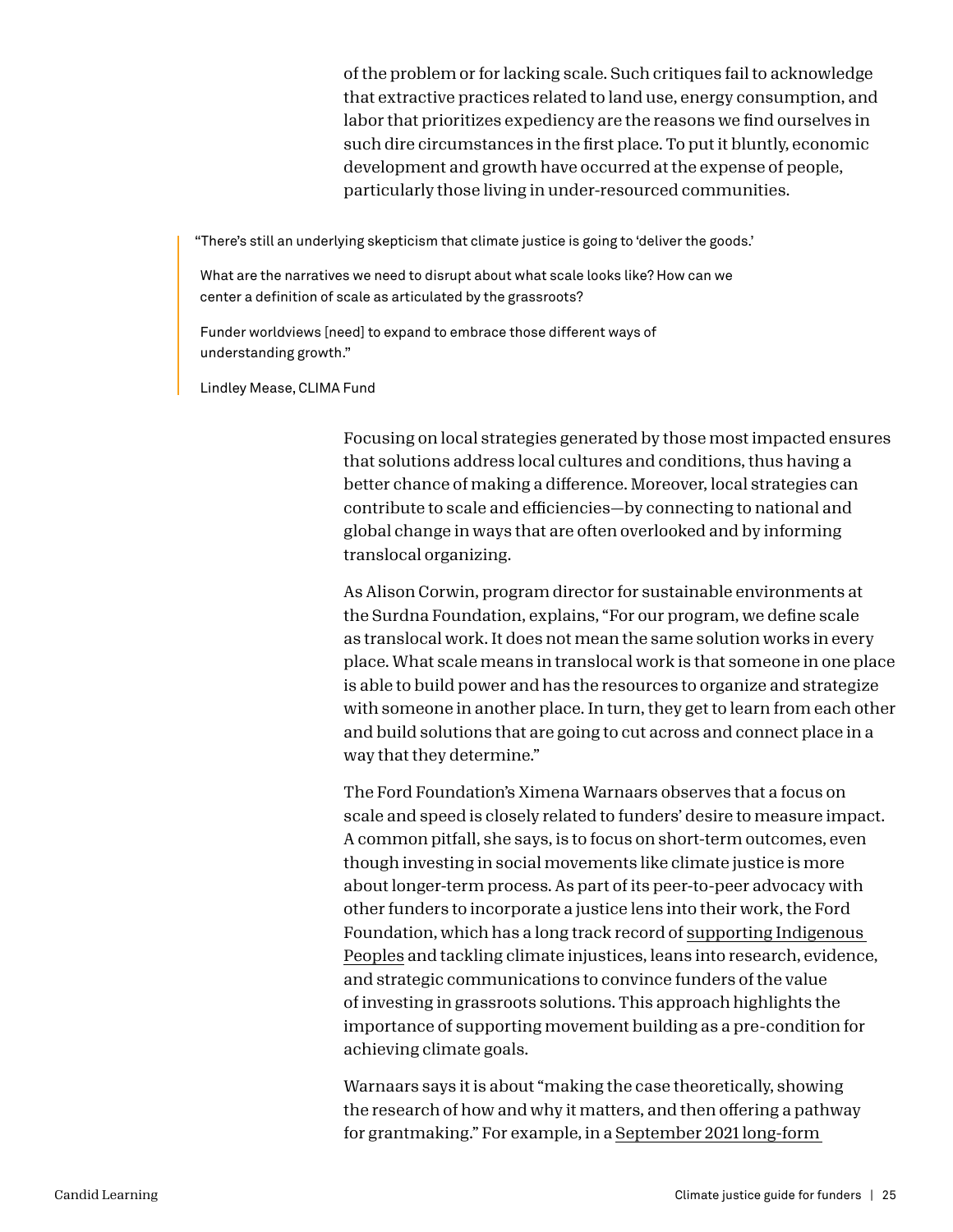of the problem or for lacking scale. Such critiques fail to acknowledge that extractive practices related to land use, energy consumption, and labor that prioritizes expediency are the reasons we find ourselves in such dire circumstances in the first place. To put it bluntly, economic development and growth have occurred at the expense of people, particularly those living in under-resourced communities.

> "There's still an underlying skepticism that climate justice is going to 'deliver the goods.'
>
> What are the narratives we need to disrupt about what scale looks like? How can we center a definition of scale as articulated by the grassroots?
>
> Funder worldviews [need] to expand to embrace those different ways of understanding growth."
>
> Lindley Mease, CLIMA Fund

Focusing on local strategies generated by those most impacted ensures that solutions address local cultures and conditions, thus having a better chance of making a difference. Moreover, local strategies can contribute to scale and efficiencies—by connecting to national and global change in ways that are often overlooked and by informing translocal organizing.

As Alison Corwin, program director for sustainable environments at the Surdna Foundation, explains, "For our program, we define scale as translocal work. It does not mean the same solution works in every place. What scale means in translocal work is that someone in one place is able to build power and has the resources to organize and strategize with someone in another place. In turn, they get to learn from each other and build solutions that are going to cut across and connect place in a way that they determine."

The Ford Foundation's Ximena Warnaars observes that a focus on scale and speed is closely related to funders' desire to measure impact. A common pitfall, she says, is to focus on short-term outcomes, even though investing in social movements like climate justice is more about longer-term process. As part of its peer-to-peer advocacy with other funders to incorporate a justice lens into their work, the Ford Foundation, which has a long track record of supporting Indigenous Peoples and tackling climate injustices, leans into research, evidence, and strategic communications to convince funders of the value of investing in grassroots solutions. This approach highlights the importance of supporting movement building as a pre-condition for achieving climate goals.

Warnaars says it is about "making the case theoretically, showing the research of how and why it matters, and then offering a pathway for grantmaking." For example, in a September 2021 long-form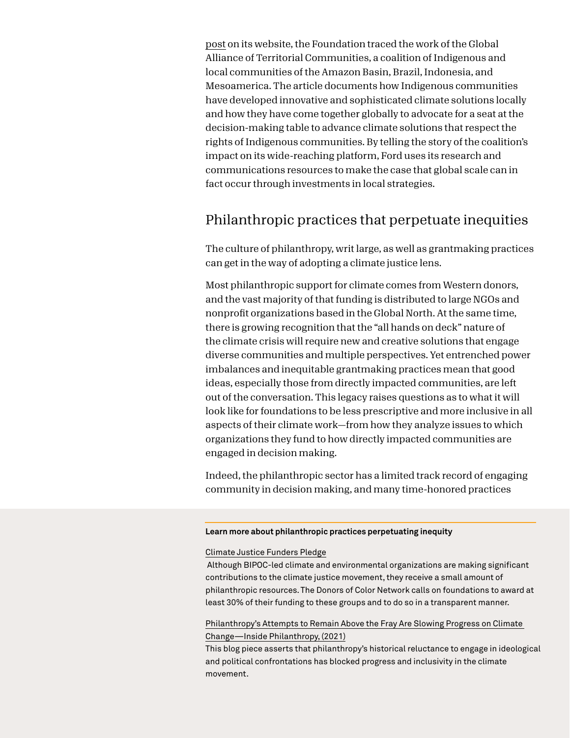post on its website, the Foundation traced the work of the Global Alliance of Territorial Communities, a coalition of Indigenous and local communities of the Amazon Basin, Brazil, Indonesia, and Mesoamerica. The article documents how Indigenous communities have developed innovative and sophisticated climate solutions locally and how they have come together globally to advocate for a seat at the decision-making table to advance climate solutions that respect the rights of Indigenous communities. By telling the story of the coalition's impact on its wide-reaching platform, Ford uses its research and communications resources to make the case that global scale can in fact occur through investments in local strategies.

## Philanthropic practices that perpetuate inequities

The culture of philanthropy, writ large, as well as grantmaking practices can get in the way of adopting a climate justice lens.

Most philanthropic support for climate comes from Western donors, and the vast majority of that funding is distributed to large NGOs and nonprofit organizations based in the Global North. At the same time, there is growing recognition that the "all hands on deck" nature of the climate crisis will require new and creative solutions that engage diverse communities and multiple perspectives. Yet entrenched power imbalances and inequitable grantmaking practices mean that good ideas, especially those from directly impacted communities, are left out of the conversation. This legacy raises questions as to what it will look like for foundations to be less prescriptive and more inclusive in all aspects of their climate work—from how they analyze issues to which organizations they fund to how directly impacted communities are engaged in decision making.

Indeed, the philanthropic sector has a limited track record of engaging community in decision making, and many time-honored practices

**Learn more about philanthropic practices perpetuating inequity**

Climate Justice Funders Pledge
Although BIPOC-led climate and environmental organizations are making significant contributions to the climate justice movement, they receive a small amount of philanthropic resources. The Donors of Color Network calls on foundations to award at least 30% of their funding to these groups and to do so in a transparent manner.

Philanthropy's Attempts to Remain Above the Fray Are Slowing Progress on Climate Change—Inside Philanthropy, (2021)
This blog piece asserts that philanthropy's historical reluctance to engage in ideological and political confrontations has blocked progress and inclusivity in the climate movement.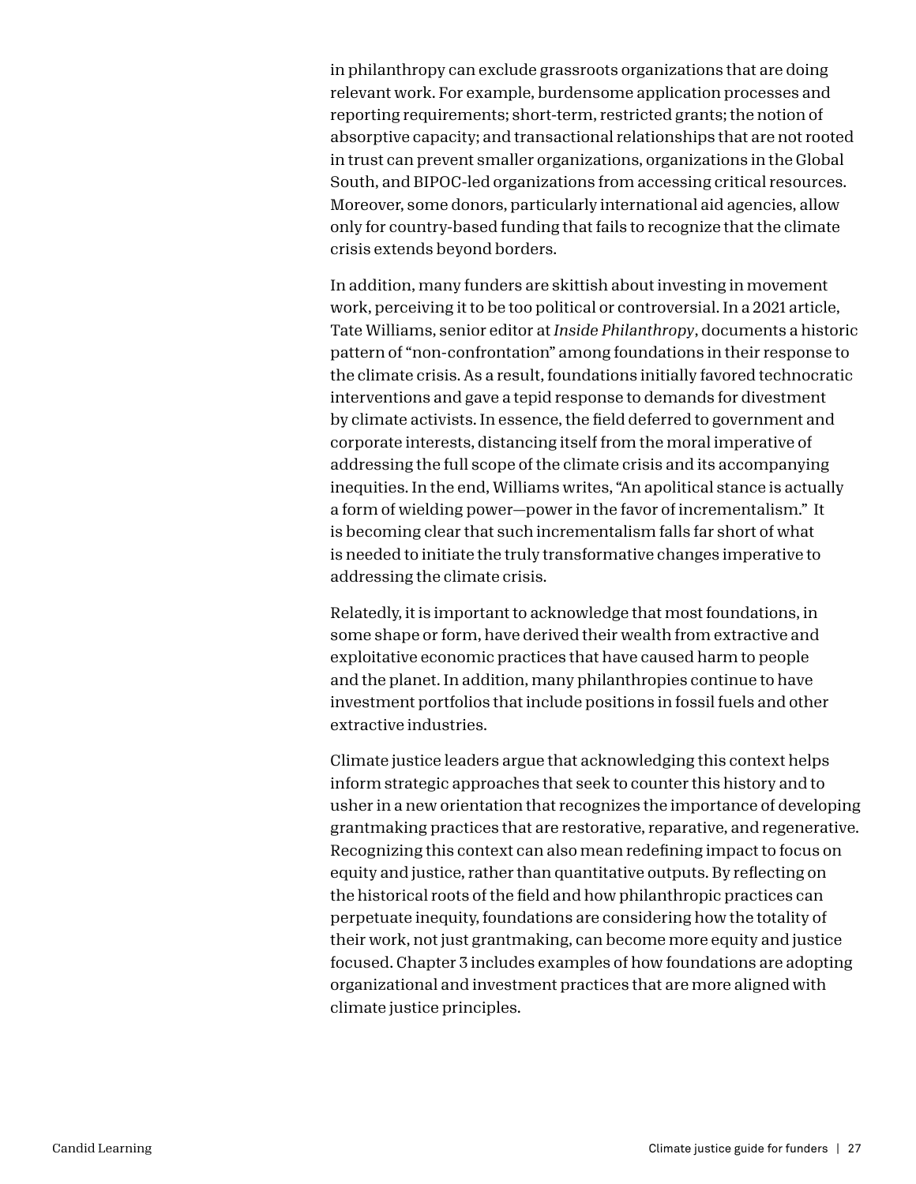in philanthropy can exclude grassroots organizations that are doing relevant work. For example, burdensome application processes and reporting requirements; short-term, restricted grants; the notion of absorptive capacity; and transactional relationships that are not rooted in trust can prevent smaller organizations, organizations in the Global South, and BIPOC-led organizations from accessing critical resources. Moreover, some donors, particularly international aid agencies, allow only for country-based funding that fails to recognize that the climate crisis extends beyond borders.

In addition, many funders are skittish about investing in movement work, perceiving it to be too political or controversial. In a 2021 article, Tate Williams, senior editor at *Inside Philanthropy*, documents a historic pattern of "non-confrontation" among foundations in their response to the climate crisis. As a result, foundations initially favored technocratic interventions and gave a tepid response to demands for divestment by climate activists. In essence, the field deferred to government and corporate interests, distancing itself from the moral imperative of addressing the full scope of the climate crisis and its accompanying inequities. In the end, Williams writes, "An apolitical stance is actually a form of wielding power—power in the favor of incrementalism." It is becoming clear that such incrementalism falls far short of what is needed to initiate the truly transformative changes imperative to addressing the climate crisis.

Relatedly, it is important to acknowledge that most foundations, in some shape or form, have derived their wealth from extractive and exploitative economic practices that have caused harm to people and the planet. In addition, many philanthropies continue to have investment portfolios that include positions in fossil fuels and other extractive industries.

Climate justice leaders argue that acknowledging this context helps inform strategic approaches that seek to counter this history and to usher in a new orientation that recognizes the importance of developing grantmaking practices that are restorative, reparative, and regenerative. Recognizing this context can also mean redefining impact to focus on equity and justice, rather than quantitative outputs. By reflecting on the historical roots of the field and how philanthropic practices can perpetuate inequity, foundations are considering how the totality of their work, not just grantmaking, can become more equity and justice focused. Chapter 3 includes examples of how foundations are adopting organizational and investment practices that are more aligned with climate justice principles.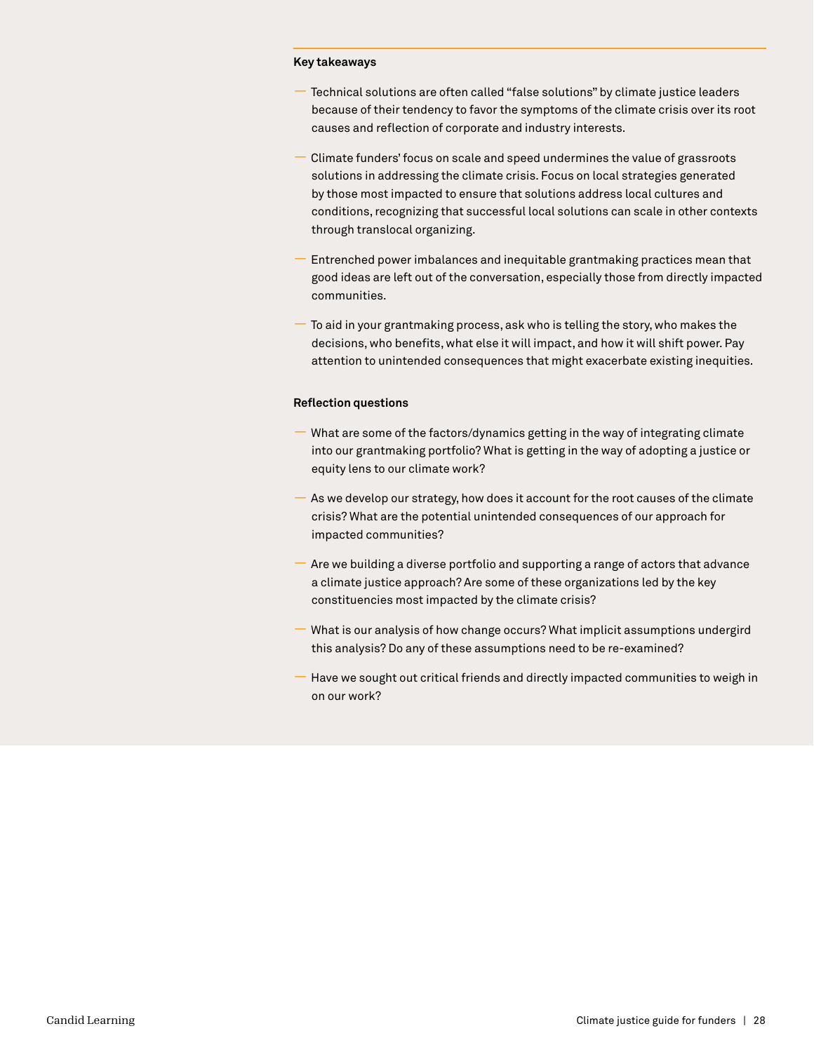### Key takeaways

- Technical solutions are often called "false solutions" by climate justice leaders because of their tendency to favor the symptoms of the climate crisis over its root causes and reflection of corporate and industry interests.
- Climate funders' focus on scale and speed undermines the value of grassroots solutions in addressing the climate crisis. Focus on local strategies generated by those most impacted to ensure that solutions address local cultures and conditions, recognizing that successful local solutions can scale in other contexts through translocal organizing.
- Entrenched power imbalances and inequitable grantmaking practices mean that good ideas are left out of the conversation, especially those from directly impacted communities.
- To aid in your grantmaking process, ask who is telling the story, who makes the decisions, who benefits, what else it will impact, and how it will shift power. Pay attention to unintended consequences that might exacerbate existing inequities.

### Reflection questions

- What are some of the factors/dynamics getting in the way of integrating climate into our grantmaking portfolio? What is getting in the way of adopting a justice or equity lens to our climate work?
- As we develop our strategy, how does it account for the root causes of the climate crisis? What are the potential unintended consequences of our approach for impacted communities?
- Are we building a diverse portfolio and supporting a range of actors that advance a climate justice approach? Are some of these organizations led by the key constituencies most impacted by the climate crisis?
- What is our analysis of how change occurs? What implicit assumptions undergird this analysis? Do any of these assumptions need to be re-examined?
- Have we sought out critical friends and directly impacted communities to weigh in on our work?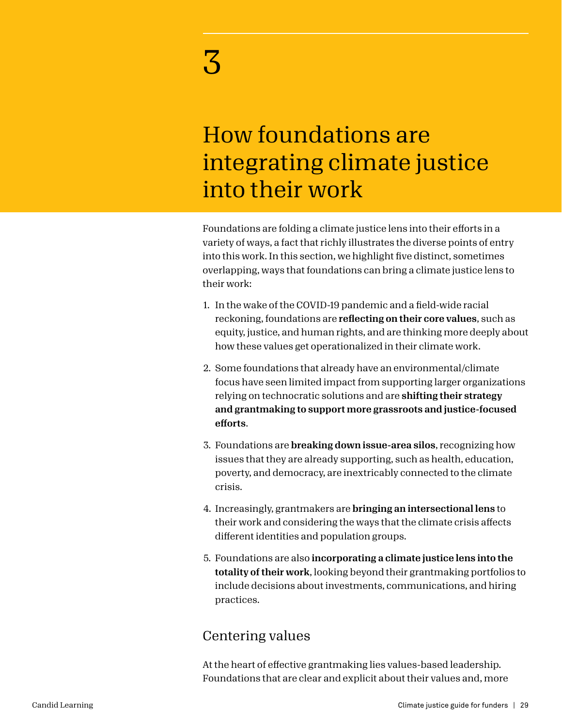# 3

# How foundations are integrating climate justice into their work

Foundations are folding a climate justice lens into their efforts in a variety of ways, a fact that richly illustrates the diverse points of entry into this work. In this section, we highlight five distinct, sometimes overlapping, ways that foundations can bring a climate justice lens to their work:

1. In the wake of the COVID-19 pandemic and a field-wide racial reckoning, foundations are **reflecting on their core values**, such as equity, justice, and human rights, and are thinking more deeply about how these values get operationalized in their climate work.
2. Some foundations that already have an environmental/climate focus have seen limited impact from supporting larger organizations relying on technocratic solutions and are **shifting their strategy and grantmaking to support more grassroots and justice-focused efforts**.
3. Foundations are **breaking down issue-area silos**, recognizing how issues that they are already supporting, such as health, education, poverty, and democracy, are inextricably connected to the climate crisis.
4. Increasingly, grantmakers are **bringing an intersectional lens** to their work and considering the ways that the climate crisis affects different identities and population groups.
5. Foundations are also **incorporating a climate justice lens into the totality of their work**, looking beyond their grantmaking portfolios to include decisions about investments, communications, and hiring practices.

## Centering values

At the heart of effective grantmaking lies values-based leadership. Foundations that are clear and explicit about their values and, more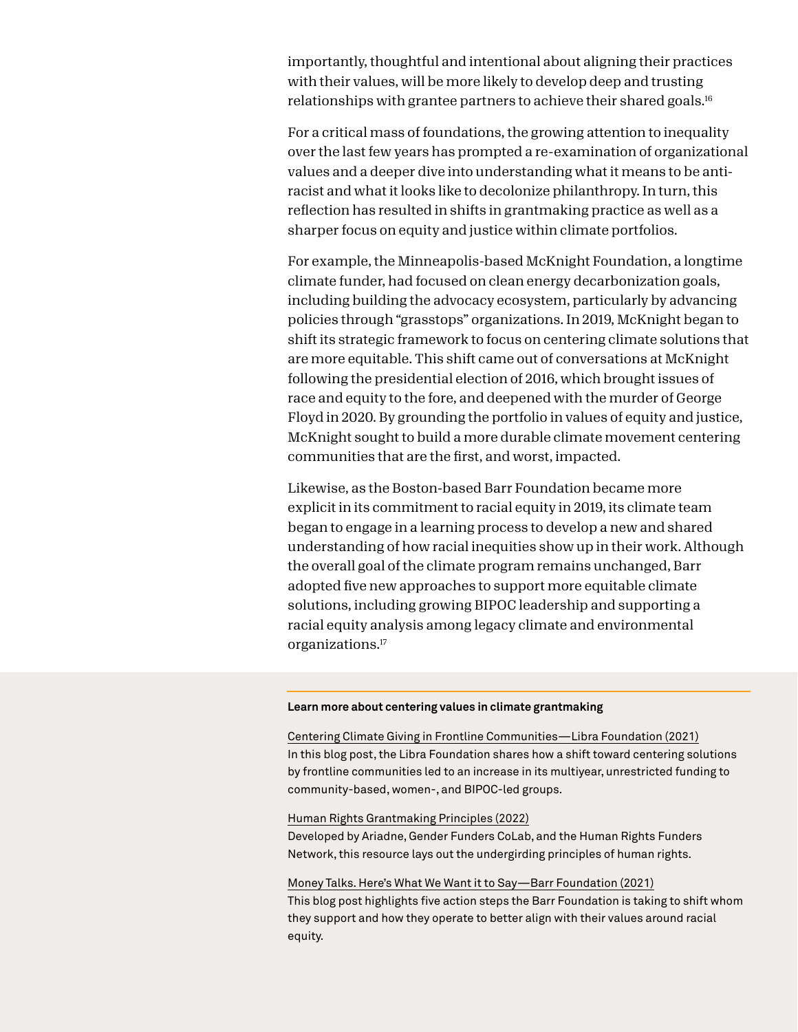importantly, thoughtful and intentional about aligning their practices with their values, will be more likely to develop deep and trusting relationships with grantee partners to achieve their shared goals.[16]

For a critical mass of foundations, the growing attention to inequality over the last few years has prompted a re-examination of organizational values and a deeper dive into understanding what it means to be anti-racist and what it looks like to decolonize philanthropy. In turn, this reflection has resulted in shifts in grantmaking practice as well as a sharper focus on equity and justice within climate portfolios.

For example, the Minneapolis-based McKnight Foundation, a longtime climate funder, had focused on clean energy decarbonization goals, including building the advocacy ecosystem, particularly by advancing policies through "grasstops" organizations. In 2019, McKnight began to shift its strategic framework to focus on centering climate solutions that are more equitable. This shift came out of conversations at McKnight following the presidential election of 2016, which brought issues of race and equity to the fore, and deepened with the murder of George Floyd in 2020. By grounding the portfolio in values of equity and justice, McKnight sought to build a more durable climate movement centering communities that are the first, and worst, impacted.

Likewise, as the Boston-based Barr Foundation became more explicit in its commitment to racial equity in 2019, its climate team began to engage in a learning process to develop a new and shared understanding of how racial inequities show up in their work. Although the overall goal of the climate program remains unchanged, Barr adopted five new approaches to support more equitable climate solutions, including growing BIPOC leadership and supporting a racial equity analysis among legacy climate and environmental organizations.[17]

**Learn more about centering values in climate grantmaking**

Centering Climate Giving in Frontline Communities—Libra Foundation (2021)
In this blog post, the Libra Foundation shares how a shift toward centering solutions by frontline communities led to an increase in its multiyear, unrestricted funding to community-based, women-, and BIPOC-led groups.

Human Rights Grantmaking Principles (2022)
Developed by Ariadne, Gender Funders CoLab, and the Human Rights Funders Network, this resource lays out the undergirding principles of human rights.

Money Talks. Here's What We Want it to Say—Barr Foundation (2021)
This blog post highlights five action steps the Barr Foundation is taking to shift whom they support and how they operate to better align with their values around racial equity.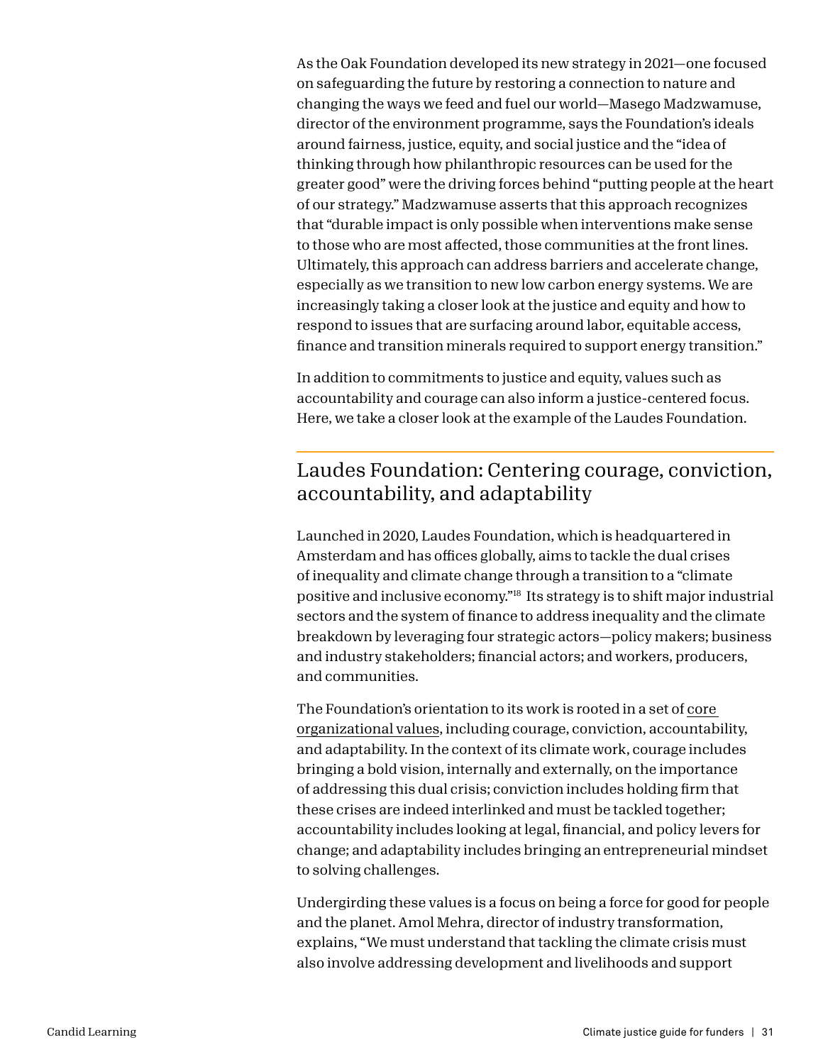As the Oak Foundation developed its new strategy in 2021—one focused on safeguarding the future by restoring a connection to nature and changing the ways we feed and fuel our world—Masego Madzwamuse, director of the environment programme, says the Foundation's ideals around fairness, justice, equity, and social justice and the "idea of thinking through how philanthropic resources can be used for the greater good" were the driving forces behind "putting people at the heart of our strategy." Madzwamuse asserts that this approach recognizes that "durable impact is only possible when interventions make sense to those who are most affected, those communities at the front lines. Ultimately, this approach can address barriers and accelerate change, especially as we transition to new low carbon energy systems. We are increasingly taking a closer look at the justice and equity and how to respond to issues that are surfacing around labor, equitable access, finance and transition minerals required to support energy transition."

In addition to commitments to justice and equity, values such as accountability and courage can also inform a justice-centered focus. Here, we take a closer look at the example of the Laudes Foundation.

## Laudes Foundation: Centering courage, conviction, accountability, and adaptability

Launched in 2020, Laudes Foundation, which is headquartered in Amsterdam and has offices globally, aims to tackle the dual crises of inequality and climate change through a transition to a "climate positive and inclusive economy."[18] Its strategy is to shift major industrial sectors and the system of finance to address inequality and the climate breakdown by leveraging four strategic actors—policy makers; business and industry stakeholders; financial actors; and workers, producers, and communities.

The Foundation's orientation to its work is rooted in a set of core organizational values, including courage, conviction, accountability, and adaptability. In the context of its climate work, courage includes bringing a bold vision, internally and externally, on the importance of addressing this dual crisis; conviction includes holding firm that these crises are indeed interlinked and must be tackled together; accountability includes looking at legal, financial, and policy levers for change; and adaptability includes bringing an entrepreneurial mindset to solving challenges.

Undergirding these values is a focus on being a force for good for people and the planet. Amol Mehra, director of industry transformation, explains, "We must understand that tackling the climate crisis must also involve addressing development and livelihoods and support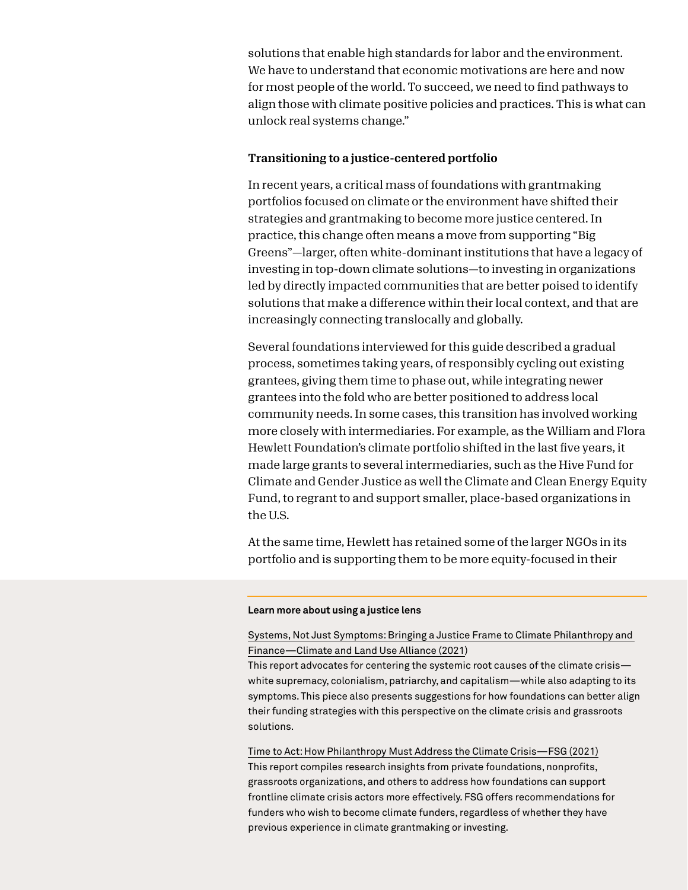solutions that enable high standards for labor and the environment. We have to understand that economic motivations are here and now for most people of the world. To succeed, we need to find pathways to align those with climate positive policies and practices. This is what can unlock real systems change."

**Transitioning to a justice-centered portfolio**

In recent years, a critical mass of foundations with grantmaking portfolios focused on climate or the environment have shifted their strategies and grantmaking to become more justice centered. In practice, this change often means a move from supporting "Big Greens"—larger, often white-dominant institutions that have a legacy of investing in top-down climate solutions—to investing in organizations led by directly impacted communities that are better poised to identify solutions that make a difference within their local context, and that are increasingly connecting translocally and globally.

Several foundations interviewed for this guide described a gradual process, sometimes taking years, of responsibly cycling out existing grantees, giving them time to phase out, while integrating newer grantees into the fold who are better positioned to address local community needs. In some cases, this transition has involved working more closely with intermediaries. For example, as the William and Flora Hewlett Foundation's climate portfolio shifted in the last five years, it made large grants to several intermediaries, such as the Hive Fund for Climate and Gender Justice as well the Climate and Clean Energy Equity Fund, to regrant to and support smaller, place-based organizations in the U.S.

At the same time, Hewlett has retained some of the larger NGOs in its portfolio and is supporting them to be more equity-focused in their

**Learn more about using a justice lens**

Systems, Not Just Symptoms: Bringing a Justice Frame to Climate Philanthropy and Finance—Climate and Land Use Alliance (2021)
This report advocates for centering the systemic root causes of the climate crisis—white supremacy, colonialism, patriarchy, and capitalism—while also adapting to its symptoms. This piece also presents suggestions for how foundations can better align their funding strategies with this perspective on the climate crisis and grassroots solutions.

Time to Act: How Philanthropy Must Address the Climate Crisis—FSG (2021)
This report compiles research insights from private foundations, nonprofits, grassroots organizations, and others to address how foundations can support frontline climate crisis actors more effectively. FSG offers recommendations for funders who wish to become climate funders, regardless of whether they have previous experience in climate grantmaking or investing.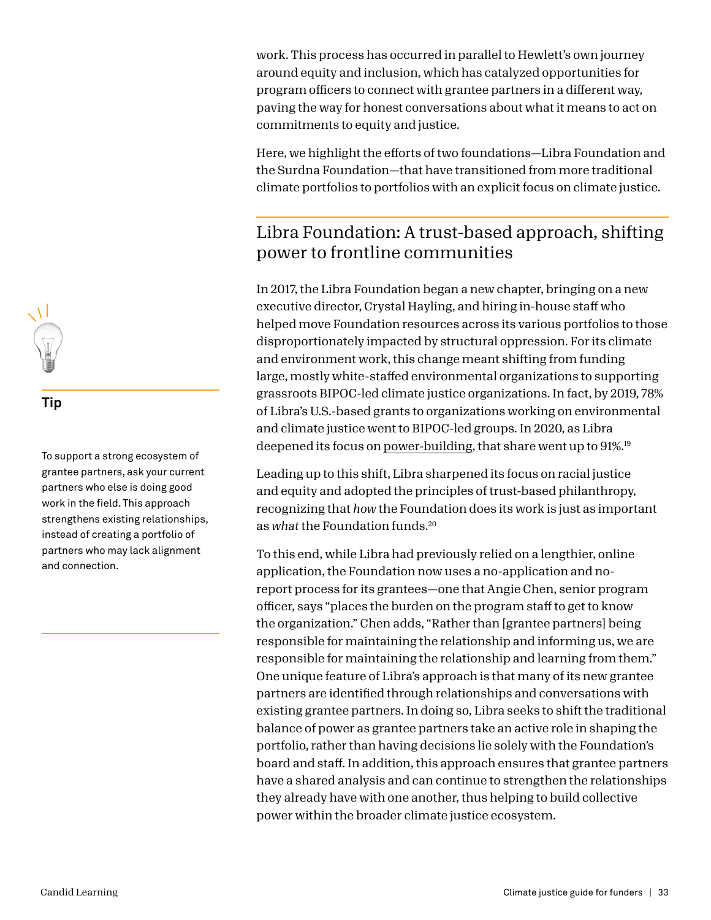work. This process has occurred in parallel to Hewlett's own journey around equity and inclusion, which has catalyzed opportunities for program officers to connect with grantee partners in a different way, paving the way for honest conversations about what it means to act on commitments to equity and justice.

Here, we highlight the efforts of two foundations—Libra Foundation and the Surdna Foundation—that have transitioned from more traditional climate portfolios to portfolios with an explicit focus on climate justice.

## Libra Foundation: A trust-based approach, shifting power to frontline communities

In 2017, the Libra Foundation began a new chapter, bringing on a new executive director, Crystal Hayling, and hiring in-house staff who helped move Foundation resources across its various portfolios to those disproportionately impacted by structural oppression. For its climate and environment work, this change meant shifting from funding large, mostly white-staffed environmental organizations to supporting grassroots BIPOC-led climate justice organizations. In fact, by 2019, 78% of Libra's U.S.-based grants to organizations working on environmental and climate justice went to BIPOC-led groups. In 2020, as Libra deepened its focus on power-building, that share went up to 91%.[19]

Leading up to this shift, Libra sharpened its focus on racial justice and equity and adopted the principles of trust-based philanthropy, recognizing that *how* the Foundation does its work is just as important as *what* the Foundation funds.[20]

To this end, while Libra had previously relied on a lengthier, online application, the Foundation now uses a no-application and no-report process for its grantees—one that Angie Chen, senior program officer, says "places the burden on the program staff to get to know the organization." Chen adds, "Rather than [grantee partners] being responsible for maintaining the relationship and informing us, we are responsible for maintaining the relationship and learning from them." One unique feature of Libra's approach is that many of its new grantee partners are identified through relationships and conversations with existing grantee partners. In doing so, Libra seeks to shift the traditional balance of power as grantee partners take an active role in shaping the portfolio, rather than having decisions lie solely with the Foundation's board and staff. In addition, this approach ensures that grantee partners have a shared analysis and can continue to strengthen the relationships they already have with one another, thus helping to build collective power within the broader climate justice ecosystem.

**Tip**

To support a strong ecosystem of grantee partners, ask your current partners who else is doing good work in the field. This approach strengthens existing relationships, instead of creating a portfolio of partners who may lack alignment and connection.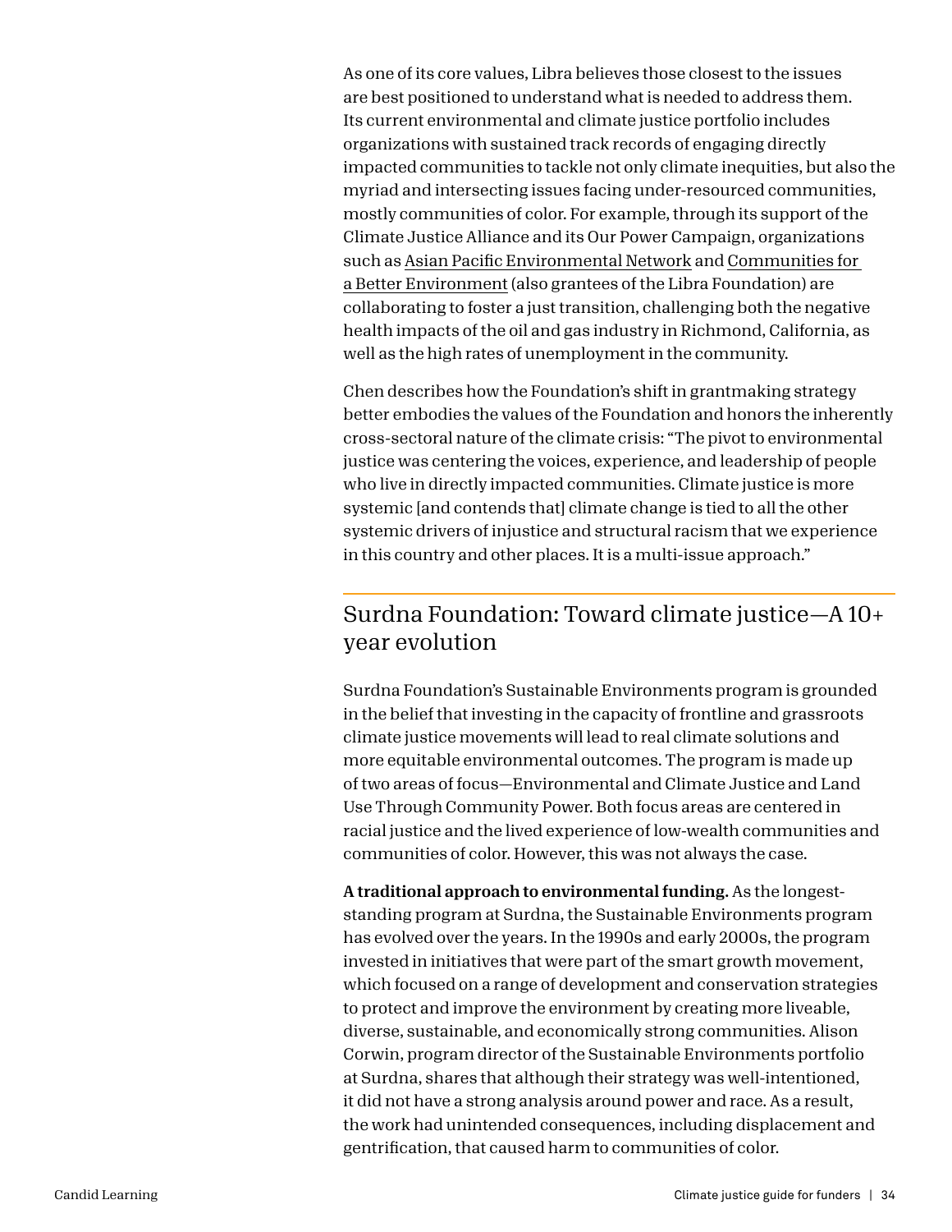As one of its core values, Libra believes those closest to the issues are best positioned to understand what is needed to address them. Its current environmental and climate justice portfolio includes organizations with sustained track records of engaging directly impacted communities to tackle not only climate inequities, but also the myriad and intersecting issues facing under-resourced communities, mostly communities of color. For example, through its support of the Climate Justice Alliance and its Our Power Campaign, organizations such as Asian Pacific Environmental Network and Communities for a Better Environment (also grantees of the Libra Foundation) are collaborating to foster a just transition, challenging both the negative health impacts of the oil and gas industry in Richmond, California, as well as the high rates of unemployment in the community.

Chen describes how the Foundation's shift in grantmaking strategy better embodies the values of the Foundation and honors the inherently cross-sectoral nature of the climate crisis: "The pivot to environmental justice was centering the voices, experience, and leadership of people who live in directly impacted communities. Climate justice is more systemic [and contends that] climate change is tied to all the other systemic drivers of injustice and structural racism that we experience in this country and other places. It is a multi-issue approach."

## Surdna Foundation: Toward climate justice—A 10+ year evolution

Surdna Foundation's Sustainable Environments program is grounded in the belief that investing in the capacity of frontline and grassroots climate justice movements will lead to real climate solutions and more equitable environmental outcomes. The program is made up of two areas of focus—Environmental and Climate Justice and Land Use Through Community Power. Both focus areas are centered in racial justice and the lived experience of low-wealth communities and communities of color. However, this was not always the case.

**A traditional approach to environmental funding.** As the longest-standing program at Surdna, the Sustainable Environments program has evolved over the years. In the 1990s and early 2000s, the program invested in initiatives that were part of the smart growth movement, which focused on a range of development and conservation strategies to protect and improve the environment by creating more liveable, diverse, sustainable, and economically strong communities. Alison Corwin, program director of the Sustainable Environments portfolio at Surdna, shares that although their strategy was well-intentioned, it did not have a strong analysis around power and race. As a result, the work had unintended consequences, including displacement and gentrification, that caused harm to communities of color.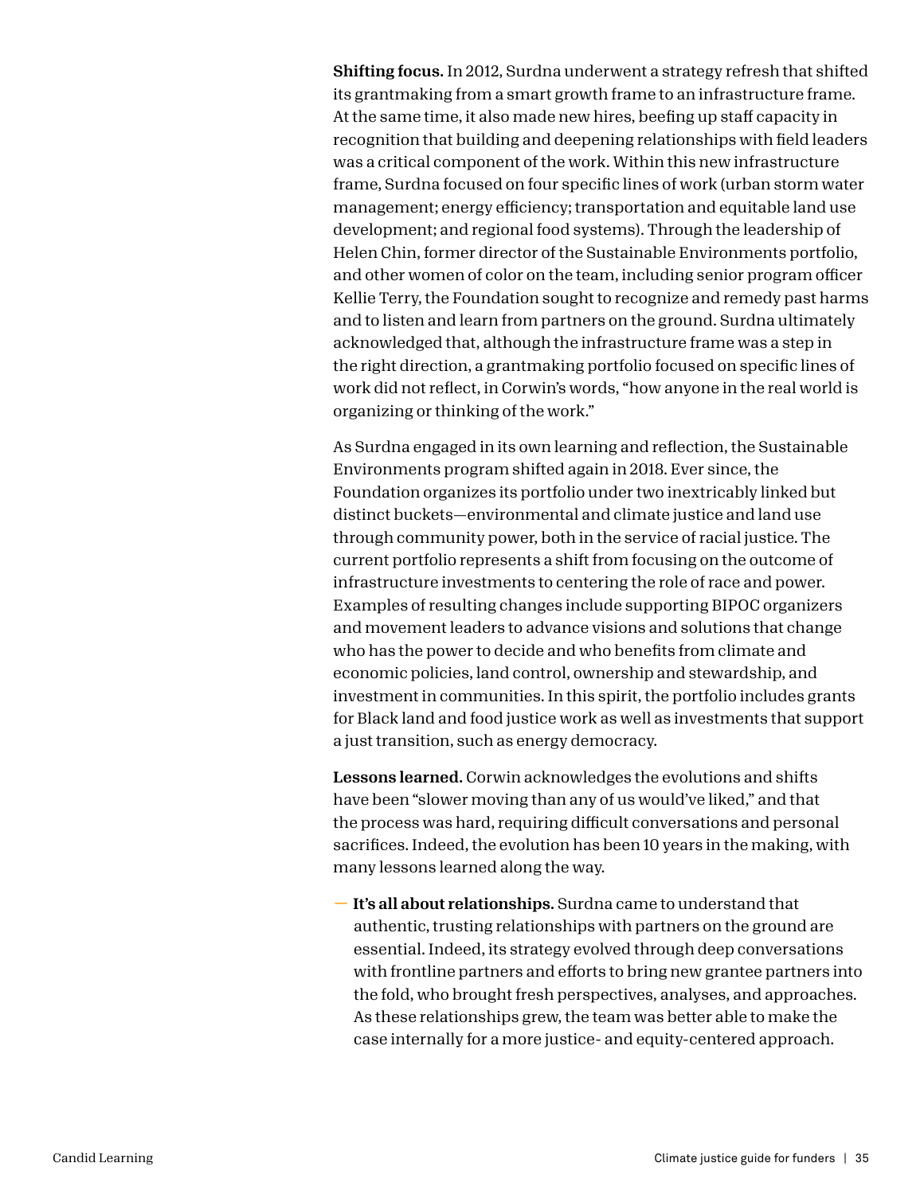**Shifting focus.** In 2012, Surdna underwent a strategy refresh that shifted its grantmaking from a smart growth frame to an infrastructure frame. At the same time, it also made new hires, beefing up staff capacity in recognition that building and deepening relationships with field leaders was a critical component of the work. Within this new infrastructure frame, Surdna focused on four specific lines of work (urban storm water management; energy efficiency; transportation and equitable land use development; and regional food systems). Through the leadership of Helen Chin, former director of the Sustainable Environments portfolio, and other women of color on the team, including senior program officer Kellie Terry, the Foundation sought to recognize and remedy past harms and to listen and learn from partners on the ground. Surdna ultimately acknowledged that, although the infrastructure frame was a step in the right direction, a grantmaking portfolio focused on specific lines of work did not reflect, in Corwin's words, "how anyone in the real world is organizing or thinking of the work."

As Surdna engaged in its own learning and reflection, the Sustainable Environments program shifted again in 2018. Ever since, the Foundation organizes its portfolio under two inextricably linked but distinct buckets—environmental and climate justice and land use through community power, both in the service of racial justice. The current portfolio represents a shift from focusing on the outcome of infrastructure investments to centering the role of race and power. Examples of resulting changes include supporting BIPOC organizers and movement leaders to advance visions and solutions that change who has the power to decide and who benefits from climate and economic policies, land control, ownership and stewardship, and investment in communities. In this spirit, the portfolio includes grants for Black land and food justice work as well as investments that support a just transition, such as energy democracy.

**Lessons learned.** Corwin acknowledges the evolutions and shifts have been "slower moving than any of us would've liked," and that the process was hard, requiring difficult conversations and personal sacrifices. Indeed, the evolution has been 10 years in the making, with many lessons learned along the way.

- **It's all about relationships.** Surdna came to understand that authentic, trusting relationships with partners on the ground are essential. Indeed, its strategy evolved through deep conversations with frontline partners and efforts to bring new grantee partners into the fold, who brought fresh perspectives, analyses, and approaches. As these relationships grew, the team was better able to make the case internally for a more justice- and equity-centered approach.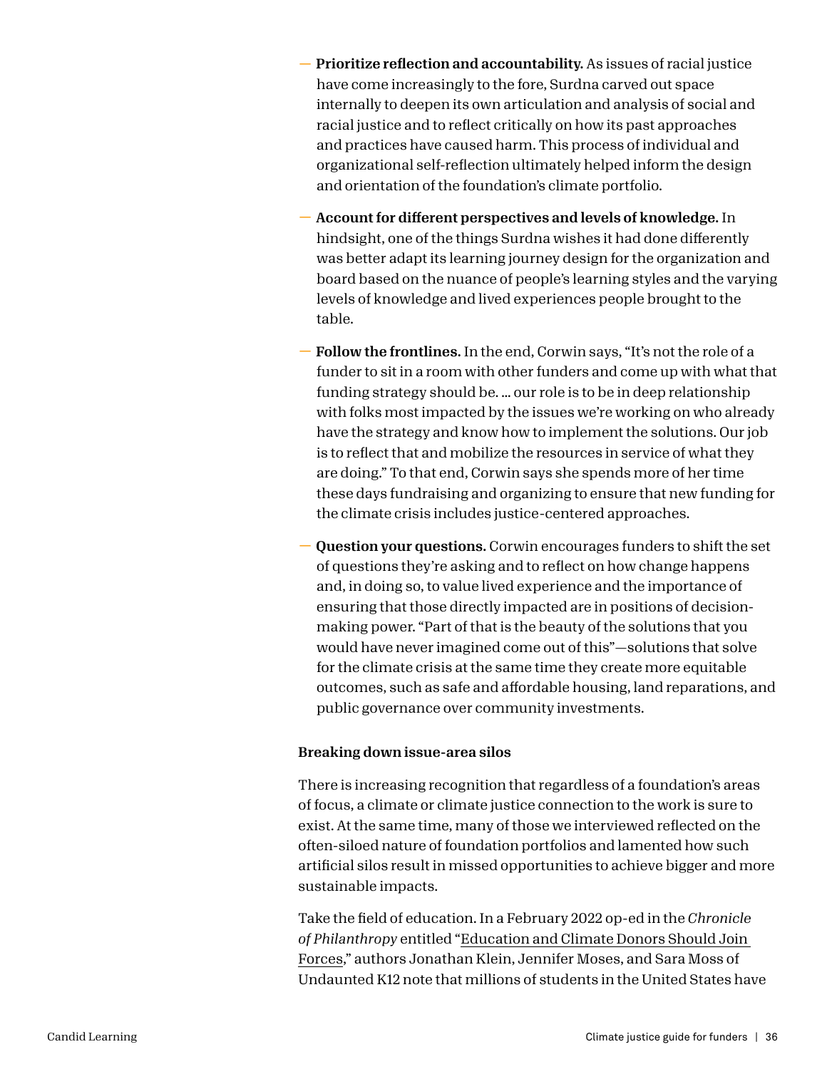- **Prioritize reflection and accountability.** As issues of racial justice have come increasingly to the fore, Surdna carved out space internally to deepen its own articulation and analysis of social and racial justice and to reflect critically on how its past approaches and practices have caused harm. This process of individual and organizational self-reflection ultimately helped inform the design and orientation of the foundation's climate portfolio.

- **Account for different perspectives and levels of knowledge.** In hindsight, one of the things Surdna wishes it had done differently was better adapt its learning journey design for the organization and board based on the nuance of people's learning styles and the varying levels of knowledge and lived experiences people brought to the table.

- **Follow the frontlines.** In the end, Corwin says, "It's not the role of a funder to sit in a room with other funders and come up with what that funding strategy should be. … our role is to be in deep relationship with folks most impacted by the issues we're working on who already have the strategy and know how to implement the solutions. Our job is to reflect that and mobilize the resources in service of what they are doing." To that end, Corwin says she spends more of her time these days fundraising and organizing to ensure that new funding for the climate crisis includes justice-centered approaches.

- **Question your questions.** Corwin encourages funders to shift the set of questions they're asking and to reflect on how change happens and, in doing so, to value lived experience and the importance of ensuring that those directly impacted are in positions of decision-making power. "Part of that is the beauty of the solutions that you would have never imagined come out of this"—solutions that solve for the climate crisis at the same time they create more equitable outcomes, such as safe and affordable housing, land reparations, and public governance over community investments.

### Breaking down issue-area silos

There is increasing recognition that regardless of a foundation's areas of focus, a climate or climate justice connection to the work is sure to exist. At the same time, many of those we interviewed reflected on the often-siloed nature of foundation portfolios and lamented how such artificial silos result in missed opportunities to achieve bigger and more sustainable impacts.

Take the field of education. In a February 2022 op-ed in the *Chronicle of Philanthropy* entitled "Education and Climate Donors Should Join Forces," authors Jonathan Klein, Jennifer Moses, and Sara Moss of Undaunted K12 note that millions of students in the United States have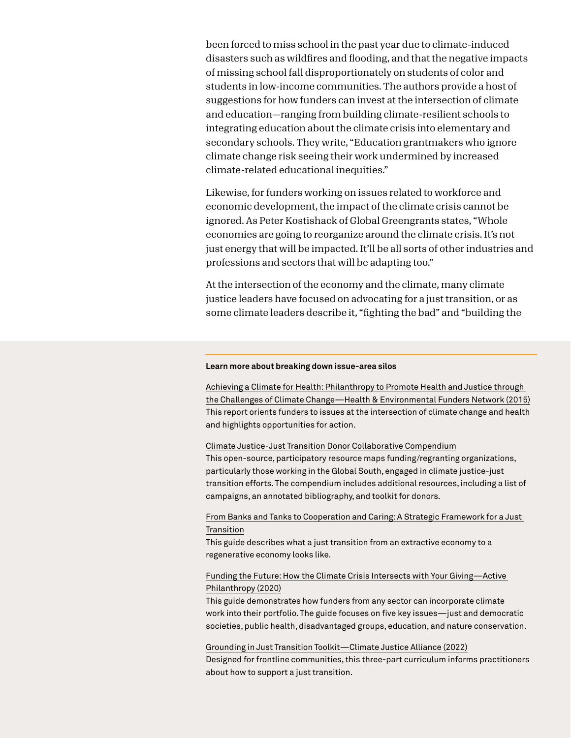been forced to miss school in the past year due to climate-induced disasters such as wildfires and flooding, and that the negative impacts of missing school fall disproportionately on students of color and students in low-income communities. The authors provide a host of suggestions for how funders can invest at the intersection of climate and education—ranging from building climate-resilient schools to integrating education about the climate crisis into elementary and secondary schools. They write, "Education grantmakers who ignore climate change risk seeing their work undermined by increased climate-related educational inequities."

Likewise, for funders working on issues related to workforce and economic development, the impact of the climate crisis cannot be ignored. As Peter Kostishack of Global Greengrants states, "Whole economies are going to reorganize around the climate crisis. It's not just energy that will be impacted. It'll be all sorts of other industries and professions and sectors that will be adapting too."

At the intersection of the economy and the climate, many climate justice leaders have focused on advocating for a just transition, or as some climate leaders describe it, "fighting the bad" and "building the

---

**Learn more about breaking down issue-area silos**

Achieving a Climate for Health: Philanthropy to Promote Health and Justice through the Challenges of Climate Change—Health & Environmental Funders Network (2015)
This report orients funders to issues at the intersection of climate change and health and highlights opportunities for action.

Climate Justice-Just Transition Donor Collaborative Compendium
This open-source, participatory resource maps funding/regranting organizations, particularly those working in the Global South, engaged in climate justice-just transition efforts. The compendium includes additional resources, including a list of campaigns, an annotated bibliography, and toolkit for donors.

From Banks and Tanks to Cooperation and Caring: A Strategic Framework for a Just Transition
This guide describes what a just transition from an extractive economy to a regenerative economy looks like.

Funding the Future: How the Climate Crisis Intersects with Your Giving—Active Philanthropy (2020)
This guide demonstrates how funders from any sector can incorporate climate work into their portfolio. The guide focuses on five key issues—just and democratic societies, public health, disadvantaged groups, education, and nature conservation.

Grounding in Just Transition Toolkit—Climate Justice Alliance (2022)
Designed for frontline communities, this three-part curriculum informs practitioners about how to support a just transition.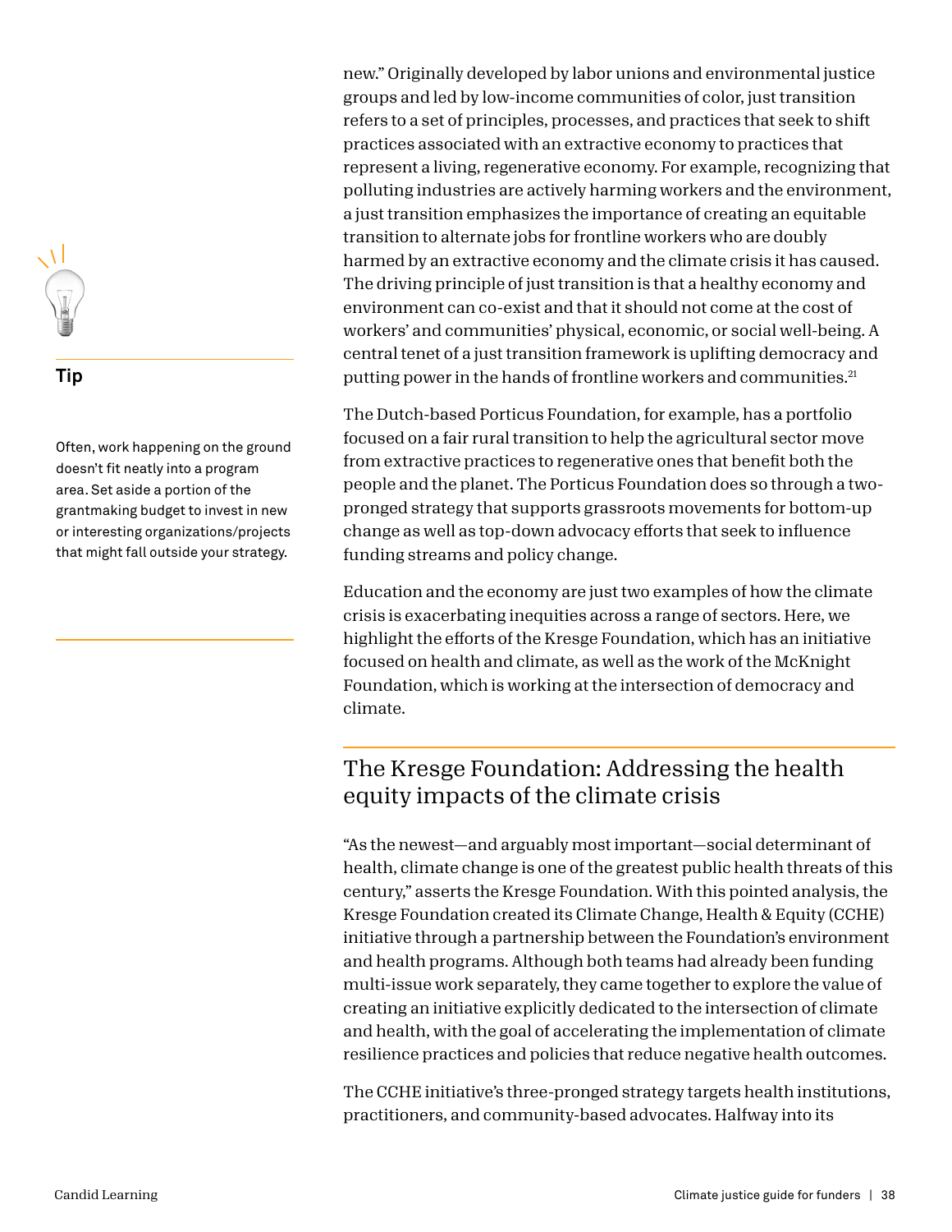new." Originally developed by labor unions and environmental justice groups and led by low-income communities of color, just transition refers to a set of principles, processes, and practices that seek to shift practices associated with an extractive economy to practices that represent a living, regenerative economy. For example, recognizing that polluting industries are actively harming workers and the environment, a just transition emphasizes the importance of creating an equitable transition to alternate jobs for frontline workers who are doubly harmed by an extractive economy and the climate crisis it has caused. The driving principle of just transition is that a healthy economy and environment can co-exist and that it should not come at the cost of workers' and communities' physical, economic, or social well-being. A central tenet of a just transition framework is uplifting democracy and putting power in the hands of frontline workers and communities.[21]

The Dutch-based Porticus Foundation, for example, has a portfolio focused on a fair rural transition to help the agricultural sector move from extractive practices to regenerative ones that benefit both the people and the planet. The Porticus Foundation does so through a two-pronged strategy that supports grassroots movements for bottom-up change as well as top-down advocacy efforts that seek to influence funding streams and policy change.

Education and the economy are just two examples of how the climate crisis is exacerbating inequities across a range of sectors. Here, we highlight the efforts of the Kresge Foundation, which has an initiative focused on health and climate, as well as the work of the McKnight Foundation, which is working at the intersection of democracy and climate.

**Tip**

Often, work happening on the ground doesn't fit neatly into a program area. Set aside a portion of the grantmaking budget to invest in new or interesting organizations/projects that might fall outside your strategy.

## The Kresge Foundation: Addressing the health equity impacts of the climate crisis

"As the newest—and arguably most important—social determinant of health, climate change is one of the greatest public health threats of this century," asserts the Kresge Foundation. With this pointed analysis, the Kresge Foundation created its Climate Change, Health & Equity (CCHE) initiative through a partnership between the Foundation's environment and health programs. Although both teams had already been funding multi-issue work separately, they came together to explore the value of creating an initiative explicitly dedicated to the intersection of climate and health, with the goal of accelerating the implementation of climate resilience practices and policies that reduce negative health outcomes.

The CCHE initiative's three-pronged strategy targets health institutions, practitioners, and community-based advocates. Halfway into its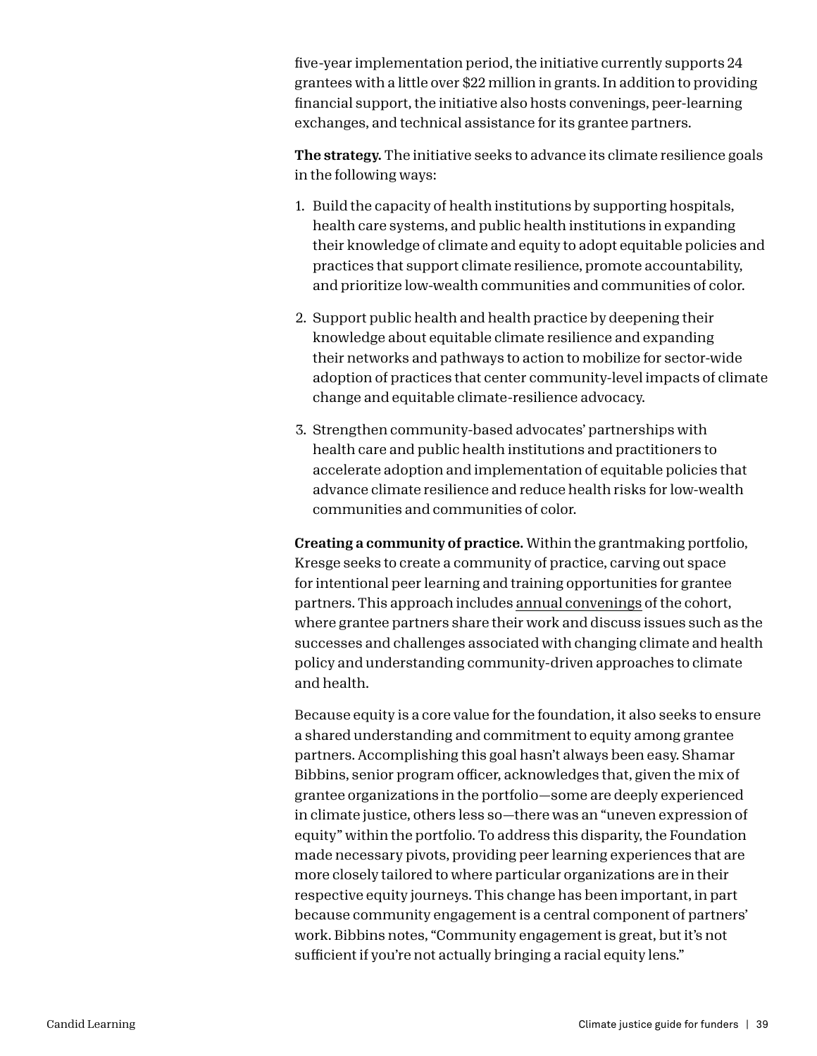five-year implementation period, the initiative currently supports 24 grantees with a little over $22 million in grants. In addition to providing financial support, the initiative also hosts convenings, peer-learning exchanges, and technical assistance for its grantee partners.

**The strategy.** The initiative seeks to advance its climate resilience goals in the following ways:

1. Build the capacity of health institutions by supporting hospitals, health care systems, and public health institutions in expanding their knowledge of climate and equity to adopt equitable policies and practices that support climate resilience, promote accountability, and prioritize low-wealth communities and communities of color.

2. Support public health and health practice by deepening their knowledge about equitable climate resilience and expanding their networks and pathways to action to mobilize for sector-wide adoption of practices that center community-level impacts of climate change and equitable climate-resilience advocacy.

3. Strengthen community-based advocates' partnerships with health care and public health institutions and practitioners to accelerate adoption and implementation of equitable policies that advance climate resilience and reduce health risks for low-wealth communities and communities of color.

**Creating a community of practice.** Within the grantmaking portfolio, Kresge seeks to create a community of practice, carving out space for intentional peer learning and training opportunities for grantee partners. This approach includes annual convenings of the cohort, where grantee partners share their work and discuss issues such as the successes and challenges associated with changing climate and health policy and understanding community-driven approaches to climate and health.

Because equity is a core value for the foundation, it also seeks to ensure a shared understanding and commitment to equity among grantee partners. Accomplishing this goal hasn't always been easy. Shamar Bibbins, senior program officer, acknowledges that, given the mix of grantee organizations in the portfolio—some are deeply experienced in climate justice, others less so—there was an "uneven expression of equity" within the portfolio. To address this disparity, the Foundation made necessary pivots, providing peer learning experiences that are more closely tailored to where particular organizations are in their respective equity journeys. This change has been important, in part because community engagement is a central component of partners' work. Bibbins notes, "Community engagement is great, but it's not sufficient if you're not actually bringing a racial equity lens."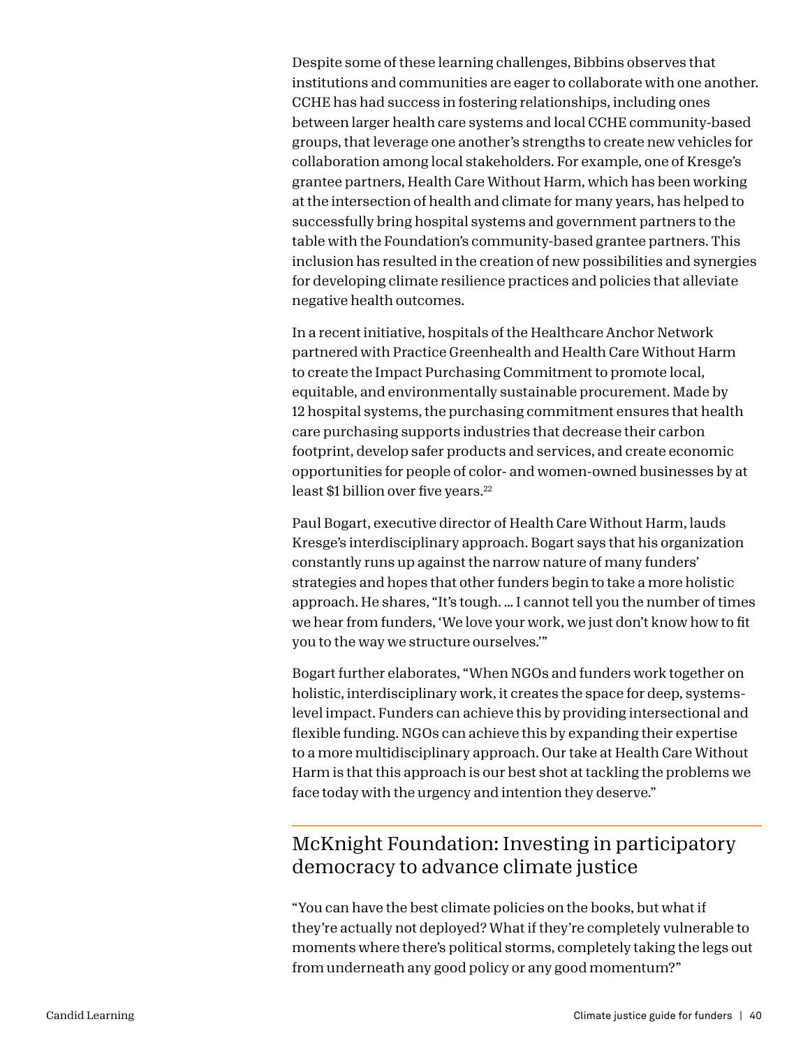Despite some of these learning challenges, Bibbins observes that institutions and communities are eager to collaborate with one another. CCHE has had success in fostering relationships, including ones between larger health care systems and local CCHE community-based groups, that leverage one another's strengths to create new vehicles for collaboration among local stakeholders. For example, one of Kresge's grantee partners, Health Care Without Harm, which has been working at the intersection of health and climate for many years, has helped to successfully bring hospital systems and government partners to the table with the Foundation's community-based grantee partners. This inclusion has resulted in the creation of new possibilities and synergies for developing climate resilience practices and policies that alleviate negative health outcomes.

In a recent initiative, hospitals of the Healthcare Anchor Network partnered with Practice Greenhealth and Health Care Without Harm to create the Impact Purchasing Commitment to promote local, equitable, and environmentally sustainable procurement. Made by 12 hospital systems, the purchasing commitment ensures that health care purchasing supports industries that decrease their carbon footprint, develop safer products and services, and create economic opportunities for people of color- and women-owned businesses by at least $1 billion over five years.[22]

Paul Bogart, executive director of Health Care Without Harm, lauds Kresge's interdisciplinary approach. Bogart says that his organization constantly runs up against the narrow nature of many funders' strategies and hopes that other funders begin to take a more holistic approach. He shares, "It's tough. … I cannot tell you the number of times we hear from funders, 'We love your work, we just don't know how to fit you to the way we structure ourselves.'"

Bogart further elaborates, "When NGOs and funders work together on holistic, interdisciplinary work, it creates the space for deep, systems-level impact. Funders can achieve this by providing intersectional and flexible funding. NGOs can achieve this by expanding their expertise to a more multidisciplinary approach. Our take at Health Care Without Harm is that this approach is our best shot at tackling the problems we face today with the urgency and intention they deserve."

## McKnight Foundation: Investing in participatory democracy to advance climate justice

"You can have the best climate policies on the books, but what if they're actually not deployed? What if they're completely vulnerable to moments where there's political storms, completely taking the legs out from underneath any good policy or any good momentum?"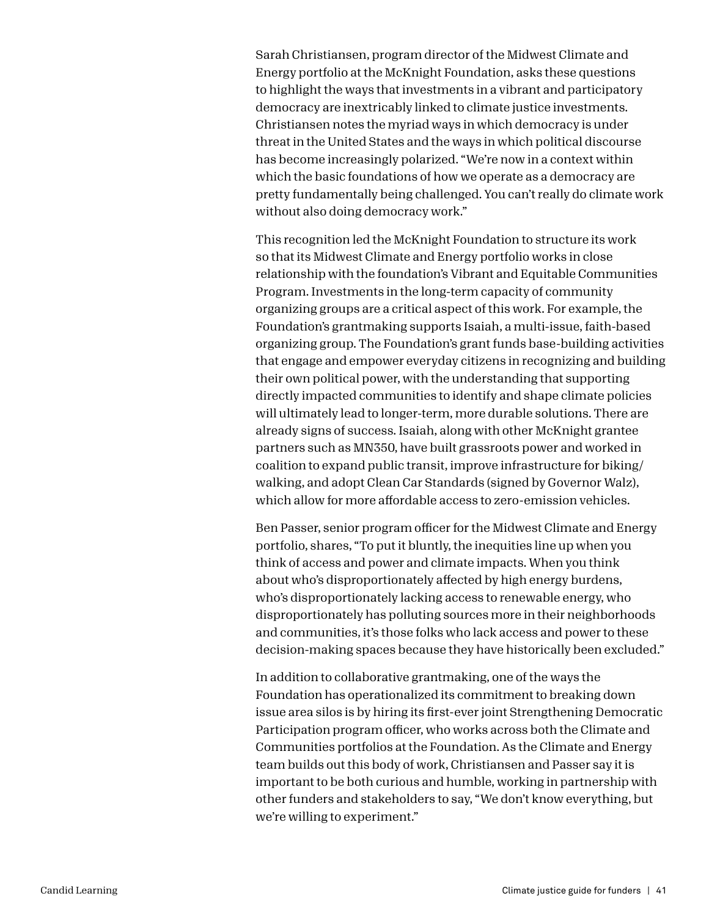Sarah Christiansen, program director of the Midwest Climate and Energy portfolio at the McKnight Foundation, asks these questions to highlight the ways that investments in a vibrant and participatory democracy are inextricably linked to climate justice investments. Christiansen notes the myriad ways in which democracy is under threat in the United States and the ways in which political discourse has become increasingly polarized. "We're now in a context within which the basic foundations of how we operate as a democracy are pretty fundamentally being challenged. You can't really do climate work without also doing democracy work."

This recognition led the McKnight Foundation to structure its work so that its Midwest Climate and Energy portfolio works in close relationship with the foundation's Vibrant and Equitable Communities Program. Investments in the long-term capacity of community organizing groups are a critical aspect of this work. For example, the Foundation's grantmaking supports Isaiah, a multi-issue, faith-based organizing group. The Foundation's grant funds base-building activities that engage and empower everyday citizens in recognizing and building their own political power, with the understanding that supporting directly impacted communities to identify and shape climate policies will ultimately lead to longer-term, more durable solutions. There are already signs of success. Isaiah, along with other McKnight grantee partners such as MN350, have built grassroots power and worked in coalition to expand public transit, improve infrastructure for biking/walking, and adopt Clean Car Standards (signed by Governor Walz), which allow for more affordable access to zero-emission vehicles.

Ben Passer, senior program officer for the Midwest Climate and Energy portfolio, shares, "To put it bluntly, the inequities line up when you think of access and power and climate impacts. When you think about who's disproportionately affected by high energy burdens, who's disproportionately lacking access to renewable energy, who disproportionately has polluting sources more in their neighborhoods and communities, it's those folks who lack access and power to these decision-making spaces because they have historically been excluded."

In addition to collaborative grantmaking, one of the ways the Foundation has operationalized its commitment to breaking down issue area silos is by hiring its first-ever joint Strengthening Democratic Participation program officer, who works across both the Climate and Communities portfolios at the Foundation. As the Climate and Energy team builds out this body of work, Christiansen and Passer say it is important to be both curious and humble, working in partnership with other funders and stakeholders to say, "We don't know everything, but we're willing to experiment."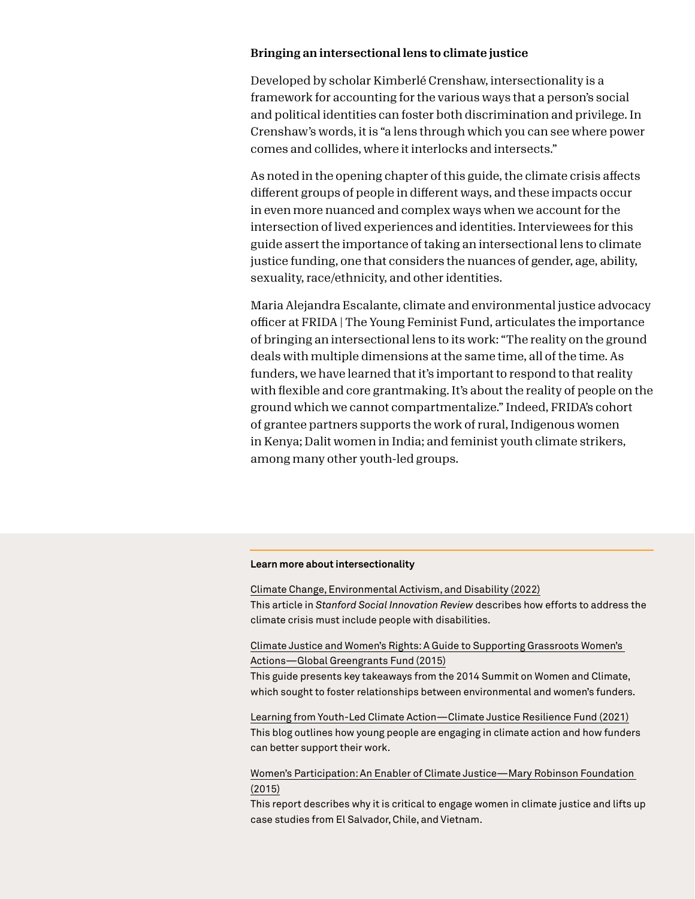### Bringing an intersectional lens to climate justice

Developed by scholar Kimberlé Crenshaw, intersectionality is a framework for accounting for the various ways that a person's social and political identities can foster both discrimination and privilege. In Crenshaw's words, it is "a lens through which you can see where power comes and collides, where it interlocks and intersects."

As noted in the opening chapter of this guide, the climate crisis affects different groups of people in different ways, and these impacts occur in even more nuanced and complex ways when we account for the intersection of lived experiences and identities. Interviewees for this guide assert the importance of taking an intersectional lens to climate justice funding, one that considers the nuances of gender, age, ability, sexuality, race/ethnicity, and other identities.

Maria Alejandra Escalante, climate and environmental justice advocacy officer at FRIDA | The Young Feminist Fund, articulates the importance of bringing an intersectional lens to its work: "The reality on the ground deals with multiple dimensions at the same time, all of the time. As funders, we have learned that it's important to respond to that reality with flexible and core grantmaking. It's about the reality of people on the ground which we cannot compartmentalize." Indeed, FRIDA's cohort of grantee partners supports the work of rural, Indigenous women in Kenya; Dalit women in India; and feminist youth climate strikers, among many other youth-led groups.

---

**Learn more about intersectionality**

Climate Change, Environmental Activism, and Disability (2022)
This article in *Stanford Social Innovation Review* describes how efforts to address the climate crisis must include people with disabilities.

Climate Justice and Women's Rights: A Guide to Supporting Grassroots Women's Actions—Global Greengrants Fund (2015)
This guide presents key takeaways from the 2014 Summit on Women and Climate, which sought to foster relationships between environmental and women's funders.

Learning from Youth-Led Climate Action—Climate Justice Resilience Fund (2021)
This blog outlines how young people are engaging in climate action and how funders can better support their work.

Women's Participation: An Enabler of Climate Justice—Mary Robinson Foundation (2015)
This report describes why it is critical to engage women in climate justice and lifts up case studies from El Salvador, Chile, and Vietnam.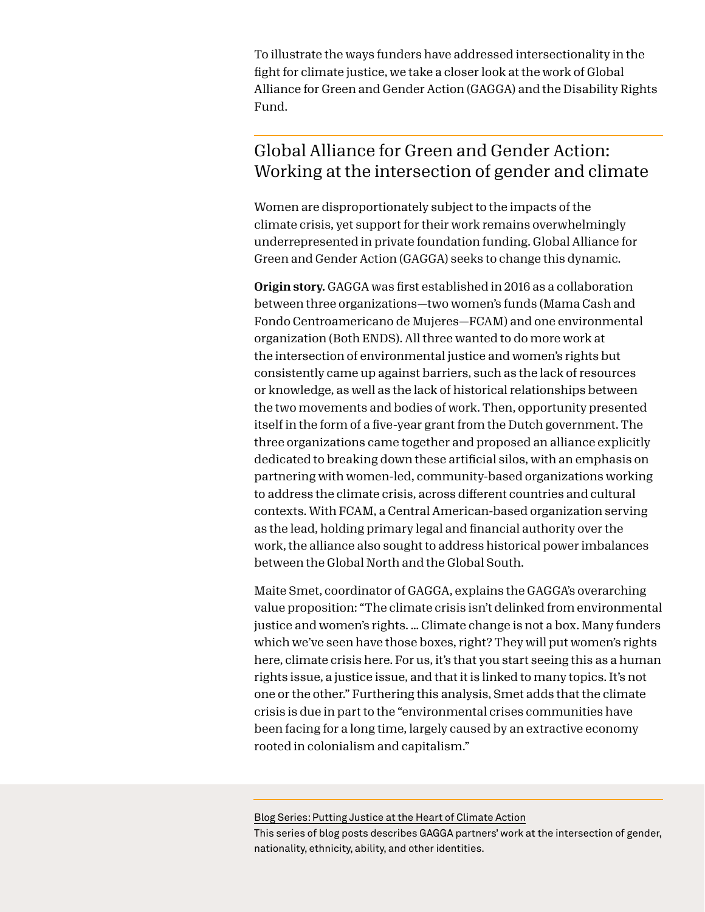To illustrate the ways funders have addressed intersectionality in the fight for climate justice, we take a closer look at the work of Global Alliance for Green and Gender Action (GAGGA) and the Disability Rights Fund.

## Global Alliance for Green and Gender Action: Working at the intersection of gender and climate

Women are disproportionately subject to the impacts of the climate crisis, yet support for their work remains overwhelmingly underrepresented in private foundation funding. Global Alliance for Green and Gender Action (GAGGA) seeks to change this dynamic.

**Origin story.** GAGGA was first established in 2016 as a collaboration between three organizations—two women's funds (Mama Cash and Fondo Centroamericano de Mujeres—FCAM) and one environmental organization (Both ENDS). All three wanted to do more work at the intersection of environmental justice and women's rights but consistently came up against barriers, such as the lack of resources or knowledge, as well as the lack of historical relationships between the two movements and bodies of work. Then, opportunity presented itself in the form of a five-year grant from the Dutch government. The three organizations came together and proposed an alliance explicitly dedicated to breaking down these artificial silos, with an emphasis on partnering with women-led, community-based organizations working to address the climate crisis, across different countries and cultural contexts. With FCAM, a Central American-based organization serving as the lead, holding primary legal and financial authority over the work, the alliance also sought to address historical power imbalances between the Global North and the Global South.

Maite Smet, coordinator of GAGGA, explains the GAGGA's overarching value proposition: "The climate crisis isn't delinked from environmental justice and women's rights. ... Climate change is not a box. Many funders which we've seen have those boxes, right? They will put women's rights here, climate crisis here. For us, it's that you start seeing this as a human rights issue, a justice issue, and that it is linked to many topics. It's not one or the other." Furthering this analysis, Smet adds that the climate crisis is due in part to the "environmental crises communities have been facing for a long time, largely caused by an extractive economy rooted in colonialism and capitalism."

---

Blog Series: Putting Justice at the Heart of Climate Action

This series of blog posts describes GAGGA partners' work at the intersection of gender, nationality, ethnicity, ability, and other identities.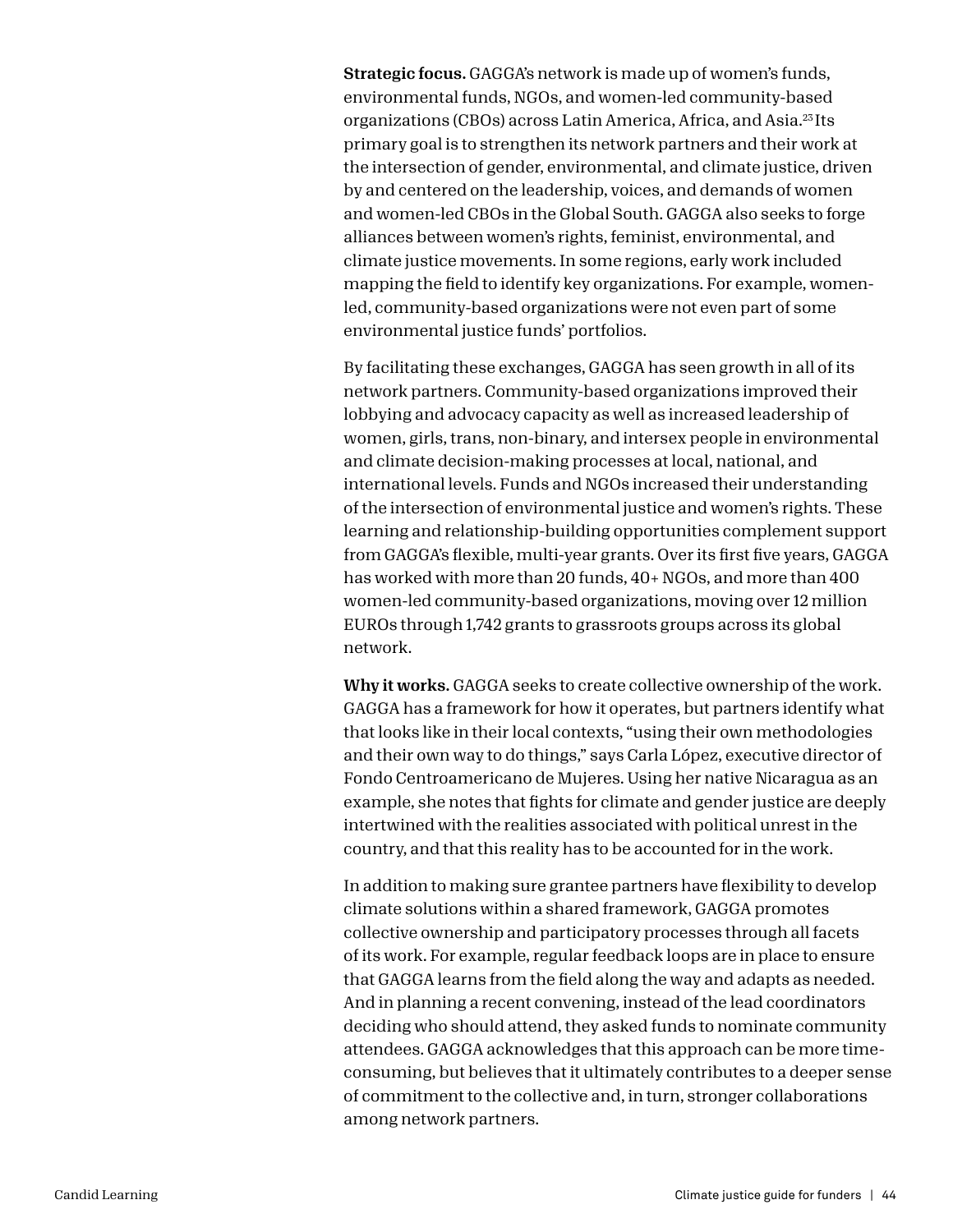**Strategic focus.** GAGGA's network is made up of women's funds, environmental funds, NGOs, and women-led community-based organizations (CBOs) across Latin America, Africa, and Asia.[23] Its primary goal is to strengthen its network partners and their work at the intersection of gender, environmental, and climate justice, driven by and centered on the leadership, voices, and demands of women and women-led CBOs in the Global South. GAGGA also seeks to forge alliances between women's rights, feminist, environmental, and climate justice movements. In some regions, early work included mapping the field to identify key organizations. For example, women-led, community-based organizations were not even part of some environmental justice funds' portfolios.

By facilitating these exchanges, GAGGA has seen growth in all of its network partners. Community-based organizations improved their lobbying and advocacy capacity as well as increased leadership of women, girls, trans, non-binary, and intersex people in environmental and climate decision-making processes at local, national, and international levels. Funds and NGOs increased their understanding of the intersection of environmental justice and women's rights. These learning and relationship-building opportunities complement support from GAGGA's flexible, multi-year grants. Over its first five years, GAGGA has worked with more than 20 funds, 40+ NGOs, and more than 400 women-led community-based organizations, moving over 12 million EUROs through 1,742 grants to grassroots groups across its global network.

**Why it works.** GAGGA seeks to create collective ownership of the work. GAGGA has a framework for how it operates, but partners identify what that looks like in their local contexts, "using their own methodologies and their own way to do things," says Carla López, executive director of Fondo Centroamericano de Mujeres. Using her native Nicaragua as an example, she notes that fights for climate and gender justice are deeply intertwined with the realities associated with political unrest in the country, and that this reality has to be accounted for in the work.

In addition to making sure grantee partners have flexibility to develop climate solutions within a shared framework, GAGGA promotes collective ownership and participatory processes through all facets of its work. For example, regular feedback loops are in place to ensure that GAGGA learns from the field along the way and adapts as needed. And in planning a recent convening, instead of the lead coordinators deciding who should attend, they asked funds to nominate community attendees. GAGGA acknowledges that this approach can be more time-consuming, but believes that it ultimately contributes to a deeper sense of commitment to the collective and, in turn, stronger collaborations among network partners.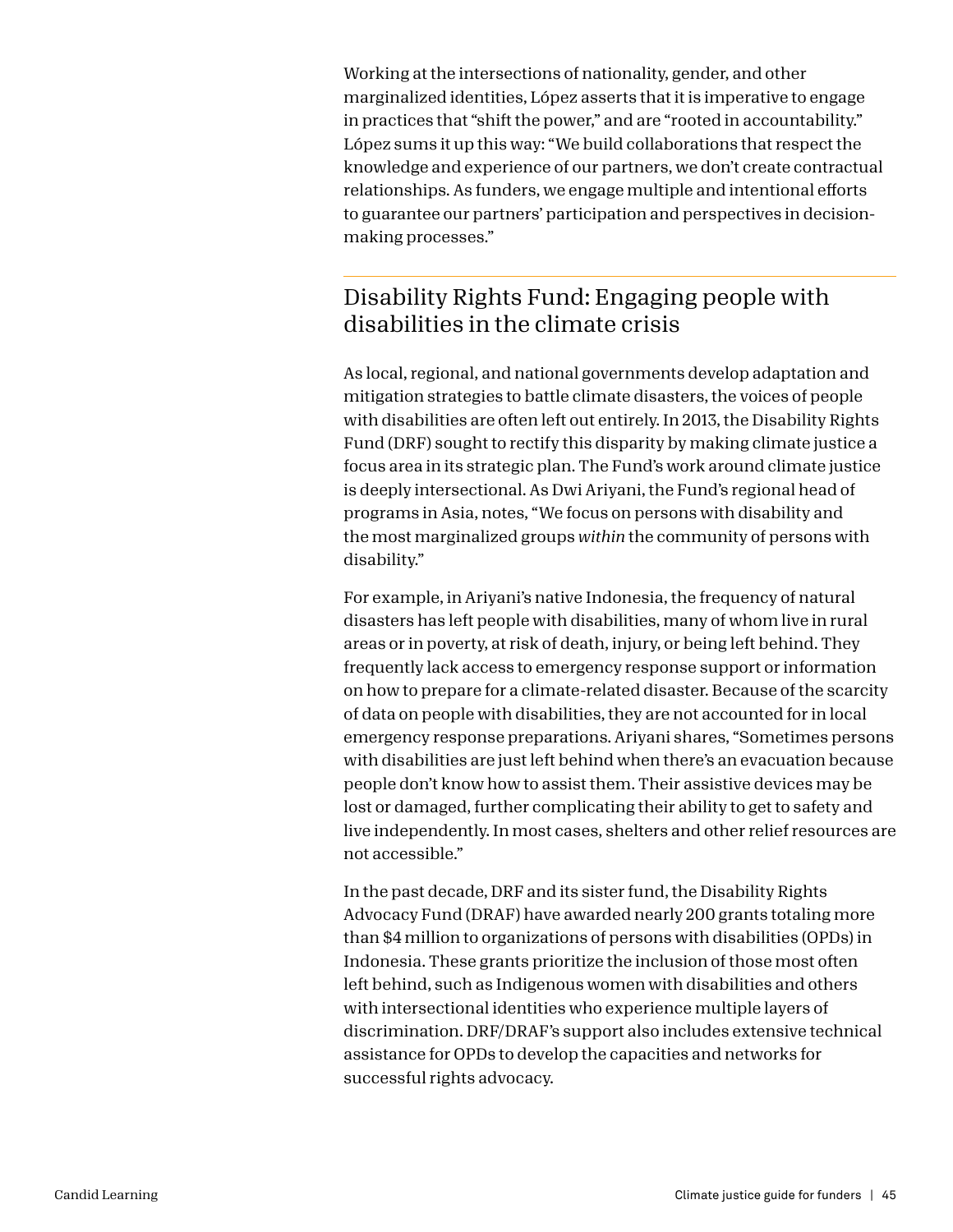Working at the intersections of nationality, gender, and other marginalized identities, López asserts that it is imperative to engage in practices that "shift the power," and are "rooted in accountability." López sums it up this way: "We build collaborations that respect the knowledge and experience of our partners, we don't create contractual relationships. As funders, we engage multiple and intentional efforts to guarantee our partners' participation and perspectives in decision-making processes."

## Disability Rights Fund: Engaging people with disabilities in the climate crisis

As local, regional, and national governments develop adaptation and mitigation strategies to battle climate disasters, the voices of people with disabilities are often left out entirely. In 2013, the Disability Rights Fund (DRF) sought to rectify this disparity by making climate justice a focus area in its strategic plan. The Fund's work around climate justice is deeply intersectional. As Dwi Ariyani, the Fund's regional head of programs in Asia, notes, "We focus on persons with disability and the most marginalized groups *within* the community of persons with disability."

For example, in Ariyani's native Indonesia, the frequency of natural disasters has left people with disabilities, many of whom live in rural areas or in poverty, at risk of death, injury, or being left behind. They frequently lack access to emergency response support or information on how to prepare for a climate-related disaster. Because of the scarcity of data on people with disabilities, they are not accounted for in local emergency response preparations. Ariyani shares, "Sometimes persons with disabilities are just left behind when there's an evacuation because people don't know how to assist them. Their assistive devices may be lost or damaged, further complicating their ability to get to safety and live independently. In most cases, shelters and other relief resources are not accessible."

In the past decade, DRF and its sister fund, the Disability Rights Advocacy Fund (DRAF) have awarded nearly 200 grants totaling more than $4 million to organizations of persons with disabilities (OPDs) in Indonesia. These grants prioritize the inclusion of those most often left behind, such as Indigenous women with disabilities and others with intersectional identities who experience multiple layers of discrimination. DRF/DRAF's support also includes extensive technical assistance for OPDs to develop the capacities and networks for successful rights advocacy.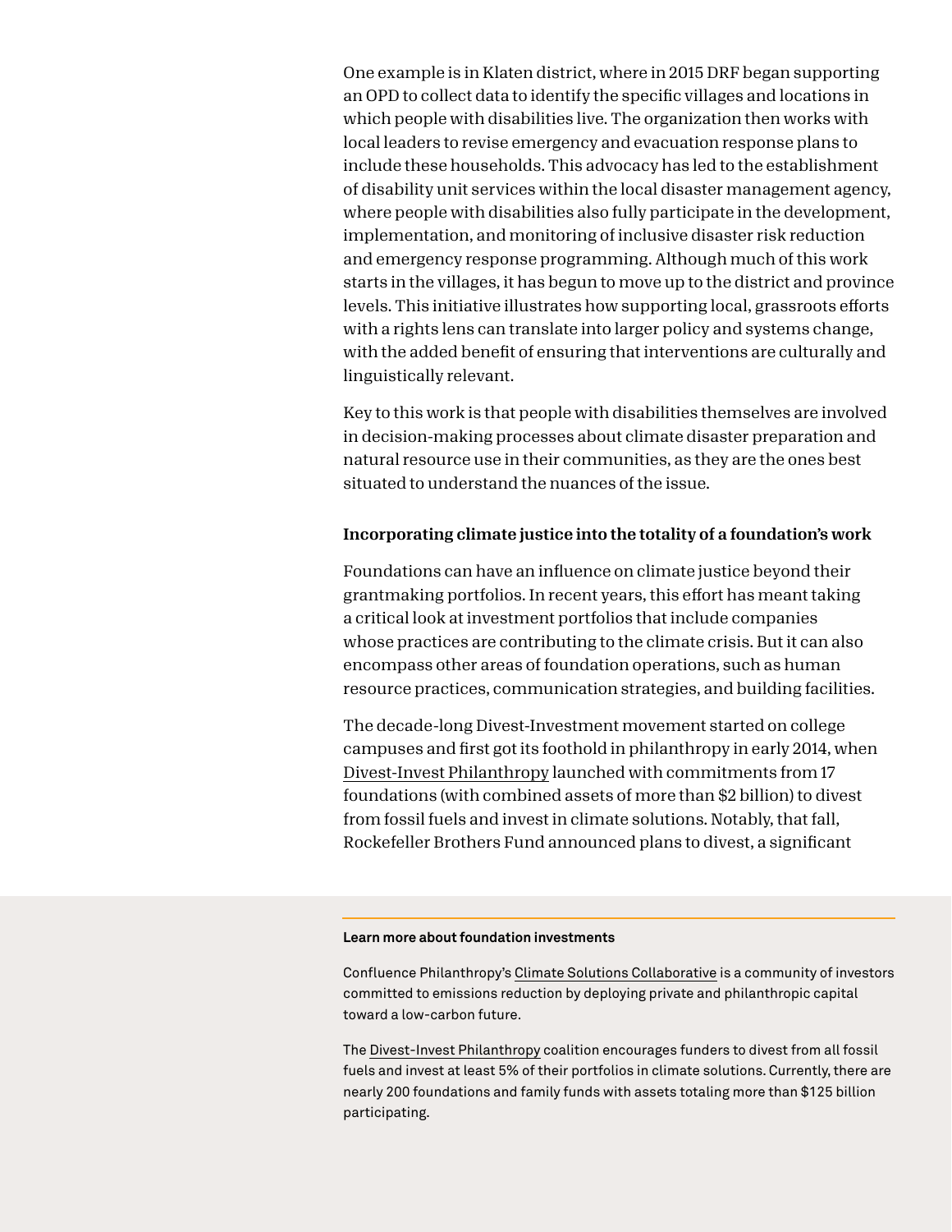One example is in Klaten district, where in 2015 DRF began supporting an OPD to collect data to identify the specific villages and locations in which people with disabilities live. The organization then works with local leaders to revise emergency and evacuation response plans to include these households. This advocacy has led to the establishment of disability unit services within the local disaster management agency, where people with disabilities also fully participate in the development, implementation, and monitoring of inclusive disaster risk reduction and emergency response programming. Although much of this work starts in the villages, it has begun to move up to the district and province levels. This initiative illustrates how supporting local, grassroots efforts with a rights lens can translate into larger policy and systems change, with the added benefit of ensuring that interventions are culturally and linguistically relevant.

Key to this work is that people with disabilities themselves are involved in decision-making processes about climate disaster preparation and natural resource use in their communities, as they are the ones best situated to understand the nuances of the issue.

### Incorporating climate justice into the totality of a foundation's work

Foundations can have an influence on climate justice beyond their grantmaking portfolios. In recent years, this effort has meant taking a critical look at investment portfolios that include companies whose practices are contributing to the climate crisis. But it can also encompass other areas of foundation operations, such as human resource practices, communication strategies, and building facilities.

The decade-long Divest-Investment movement started on college campuses and first got its foothold in philanthropy in early 2014, when Divest-Invest Philanthropy launched with commitments from 17 foundations (with combined assets of more than $2 billion) to divest from fossil fuels and invest in climate solutions. Notably, that fall, Rockefeller Brothers Fund announced plans to divest, a significant

**Learn more about foundation investments**

Confluence Philanthropy's Climate Solutions Collaborative is a community of investors committed to emissions reduction by deploying private and philanthropic capital toward a low-carbon future.

The Divest-Invest Philanthropy coalition encourages funders to divest from all fossil fuels and invest at least 5% of their portfolios in climate solutions. Currently, there are nearly 200 foundations and family funds with assets totaling more than $125 billion participating.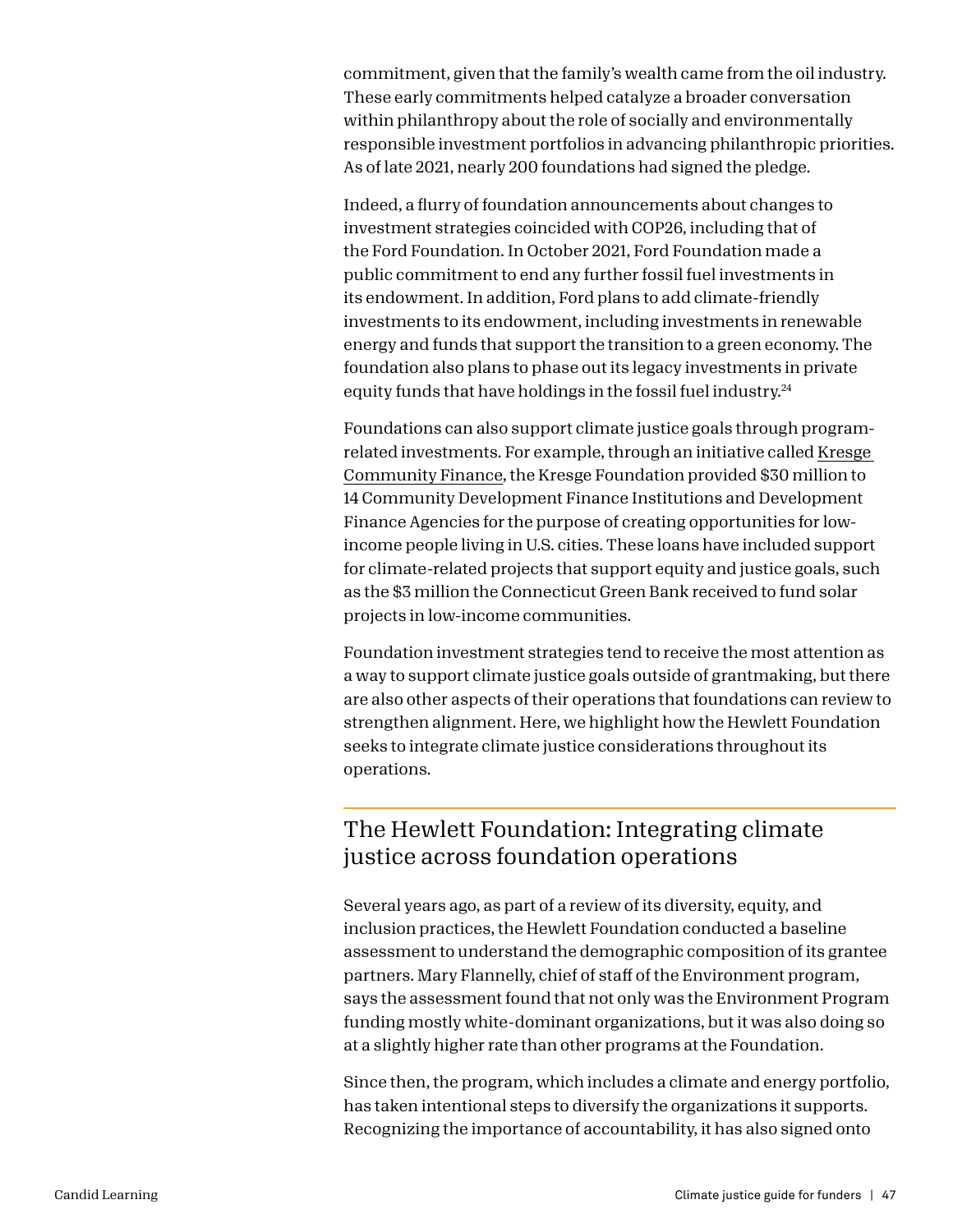commitment, given that the family's wealth came from the oil industry. These early commitments helped catalyze a broader conversation within philanthropy about the role of socially and environmentally responsible investment portfolios in advancing philanthropic priorities. As of late 2021, nearly 200 foundations had signed the pledge.

Indeed, a flurry of foundation announcements about changes to investment strategies coincided with COP26, including that of the Ford Foundation. In October 2021, Ford Foundation made a public commitment to end any further fossil fuel investments in its endowment. In addition, Ford plans to add climate-friendly investments to its endowment, including investments in renewable energy and funds that support the transition to a green economy. The foundation also plans to phase out its legacy investments in private equity funds that have holdings in the fossil fuel industry.[24]

Foundations can also support climate justice goals through program-related investments. For example, through an initiative called Kresge Community Finance, the Kresge Foundation provided $30 million to 14 Community Development Finance Institutions and Development Finance Agencies for the purpose of creating opportunities for low-income people living in U.S. cities. These loans have included support for climate-related projects that support equity and justice goals, such as the $3 million the Connecticut Green Bank received to fund solar projects in low-income communities.

Foundation investment strategies tend to receive the most attention as a way to support climate justice goals outside of grantmaking, but there are also other aspects of their operations that foundations can review to strengthen alignment. Here, we highlight how the Hewlett Foundation seeks to integrate climate justice considerations throughout its operations.

## The Hewlett Foundation: Integrating climate justice across foundation operations

Several years ago, as part of a review of its diversity, equity, and inclusion practices, the Hewlett Foundation conducted a baseline assessment to understand the demographic composition of its grantee partners. Mary Flannelly, chief of staff of the Environment program, says the assessment found that not only was the Environment Program funding mostly white-dominant organizations, but it was also doing so at a slightly higher rate than other programs at the Foundation.

Since then, the program, which includes a climate and energy portfolio, has taken intentional steps to diversify the organizations it supports. Recognizing the importance of accountability, it has also signed onto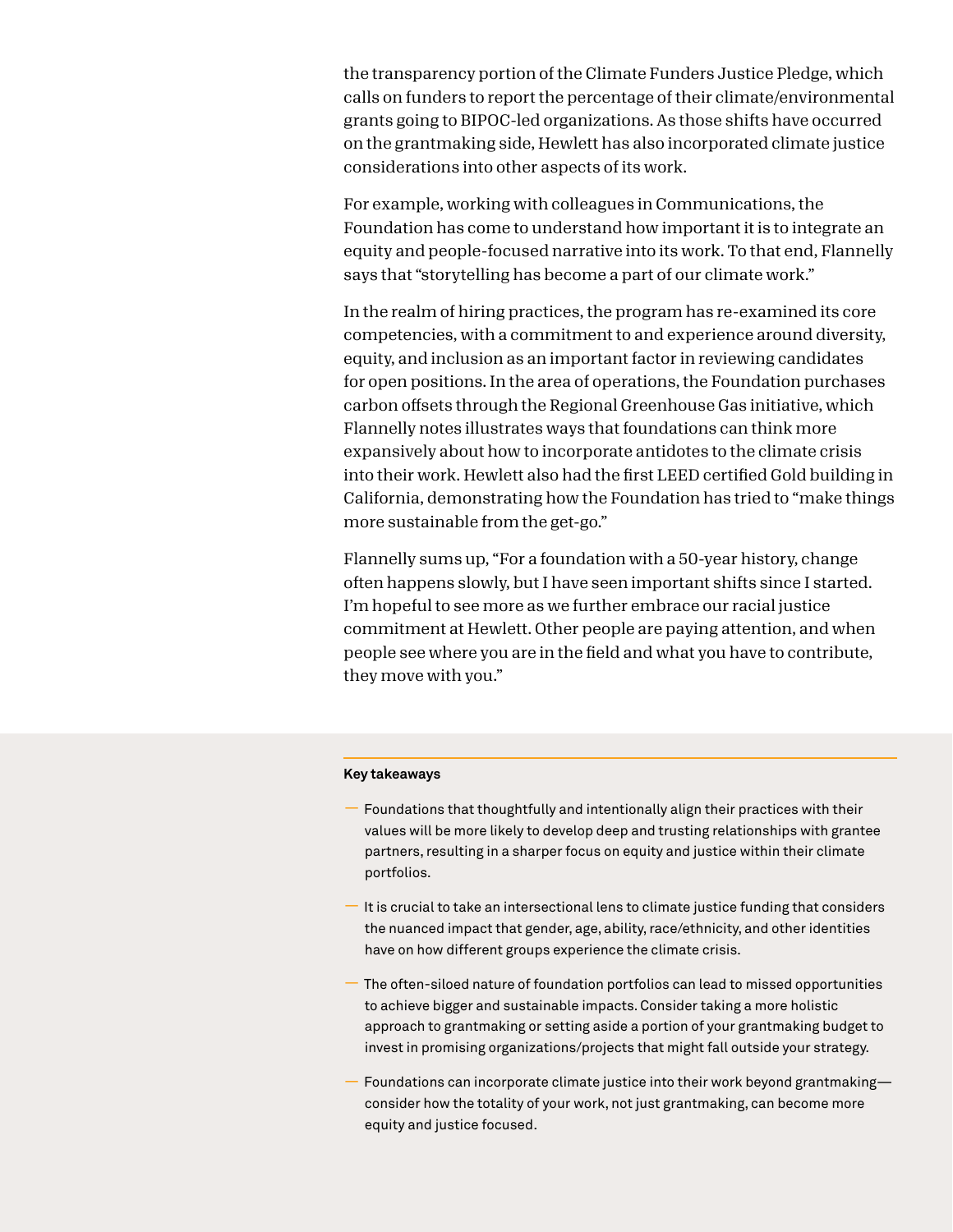the transparency portion of the Climate Funders Justice Pledge, which calls on funders to report the percentage of their climate/environmental grants going to BIPOC-led organizations. As those shifts have occurred on the grantmaking side, Hewlett has also incorporated climate justice considerations into other aspects of its work.

For example, working with colleagues in Communications, the Foundation has come to understand how important it is to integrate an equity and people-focused narrative into its work. To that end, Flannelly says that "storytelling has become a part of our climate work."

In the realm of hiring practices, the program has re-examined its core competencies, with a commitment to and experience around diversity, equity, and inclusion as an important factor in reviewing candidates for open positions. In the area of operations, the Foundation purchases carbon offsets through the Regional Greenhouse Gas initiative, which Flannelly notes illustrates ways that foundations can think more expansively about how to incorporate antidotes to the climate crisis into their work. Hewlett also had the first LEED certified Gold building in California, demonstrating how the Foundation has tried to "make things more sustainable from the get-go."

Flannelly sums up, "For a foundation with a 50-year history, change often happens slowly, but I have seen important shifts since I started. I'm hopeful to see more as we further embrace our racial justice commitment at Hewlett. Other people are paying attention, and when people see where you are in the field and what you have to contribute, they move with you."

**Key takeaways**

- Foundations that thoughtfully and intentionally align their practices with their values will be more likely to develop deep and trusting relationships with grantee partners, resulting in a sharper focus on equity and justice within their climate portfolios.
- It is crucial to take an intersectional lens to climate justice funding that considers the nuanced impact that gender, age, ability, race/ethnicity, and other identities have on how different groups experience the climate crisis.
- The often-siloed nature of foundation portfolios can lead to missed opportunities to achieve bigger and sustainable impacts. Consider taking a more holistic approach to grantmaking or setting aside a portion of your grantmaking budget to invest in promising organizations/projects that might fall outside your strategy.
- Foundations can incorporate climate justice into their work beyond grantmaking—consider how the totality of your work, not just grantmaking, can become more equity and justice focused.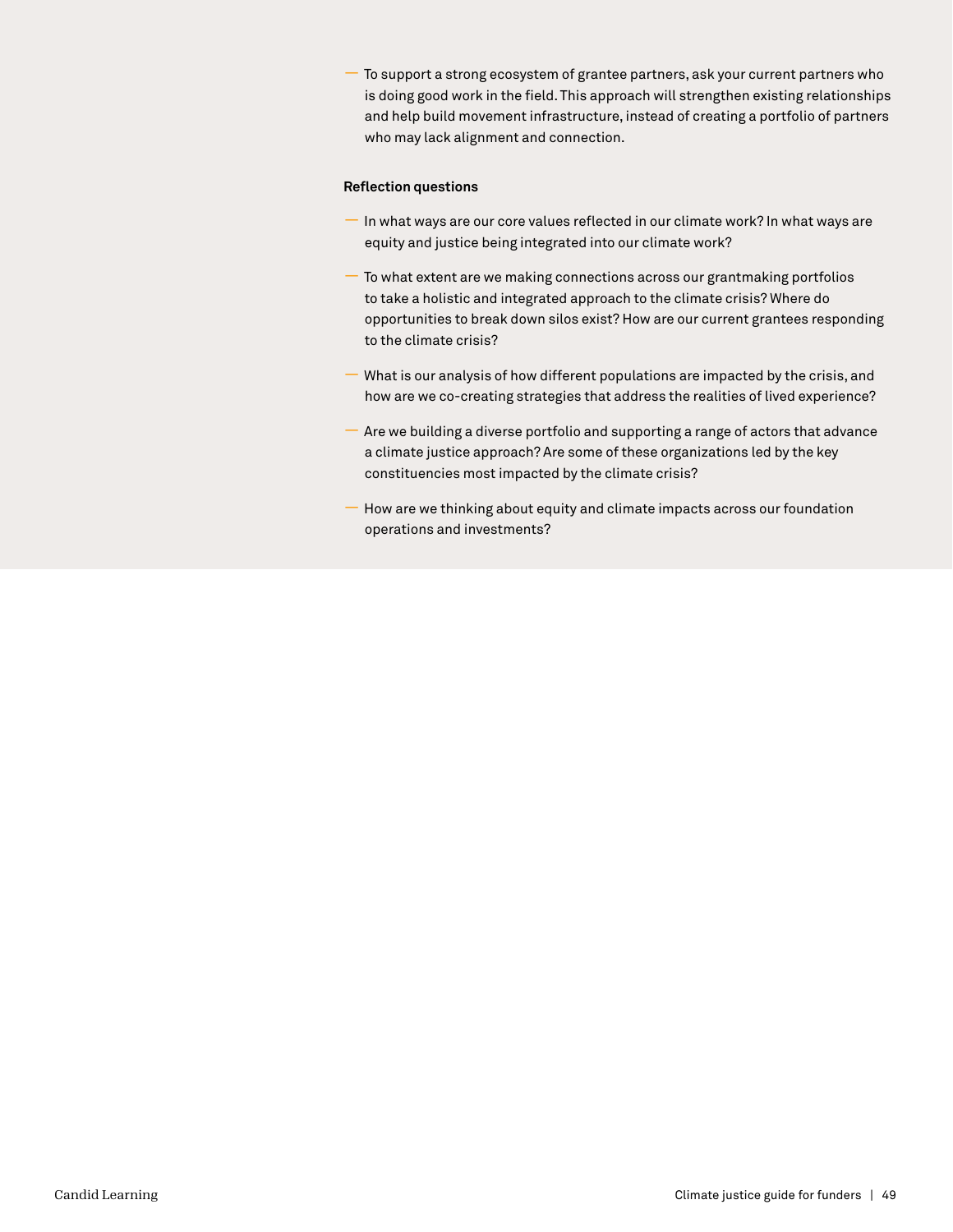- To support a strong ecosystem of grantee partners, ask your current partners who is doing good work in the field. This approach will strengthen existing relationships and help build movement infrastructure, instead of creating a portfolio of partners who may lack alignment and connection.

**Reflection questions**

- In what ways are our core values reflected in our climate work? In what ways are equity and justice being integrated into our climate work?
- To what extent are we making connections across our grantmaking portfolios to take a holistic and integrated approach to the climate crisis? Where do opportunities to break down silos exist? How are our current grantees responding to the climate crisis?
- What is our analysis of how different populations are impacted by the crisis, and how are we co-creating strategies that address the realities of lived experience?
- Are we building a diverse portfolio and supporting a range of actors that advance a climate justice approach? Are some of these organizations led by the key constituencies most impacted by the climate crisis?
- How are we thinking about equity and climate impacts across our foundation operations and investments?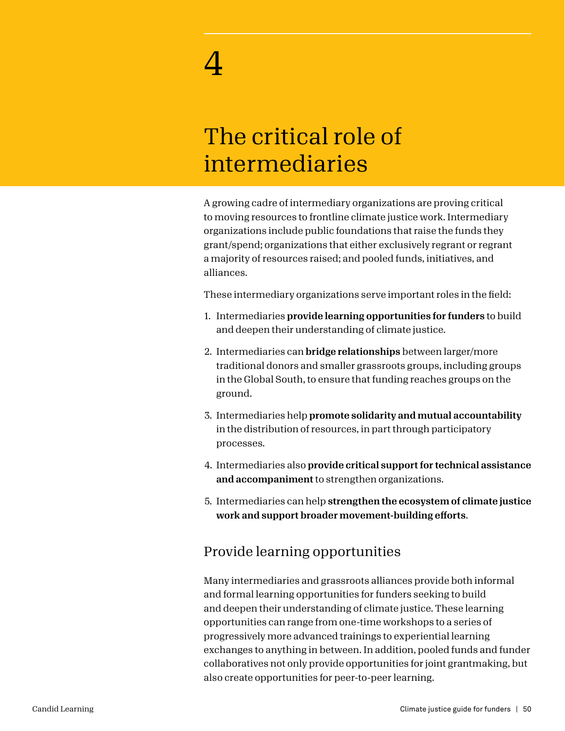# 4

# The critical role of intermediaries

A growing cadre of intermediary organizations are proving critical to moving resources to frontline climate justice work. Intermediary organizations include public foundations that raise the funds they grant/spend; organizations that either exclusively regrant or regrant a majority of resources raised; and pooled funds, initiatives, and alliances.

These intermediary organizations serve important roles in the field:

1. Intermediaries **provide learning opportunities for funders** to build and deepen their understanding of climate justice.
2. Intermediaries can **bridge relationships** between larger/more traditional donors and smaller grassroots groups, including groups in the Global South, to ensure that funding reaches groups on the ground.
3. Intermediaries help **promote solidarity and mutual accountability** in the distribution of resources, in part through participatory processes.
4. Intermediaries also **provide critical support for technical assistance and accompaniment** to strengthen organizations.
5. Intermediaries can help **strengthen the ecosystem of climate justice work and support broader movement-building efforts**.

## Provide learning opportunities

Many intermediaries and grassroots alliances provide both informal and formal learning opportunities for funders seeking to build and deepen their understanding of climate justice. These learning opportunities can range from one-time workshops to a series of progressively more advanced trainings to experiential learning exchanges to anything in between. In addition, pooled funds and funder collaboratives not only provide opportunities for joint grantmaking, but also create opportunities for peer-to-peer learning.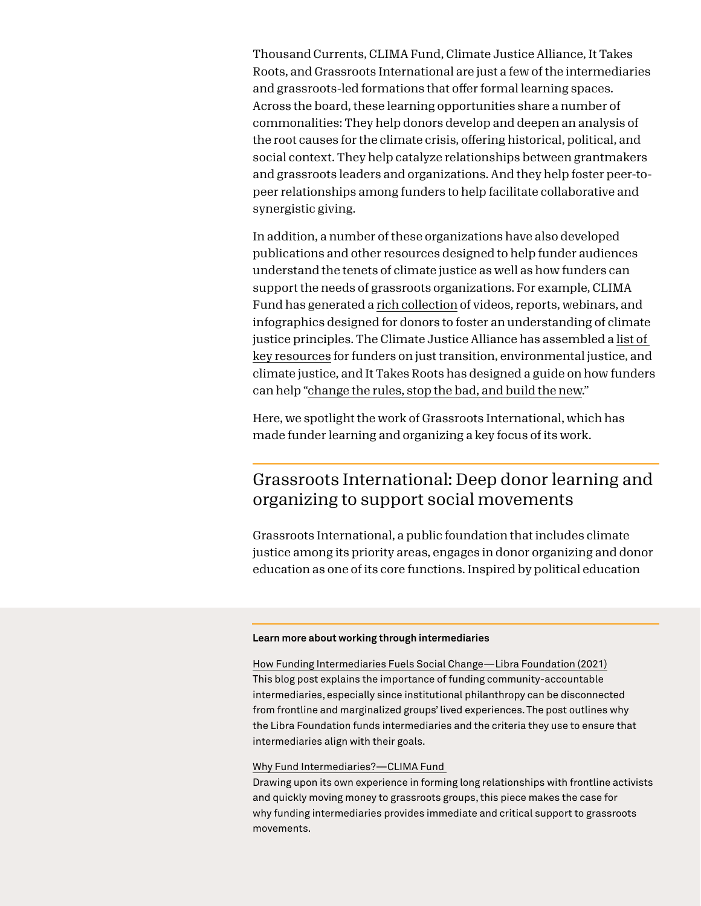Thousand Currents, CLIMA Fund, Climate Justice Alliance, It Takes Roots, and Grassroots International are just a few of the intermediaries and grassroots-led formations that offer formal learning spaces. Across the board, these learning opportunities share a number of commonalities: They help donors develop and deepen an analysis of the root causes for the climate crisis, offering historical, political, and social context. They help catalyze relationships between grantmakers and grassroots leaders and organizations. And they help foster peer-to-peer relationships among funders to help facilitate collaborative and synergistic giving.

In addition, a number of these organizations have also developed publications and other resources designed to help funder audiences understand the tenets of climate justice as well as how funders can support the needs of grassroots organizations. For example, CLIMA Fund has generated a rich collection of videos, reports, webinars, and infographics designed for donors to foster an understanding of climate justice principles. The Climate Justice Alliance has assembled a list of key resources for funders on just transition, environmental justice, and climate justice, and It Takes Roots has designed a guide on how funders can help "change the rules, stop the bad, and build the new."

Here, we spotlight the work of Grassroots International, which has made funder learning and organizing a key focus of its work.

## Grassroots International: Deep donor learning and organizing to support social movements

Grassroots International, a public foundation that includes climate justice among its priority areas, engages in donor organizing and donor education as one of its core functions. Inspired by political education

**Learn more about working through intermediaries**

How Funding Intermediaries Fuels Social Change—Libra Foundation (2021)
This blog post explains the importance of funding community-accountable intermediaries, especially since institutional philanthropy can be disconnected from frontline and marginalized groups' lived experiences. The post outlines why the Libra Foundation funds intermediaries and the criteria they use to ensure that intermediaries align with their goals.

Why Fund Intermediaries?—CLIMA Fund
Drawing upon its own experience in forming long relationships with frontline activists and quickly moving money to grassroots groups, this piece makes the case for why funding intermediaries provides immediate and critical support to grassroots movements.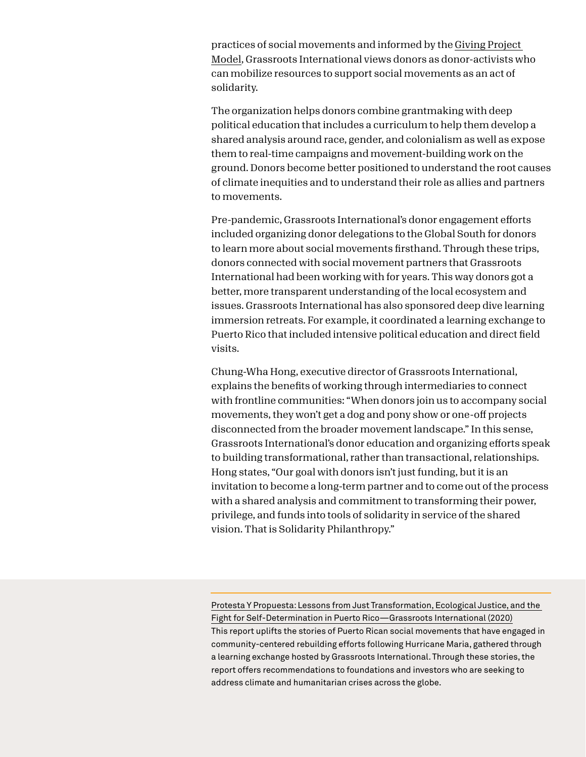practices of social movements and informed by the Giving Project Model, Grassroots International views donors as donor-activists who can mobilize resources to support social movements as an act of solidarity.

The organization helps donors combine grantmaking with deep political education that includes a curriculum to help them develop a shared analysis around race, gender, and colonialism as well as expose them to real-time campaigns and movement-building work on the ground. Donors become better positioned to understand the root causes of climate inequities and to understand their role as allies and partners to movements.

Pre-pandemic, Grassroots International's donor engagement efforts included organizing donor delegations to the Global South for donors to learn more about social movements firsthand. Through these trips, donors connected with social movement partners that Grassroots International had been working with for years. This way donors got a better, more transparent understanding of the local ecosystem and issues. Grassroots International has also sponsored deep dive learning immersion retreats. For example, it coordinated a learning exchange to Puerto Rico that included intensive political education and direct field visits.

Chung-Wha Hong, executive director of Grassroots International, explains the benefits of working through intermediaries to connect with frontline communities: "When donors join us to accompany social movements, they won't get a dog and pony show or one-off projects disconnected from the broader movement landscape." In this sense, Grassroots International's donor education and organizing efforts speak to building transformational, rather than transactional, relationships. Hong states, "Our goal with donors isn't just funding, but it is an invitation to become a long-term partner and to come out of the process with a shared analysis and commitment to transforming their power, privilege, and funds into tools of solidarity in service of the shared vision. That is Solidarity Philanthropy."

---

Protesta Y Propuesta: Lessons from Just Transformation, Ecological Justice, and the Fight for Self-Determination in Puerto Rico—Grassroots International (2020)
This report uplifts the stories of Puerto Rican social movements that have engaged in community-centered rebuilding efforts following Hurricane Maria, gathered through a learning exchange hosted by Grassroots International. Through these stories, the report offers recommendations to foundations and investors who are seeking to address climate and humanitarian crises across the globe.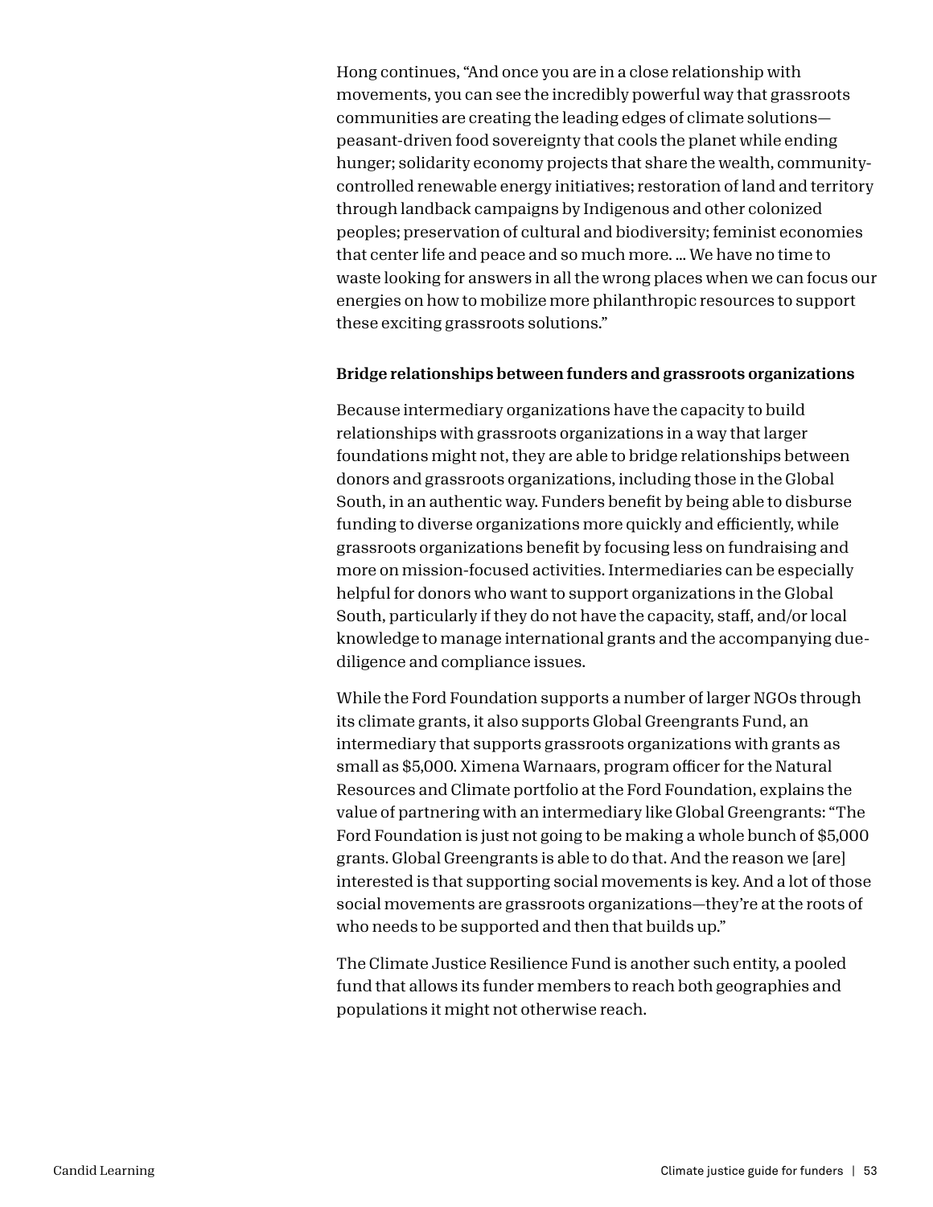Hong continues, "And once you are in a close relationship with movements, you can see the incredibly powerful way that grassroots communities are creating the leading edges of climate solutions—peasant-driven food sovereignty that cools the planet while ending hunger; solidarity economy projects that share the wealth, community-controlled renewable energy initiatives; restoration of land and territory through landback campaigns by Indigenous and other colonized peoples; preservation of cultural and biodiversity; feminist economies that center life and peace and so much more. ... We have no time to waste looking for answers in all the wrong places when we can focus our energies on how to mobilize more philanthropic resources to support these exciting grassroots solutions."

**Bridge relationships between funders and grassroots organizations**

Because intermediary organizations have the capacity to build relationships with grassroots organizations in a way that larger foundations might not, they are able to bridge relationships between donors and grassroots organizations, including those in the Global South, in an authentic way. Funders benefit by being able to disburse funding to diverse organizations more quickly and efficiently, while grassroots organizations benefit by focusing less on fundraising and more on mission-focused activities. Intermediaries can be especially helpful for donors who want to support organizations in the Global South, particularly if they do not have the capacity, staff, and/or local knowledge to manage international grants and the accompanying due-diligence and compliance issues.

While the Ford Foundation supports a number of larger NGOs through its climate grants, it also supports Global Greengrants Fund, an intermediary that supports grassroots organizations with grants as small as $5,000. Ximena Warnaars, program officer for the Natural Resources and Climate portfolio at the Ford Foundation, explains the value of partnering with an intermediary like Global Greengrants: "The Ford Foundation is just not going to be making a whole bunch of $5,000 grants. Global Greengrants is able to do that. And the reason we [are] interested is that supporting social movements is key. And a lot of those social movements are grassroots organizations—they're at the roots of who needs to be supported and then that builds up."

The Climate Justice Resilience Fund is another such entity, a pooled fund that allows its funder members to reach both geographies and populations it might not otherwise reach.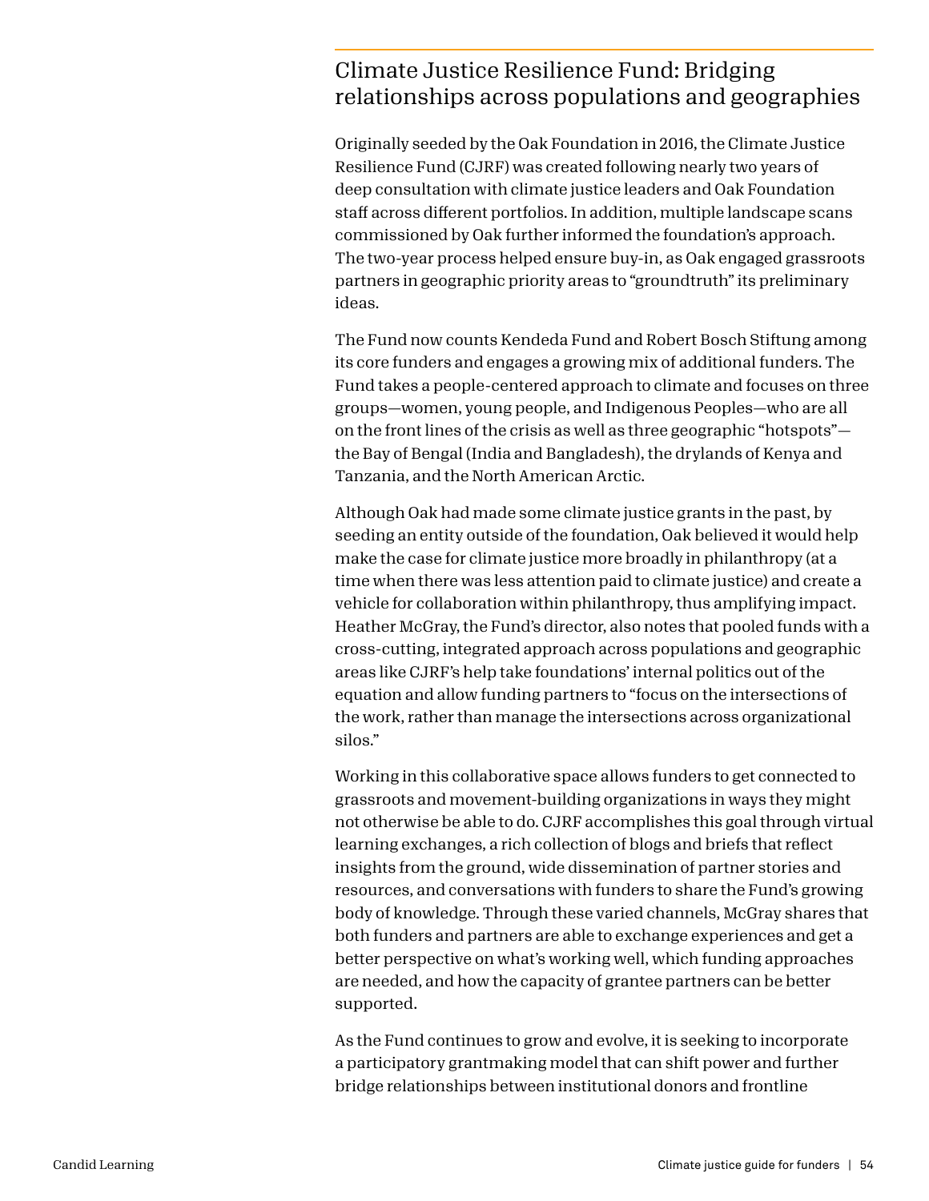## Climate Justice Resilience Fund: Bridging relationships across populations and geographies

Originally seeded by the Oak Foundation in 2016, the Climate Justice Resilience Fund (CJRF) was created following nearly two years of deep consultation with climate justice leaders and Oak Foundation staff across different portfolios. In addition, multiple landscape scans commissioned by Oak further informed the foundation's approach. The two-year process helped ensure buy-in, as Oak engaged grassroots partners in geographic priority areas to "groundtruth" its preliminary ideas.

The Fund now counts Kendeda Fund and Robert Bosch Stiftung among its core funders and engages a growing mix of additional funders. The Fund takes a people-centered approach to climate and focuses on three groups—women, young people, and Indigenous Peoples—who are all on the front lines of the crisis as well as three geographic "hotspots"—the Bay of Bengal (India and Bangladesh), the drylands of Kenya and Tanzania, and the North American Arctic.

Although Oak had made some climate justice grants in the past, by seeding an entity outside of the foundation, Oak believed it would help make the case for climate justice more broadly in philanthropy (at a time when there was less attention paid to climate justice) and create a vehicle for collaboration within philanthropy, thus amplifying impact. Heather McGray, the Fund's director, also notes that pooled funds with a cross-cutting, integrated approach across populations and geographic areas like CJRF's help take foundations' internal politics out of the equation and allow funding partners to "focus on the intersections of the work, rather than manage the intersections across organizational silos."

Working in this collaborative space allows funders to get connected to grassroots and movement-building organizations in ways they might not otherwise be able to do. CJRF accomplishes this goal through virtual learning exchanges, a rich collection of blogs and briefs that reflect insights from the ground, wide dissemination of partner stories and resources, and conversations with funders to share the Fund's growing body of knowledge. Through these varied channels, McGray shares that both funders and partners are able to exchange experiences and get a better perspective on what's working well, which funding approaches are needed, and how the capacity of grantee partners can be better supported.

As the Fund continues to grow and evolve, it is seeking to incorporate a participatory grantmaking model that can shift power and further bridge relationships between institutional donors and frontline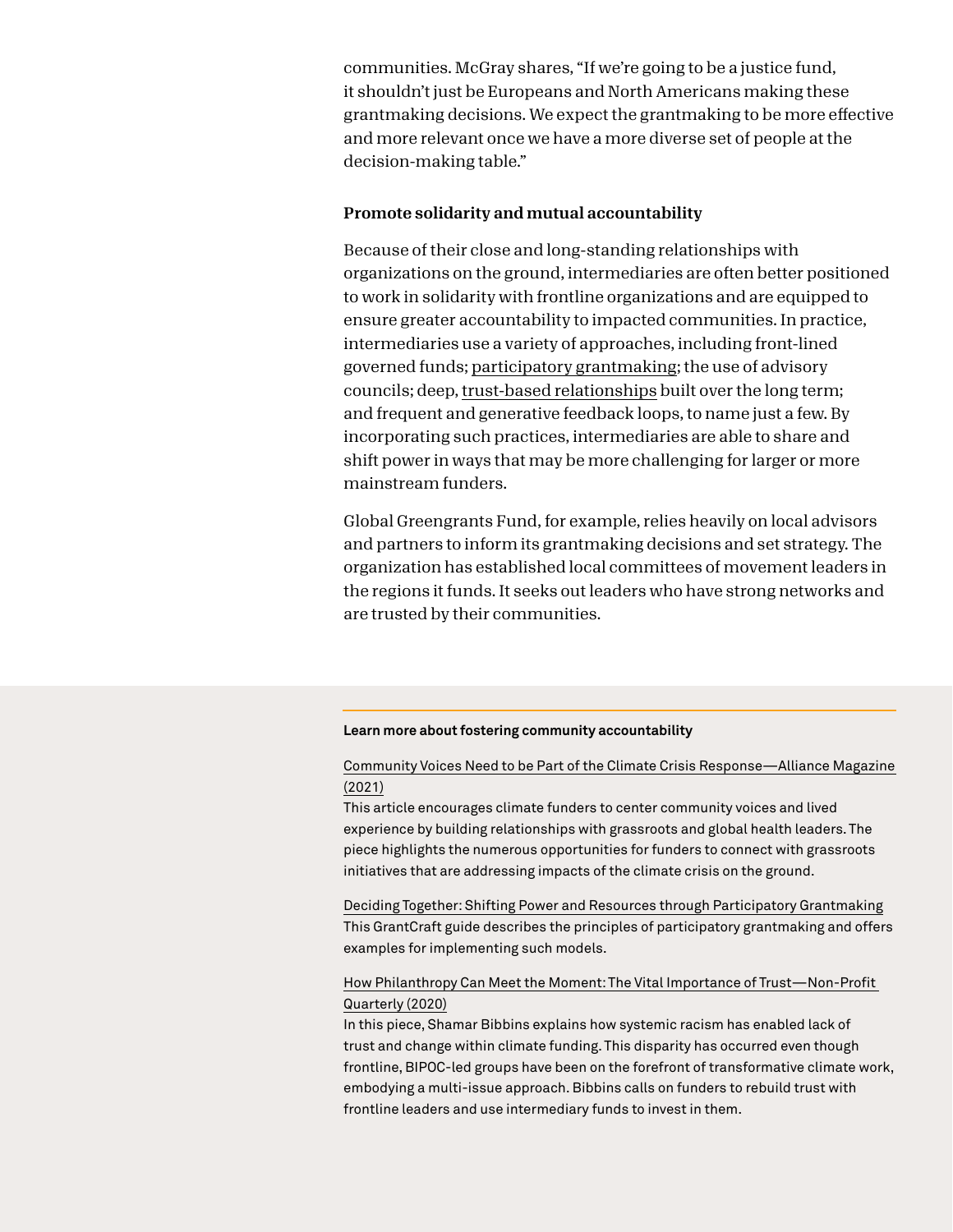communities. McGray shares, “If we’re going to be a justice fund, it shouldn’t just be Europeans and North Americans making these grantmaking decisions. We expect the grantmaking to be more effective and more relevant once we have a more diverse set of people at the decision-making table.”

### Promote solidarity and mutual accountability

Because of their close and long-standing relationships with organizations on the ground, intermediaries are often better positioned to work in solidarity with frontline organizations and are equipped to ensure greater accountability to impacted communities. In practice, intermediaries use a variety of approaches, including front-lined governed funds; participatory grantmaking; the use of advisory councils; deep, trust-based relationships built over the long term; and frequent and generative feedback loops, to name just a few. By incorporating such practices, intermediaries are able to share and shift power in ways that may be more challenging for larger or more mainstream funders.

Global Greengrants Fund, for example, relies heavily on local advisors and partners to inform its grantmaking decisions and set strategy. The organization has established local committees of movement leaders in the regions it funds. It seeks out leaders who have strong networks and are trusted by their communities.

**Learn more about fostering community accountability**

Community Voices Need to be Part of the Climate Crisis Response—Alliance Magazine (2021)
This article encourages climate funders to center community voices and lived experience by building relationships with grassroots and global health leaders. The piece highlights the numerous opportunities for funders to connect with grassroots initiatives that are addressing impacts of the climate crisis on the ground.

Deciding Together: Shifting Power and Resources through Participatory Grantmaking
This GrantCraft guide describes the principles of participatory grantmaking and offers examples for implementing such models.

How Philanthropy Can Meet the Moment: The Vital Importance of Trust—Non-Profit Quarterly (2020)
In this piece, Shamar Bibbins explains how systemic racism has enabled lack of trust and change within climate funding. This disparity has occurred even though frontline, BIPOC-led groups have been on the forefront of transformative climate work, embodying a multi-issue approach. Bibbins calls on funders to rebuild trust with frontline leaders and use intermediary funds to invest in them.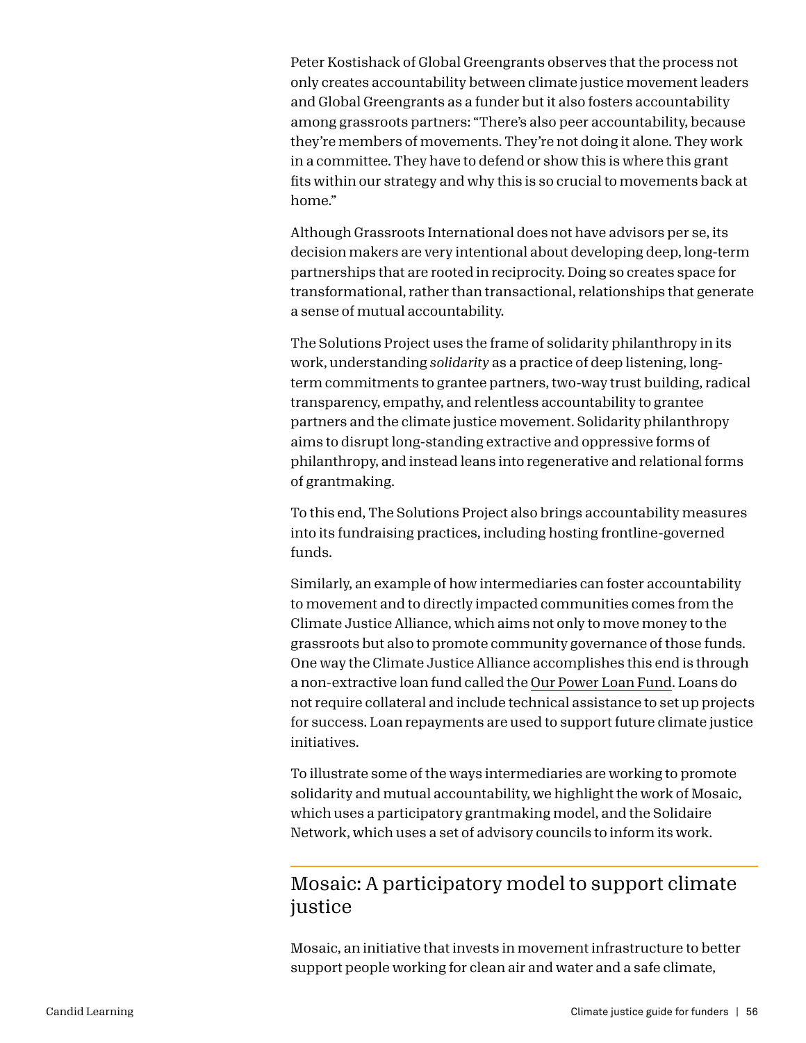Peter Kostishack of Global Greengrants observes that the process not only creates accountability between climate justice movement leaders and Global Greengrants as a funder but it also fosters accountability among grassroots partners: "There's also peer accountability, because they're members of movements. They're not doing it alone. They work in a committee. They have to defend or show this is where this grant fits within our strategy and why this is so crucial to movements back at home."

Although Grassroots International does not have advisors per se, its decision makers are very intentional about developing deep, long-term partnerships that are rooted in reciprocity. Doing so creates space for transformational, rather than transactional, relationships that generate a sense of mutual accountability.

The Solutions Project uses the frame of solidarity philanthropy in its work, understanding *solidarity* as a practice of deep listening, long-term commitments to grantee partners, two-way trust building, radical transparency, empathy, and relentless accountability to grantee partners and the climate justice movement. Solidarity philanthropy aims to disrupt long-standing extractive and oppressive forms of philanthropy, and instead leans into regenerative and relational forms of grantmaking.

To this end, The Solutions Project also brings accountability measures into its fundraising practices, including hosting frontline-governed funds.

Similarly, an example of how intermediaries can foster accountability to movement and to directly impacted communities comes from the Climate Justice Alliance, which aims not only to move money to the grassroots but also to promote community governance of those funds. One way the Climate Justice Alliance accomplishes this end is through a non-extractive loan fund called the Our Power Loan Fund. Loans do not require collateral and include technical assistance to set up projects for success. Loan repayments are used to support future climate justice initiatives.

To illustrate some of the ways intermediaries are working to promote solidarity and mutual accountability, we highlight the work of Mosaic, which uses a participatory grantmaking model, and the Solidaire Network, which uses a set of advisory councils to inform its work.

## Mosaic: A participatory model to support climate justice

Mosaic, an initiative that invests in movement infrastructure to better support people working for clean air and water and a safe climate,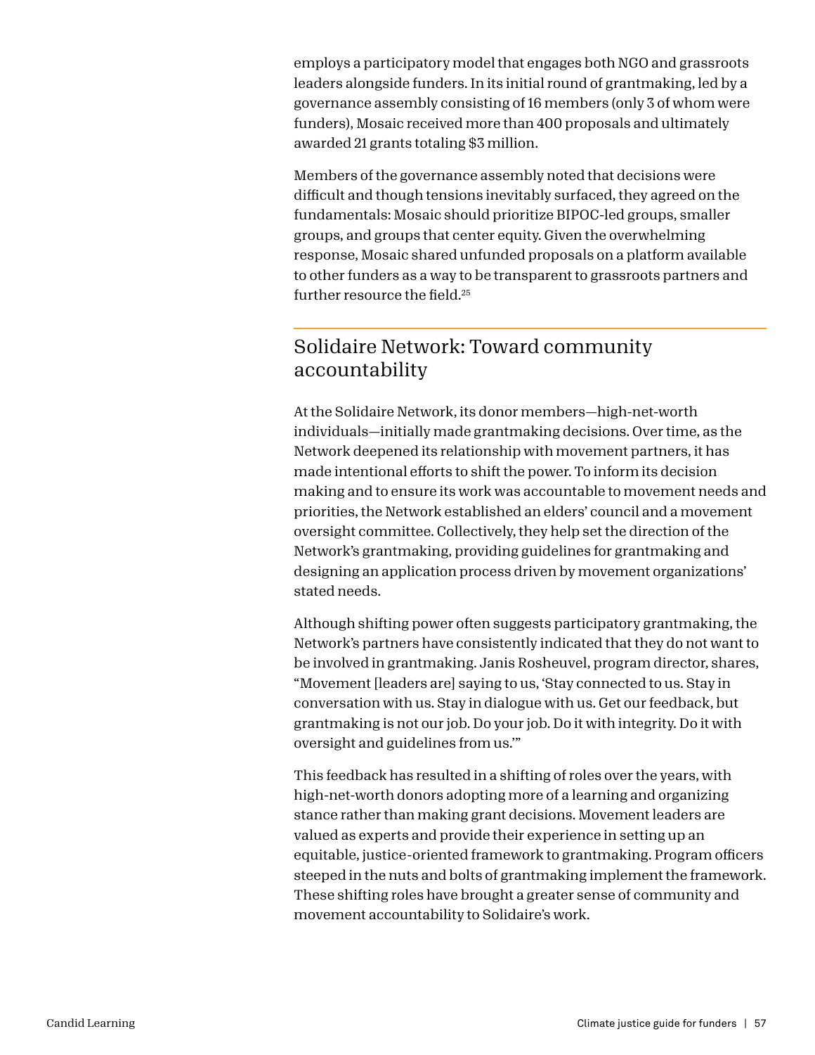employs a participatory model that engages both NGO and grassroots leaders alongside funders. In its initial round of grantmaking, led by a governance assembly consisting of 16 members (only 3 of whom were funders), Mosaic received more than 400 proposals and ultimately awarded 21 grants totaling $3 million.

Members of the governance assembly noted that decisions were difficult and though tensions inevitably surfaced, they agreed on the fundamentals: Mosaic should prioritize BIPOC-led groups, smaller groups, and groups that center equity. Given the overwhelming response, Mosaic shared unfunded proposals on a platform available to other funders as a way to be transparent to grassroots partners and further resource the field.[25]

## Solidaire Network: Toward community accountability

At the Solidaire Network, its donor members—high-net-worth individuals—initially made grantmaking decisions. Over time, as the Network deepened its relationship with movement partners, it has made intentional efforts to shift the power. To inform its decision making and to ensure its work was accountable to movement needs and priorities, the Network established an elders' council and a movement oversight committee. Collectively, they help set the direction of the Network's grantmaking, providing guidelines for grantmaking and designing an application process driven by movement organizations' stated needs.

Although shifting power often suggests participatory grantmaking, the Network's partners have consistently indicated that they do not want to be involved in grantmaking. Janis Rosheuvel, program director, shares, "Movement [leaders are] saying to us, 'Stay connected to us. Stay in conversation with us. Stay in dialogue with us. Get our feedback, but grantmaking is not our job. Do your job. Do it with integrity. Do it with oversight and guidelines from us.'"

This feedback has resulted in a shifting of roles over the years, with high-net-worth donors adopting more of a learning and organizing stance rather than making grant decisions. Movement leaders are valued as experts and provide their experience in setting up an equitable, justice-oriented framework to grantmaking. Program officers steeped in the nuts and bolts of grantmaking implement the framework. These shifting roles have brought a greater sense of community and movement accountability to Solidaire's work.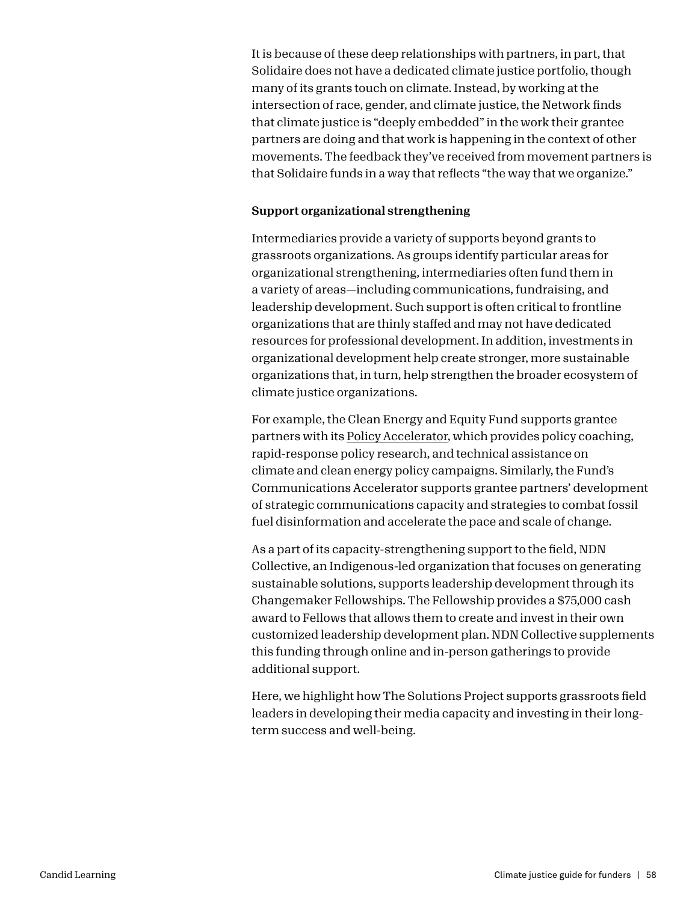It is because of these deep relationships with partners, in part, that Solidaire does not have a dedicated climate justice portfolio, though many of its grants touch on climate. Instead, by working at the intersection of race, gender, and climate justice, the Network finds that climate justice is "deeply embedded" in the work their grantee partners are doing and that work is happening in the context of other movements. The feedback they've received from movement partners is that Solidaire funds in a way that reflects "the way that we organize."

**Support organizational strengthening**

Intermediaries provide a variety of supports beyond grants to grassroots organizations. As groups identify particular areas for organizational strengthening, intermediaries often fund them in a variety of areas—including communications, fundraising, and leadership development. Such support is often critical to frontline organizations that are thinly staffed and may not have dedicated resources for professional development. In addition, investments in organizational development help create stronger, more sustainable organizations that, in turn, help strengthen the broader ecosystem of climate justice organizations.

For example, the Clean Energy and Equity Fund supports grantee partners with its Policy Accelerator, which provides policy coaching, rapid-response policy research, and technical assistance on climate and clean energy policy campaigns. Similarly, the Fund's Communications Accelerator supports grantee partners' development of strategic communications capacity and strategies to combat fossil fuel disinformation and accelerate the pace and scale of change.

As a part of its capacity-strengthening support to the field, NDN Collective, an Indigenous-led organization that focuses on generating sustainable solutions, supports leadership development through its Changemaker Fellowships. The Fellowship provides a $75,000 cash award to Fellows that allows them to create and invest in their own customized leadership development plan. NDN Collective supplements this funding through online and in-person gatherings to provide additional support.

Here, we highlight how The Solutions Project supports grassroots field leaders in developing their media capacity and investing in their long-term success and well-being.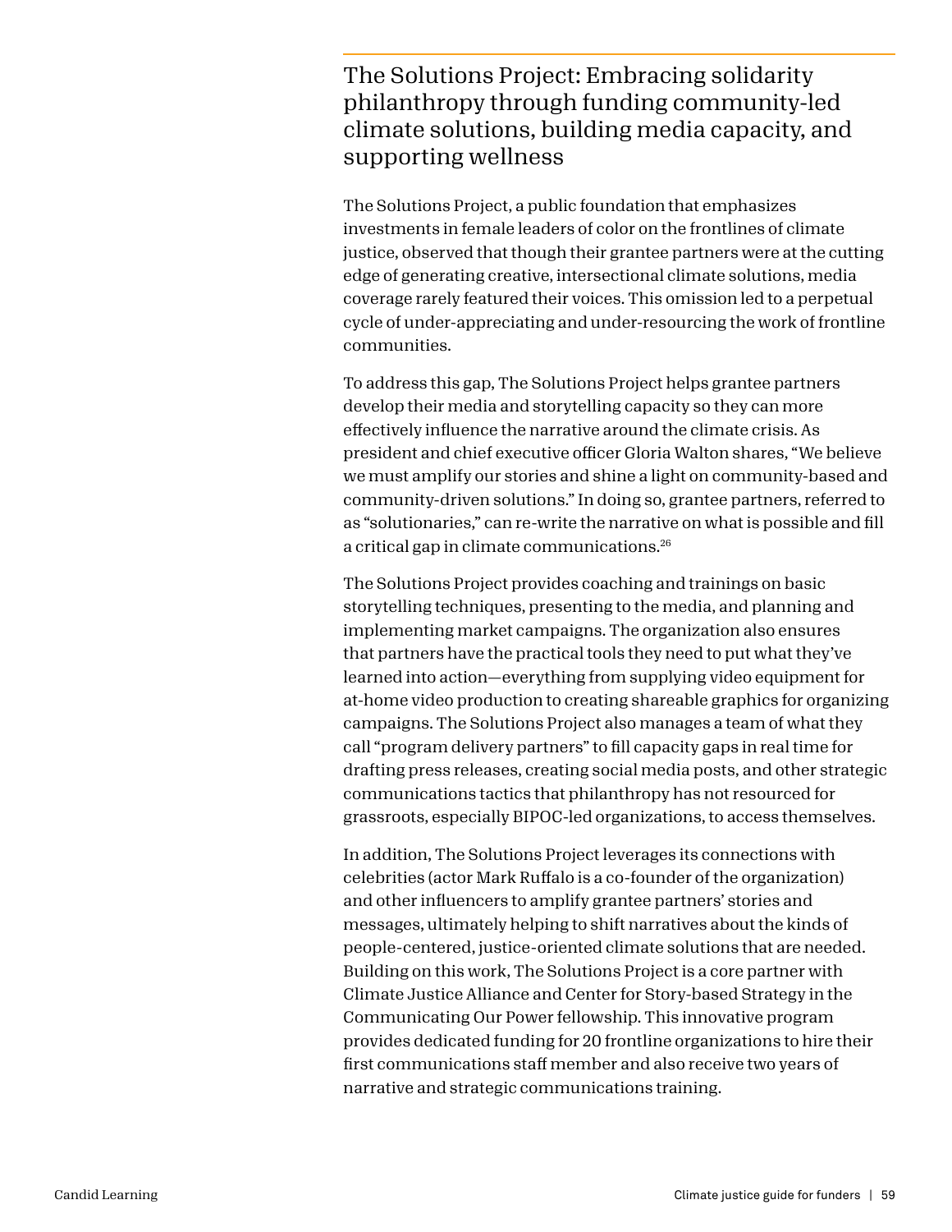## The Solutions Project: Embracing solidarity philanthropy through funding community-led climate solutions, building media capacity, and supporting wellness

The Solutions Project, a public foundation that emphasizes investments in female leaders of color on the frontlines of climate justice, observed that though their grantee partners were at the cutting edge of generating creative, intersectional climate solutions, media coverage rarely featured their voices. This omission led to a perpetual cycle of under-appreciating and under-resourcing the work of frontline communities.

To address this gap, The Solutions Project helps grantee partners develop their media and storytelling capacity so they can more effectively influence the narrative around the climate crisis. As president and chief executive officer Gloria Walton shares, "We believe we must amplify our stories and shine a light on community-based and community-driven solutions." In doing so, grantee partners, referred to as "solutionaries," can re-write the narrative on what is possible and fill a critical gap in climate communications.[26]

The Solutions Project provides coaching and trainings on basic storytelling techniques, presenting to the media, and planning and implementing market campaigns. The organization also ensures that partners have the practical tools they need to put what they've learned into action—everything from supplying video equipment for at-home video production to creating shareable graphics for organizing campaigns. The Solutions Project also manages a team of what they call "program delivery partners" to fill capacity gaps in real time for drafting press releases, creating social media posts, and other strategic communications tactics that philanthropy has not resourced for grassroots, especially BIPOC-led organizations, to access themselves.

In addition, The Solutions Project leverages its connections with celebrities (actor Mark Ruffalo is a co-founder of the organization) and other influencers to amplify grantee partners' stories and messages, ultimately helping to shift narratives about the kinds of people-centered, justice-oriented climate solutions that are needed. Building on this work, The Solutions Project is a core partner with Climate Justice Alliance and Center for Story-based Strategy in the Communicating Our Power fellowship. This innovative program provides dedicated funding for 20 frontline organizations to hire their first communications staff member and also receive two years of narrative and strategic communications training.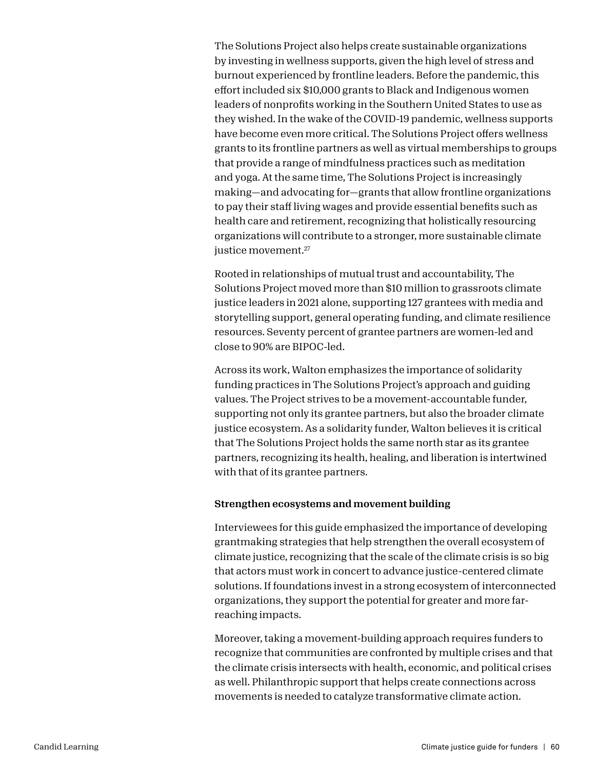The Solutions Project also helps create sustainable organizations by investing in wellness supports, given the high level of stress and burnout experienced by frontline leaders. Before the pandemic, this effort included six $10,000 grants to Black and Indigenous women leaders of nonprofits working in the Southern United States to use as they wished. In the wake of the COVID-19 pandemic, wellness supports have become even more critical. The Solutions Project offers wellness grants to its frontline partners as well as virtual memberships to groups that provide a range of mindfulness practices such as meditation and yoga. At the same time, The Solutions Project is increasingly making—and advocating for—grants that allow frontline organizations to pay their staff living wages and provide essential benefits such as health care and retirement, recognizing that holistically resourcing organizations will contribute to a stronger, more sustainable climate justice movement.[27]

Rooted in relationships of mutual trust and accountability, The Solutions Project moved more than $10 million to grassroots climate justice leaders in 2021 alone, supporting 127 grantees with media and storytelling support, general operating funding, and climate resilience resources. Seventy percent of grantee partners are women-led and close to 90% are BIPOC-led.

Across its work, Walton emphasizes the importance of solidarity funding practices in The Solutions Project's approach and guiding values. The Project strives to be a movement-accountable funder, supporting not only its grantee partners, but also the broader climate justice ecosystem. As a solidarity funder, Walton believes it is critical that The Solutions Project holds the same north star as its grantee partners, recognizing its health, healing, and liberation is intertwined with that of its grantee partners.

**Strengthen ecosystems and movement building**

Interviewees for this guide emphasized the importance of developing grantmaking strategies that help strengthen the overall ecosystem of climate justice, recognizing that the scale of the climate crisis is so big that actors must work in concert to advance justice-centered climate solutions. If foundations invest in a strong ecosystem of interconnected organizations, they support the potential for greater and more far-reaching impacts.

Moreover, taking a movement-building approach requires funders to recognize that communities are confronted by multiple crises and that the climate crisis intersects with health, economic, and political crises as well. Philanthropic support that helps create connections across movements is needed to catalyze transformative climate action.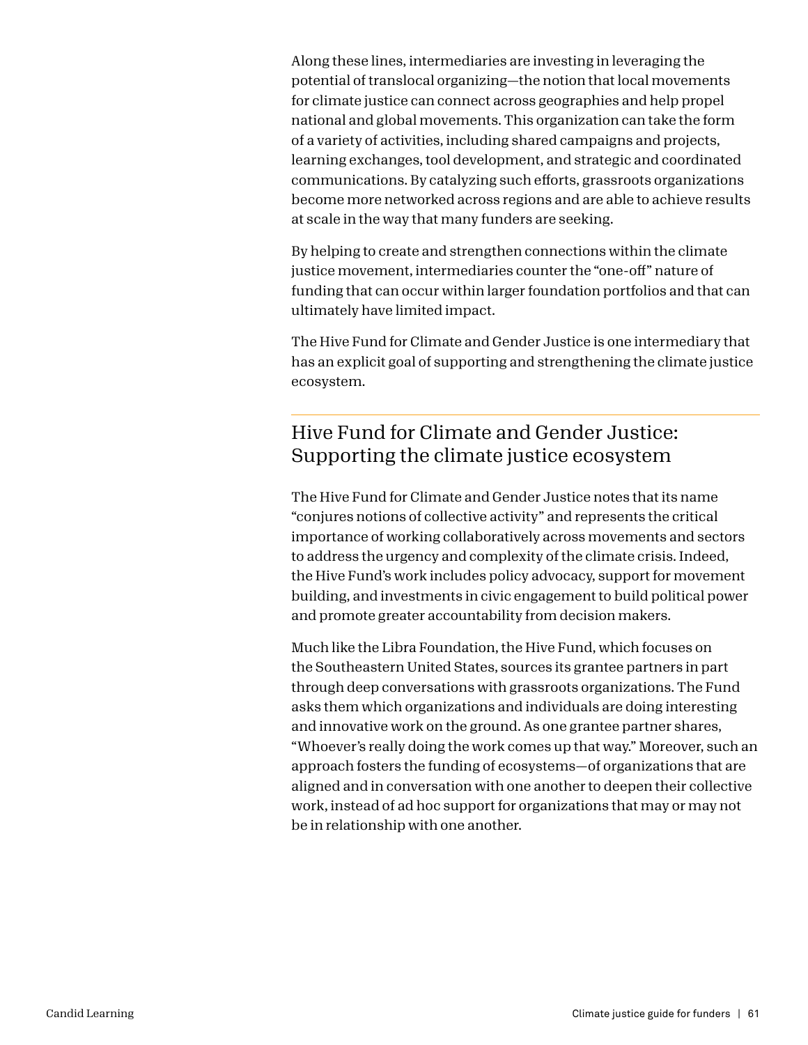Along these lines, intermediaries are investing in leveraging the potential of translocal organizing—the notion that local movements for climate justice can connect across geographies and help propel national and global movements. This organization can take the form of a variety of activities, including shared campaigns and projects, learning exchanges, tool development, and strategic and coordinated communications. By catalyzing such efforts, grassroots organizations become more networked across regions and are able to achieve results at scale in the way that many funders are seeking.

By helping to create and strengthen connections within the climate justice movement, intermediaries counter the "one-off" nature of funding that can occur within larger foundation portfolios and that can ultimately have limited impact.

The Hive Fund for Climate and Gender Justice is one intermediary that has an explicit goal of supporting and strengthening the climate justice ecosystem.

## Hive Fund for Climate and Gender Justice: Supporting the climate justice ecosystem

The Hive Fund for Climate and Gender Justice notes that its name "conjures notions of collective activity" and represents the critical importance of working collaboratively across movements and sectors to address the urgency and complexity of the climate crisis. Indeed, the Hive Fund's work includes policy advocacy, support for movement building, and investments in civic engagement to build political power and promote greater accountability from decision makers.

Much like the Libra Foundation, the Hive Fund, which focuses on the Southeastern United States, sources its grantee partners in part through deep conversations with grassroots organizations. The Fund asks them which organizations and individuals are doing interesting and innovative work on the ground. As one grantee partner shares, "Whoever's really doing the work comes up that way." Moreover, such an approach fosters the funding of ecosystems—of organizations that are aligned and in conversation with one another to deepen their collective work, instead of ad hoc support for organizations that may or may not be in relationship with one another.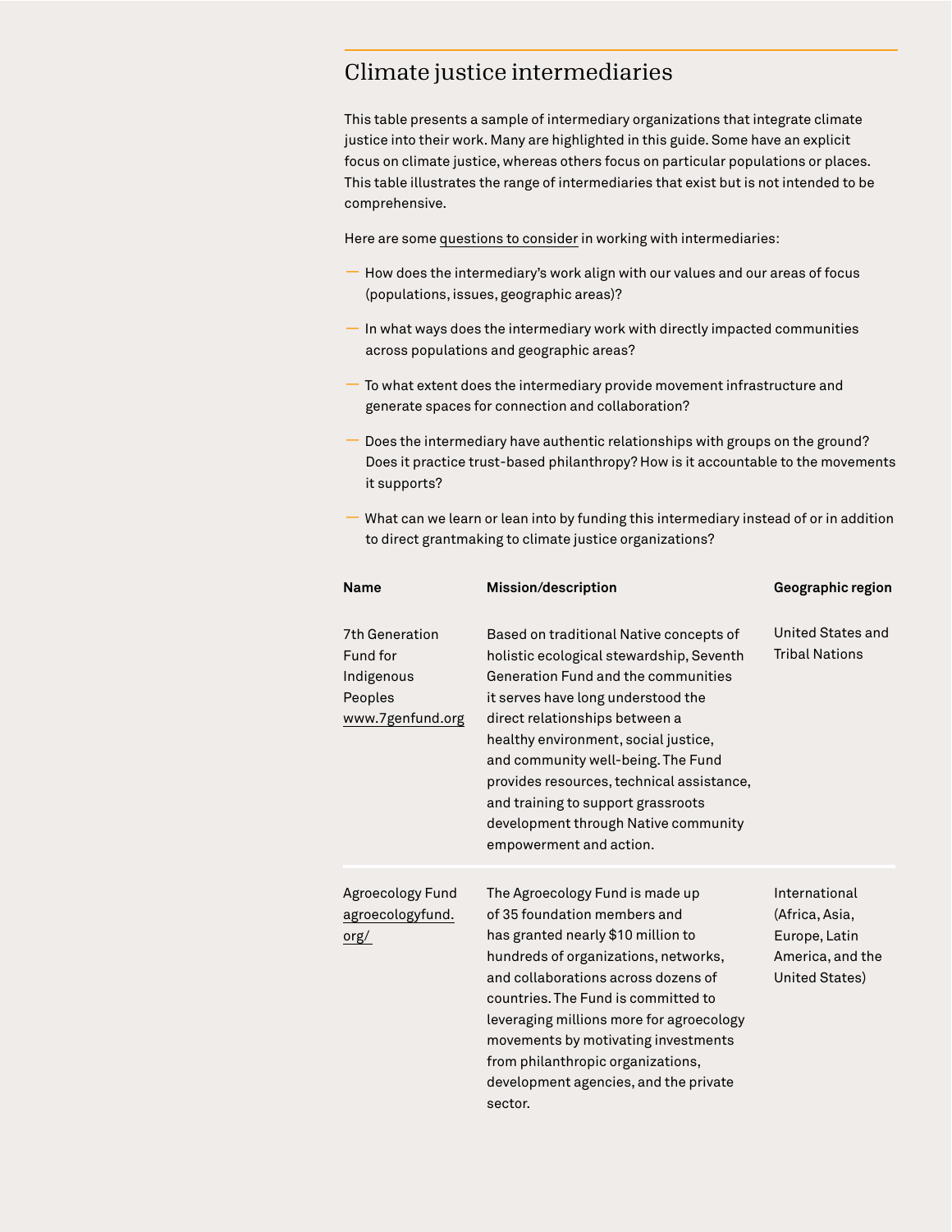## Climate justice intermediaries

This table presents a sample of intermediary organizations that integrate climate justice into their work. Many are highlighted in this guide. Some have an explicit focus on climate justice, whereas others focus on particular populations or places. This table illustrates the range of intermediaries that exist but is not intended to be comprehensive.

Here are some questions to consider in working with intermediaries:

- How does the intermediary's work align with our values and our areas of focus (populations, issues, geographic areas)?
- In what ways does the intermediary work with directly impacted communities across populations and geographic areas?
- To what extent does the intermediary provide movement infrastructure and generate spaces for connection and collaboration?
- Does the intermediary have authentic relationships with groups on the ground? Does it practice trust-based philanthropy? How is it accountable to the movements it supports?
- What can we learn or lean into by funding this intermediary instead of or in addition to direct grantmaking to climate justice organizations?

| Name | Mission/description | Geographic region |
|---|---|---|
| 7th Generation Fund for Indigenous Peoples www.7genfund.org | Based on traditional Native concepts of holistic ecological stewardship, Seventh Generation Fund and the communities it serves have long understood the direct relationships between a healthy environment, social justice, and community well-being. The Fund provides resources, technical assistance, and training to support grassroots development through Native community empowerment and action. | United States and Tribal Nations |
| Agroecology Fund agroecologyfund.org/ | The Agroecology Fund is made up of 35 foundation members and has granted nearly $10 million to hundreds of organizations, networks, and collaborations across dozens of countries. The Fund is committed to leveraging millions more for agroecology movements by motivating investments from philanthropic organizations, development agencies, and the private sector. | International (Africa, Asia, Europe, Latin America, and the United States) |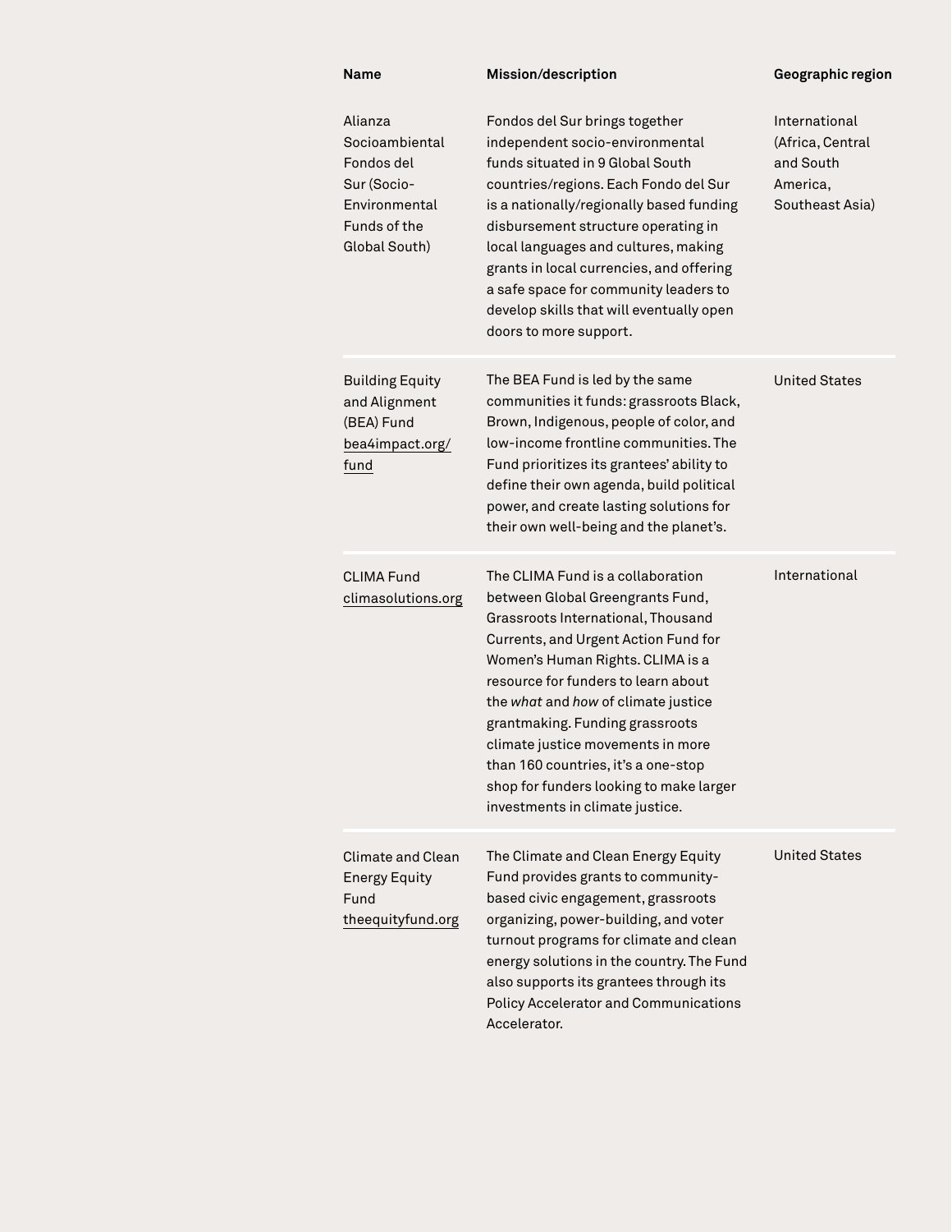| Name | Mission/description | Geographic region |
| --- | --- | --- |
| Alianza Socioambiental Fondos del Sur (Socio-Environmental Funds of the Global South) | Fondos del Sur brings together independent socio-environmental funds situated in 9 Global South countries/regions. Each Fondo del Sur is a nationally/regionally based funding disbursement structure operating in local languages and cultures, making grants in local currencies, and offering a safe space for community leaders to develop skills that will eventually open doors to more support. | International (Africa, Central and South America, Southeast Asia) |
| Building Equity and Alignment (BEA) Fund bea4impact.org/fund | The BEA Fund is led by the same communities it funds: grassroots Black, Brown, Indigenous, people of color, and low-income frontline communities. The Fund prioritizes its grantees' ability to define their own agenda, build political power, and create lasting solutions for their own well-being and the planet's. | United States |
| CLIMA Fund climasolutions.org | The CLIMA Fund is a collaboration between Global Greengrants Fund, Grassroots International, Thousand Currents, and Urgent Action Fund for Women's Human Rights. CLIMA is a resource for funders to learn about the *what* and *how* of climate justice grantmaking. Funding grassroots climate justice movements in more than 160 countries, it's a one-stop shop for funders looking to make larger investments in climate justice. | International |
| Climate and Clean Energy Equity Fund theequityfund.org | The Climate and Clean Energy Equity Fund provides grants to community-based civic engagement, grassroots organizing, power-building, and voter turnout programs for climate and clean energy solutions in the country. The Fund also supports its grantees through its Policy Accelerator and Communications Accelerator. | United States |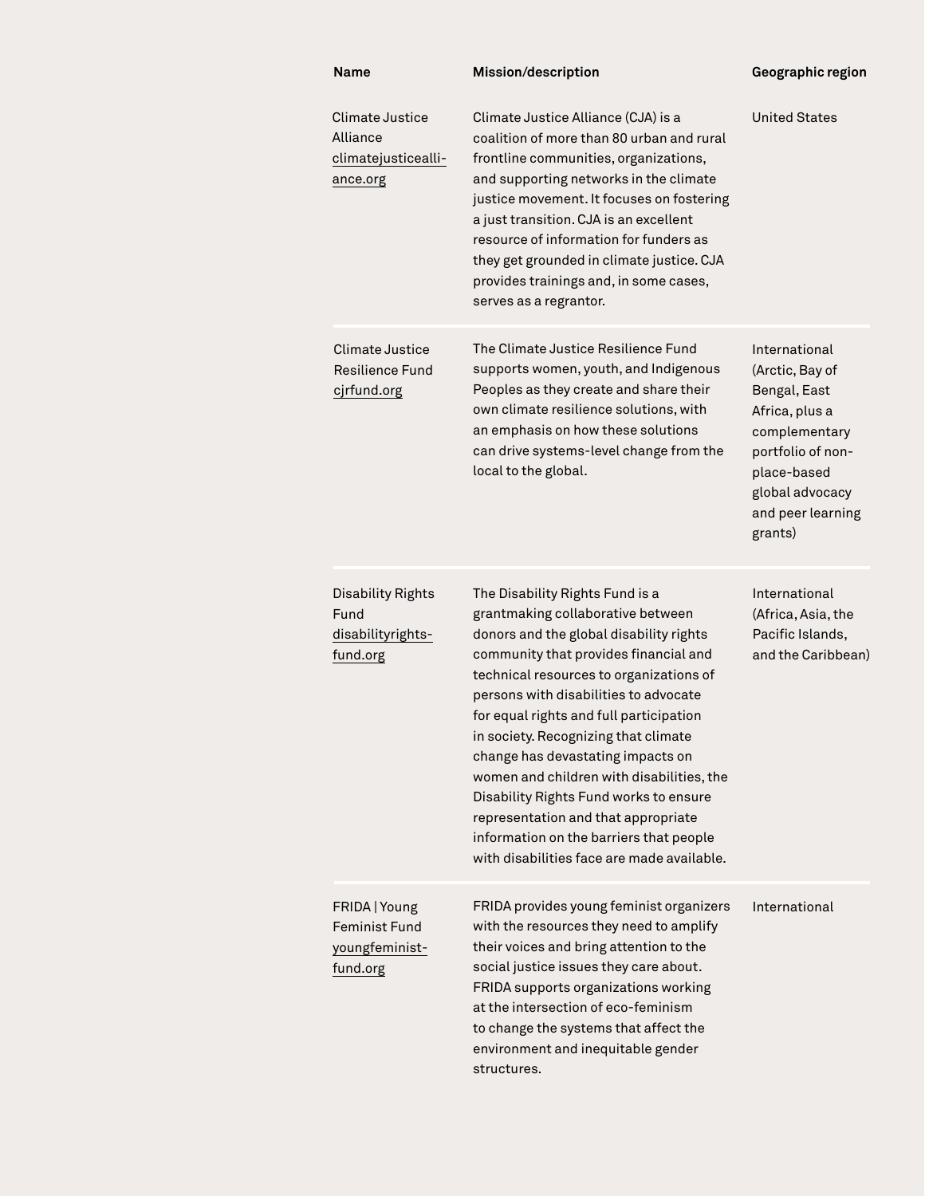| Name | Mission/description | Geographic region |
| --- | --- | --- |
| Climate Justice Alliance climatejusticealliance.org | Climate Justice Alliance (CJA) is a coalition of more than 80 urban and rural frontline communities, organizations, and supporting networks in the climate justice movement. It focuses on fostering a just transition. CJA is an excellent resource of information for funders as they get grounded in climate justice. CJA provides trainings and, in some cases, serves as a regrantor. | United States |
| Climate Justice Resilience Fund cjrfund.org | The Climate Justice Resilience Fund supports women, youth, and Indigenous Peoples as they create and share their own climate resilience solutions, with an emphasis on how these solutions can drive systems-level change from the local to the global. | International (Arctic, Bay of Bengal, East Africa, plus a complementary portfolio of non-place-based global advocacy and peer learning grants) |
| Disability Rights Fund disabilityrightsfund.org | The Disability Rights Fund is a grantmaking collaborative between donors and the global disability rights community that provides financial and technical resources to organizations of persons with disabilities to advocate for equal rights and full participation in society. Recognizing that climate change has devastating impacts on women and children with disabilities, the Disability Rights Fund works to ensure representation and that appropriate information on the barriers that people with disabilities face are made available. | International (Africa, Asia, the Pacific Islands, and the Caribbean) |
| FRIDA \| Young Feminist Fund youngfeministfund.org | FRIDA provides young feminist organizers with the resources they need to amplify their voices and bring attention to the social justice issues they care about. FRIDA supports organizations working at the intersection of eco-feminism to change the systems that affect the environment and inequitable gender structures. | International |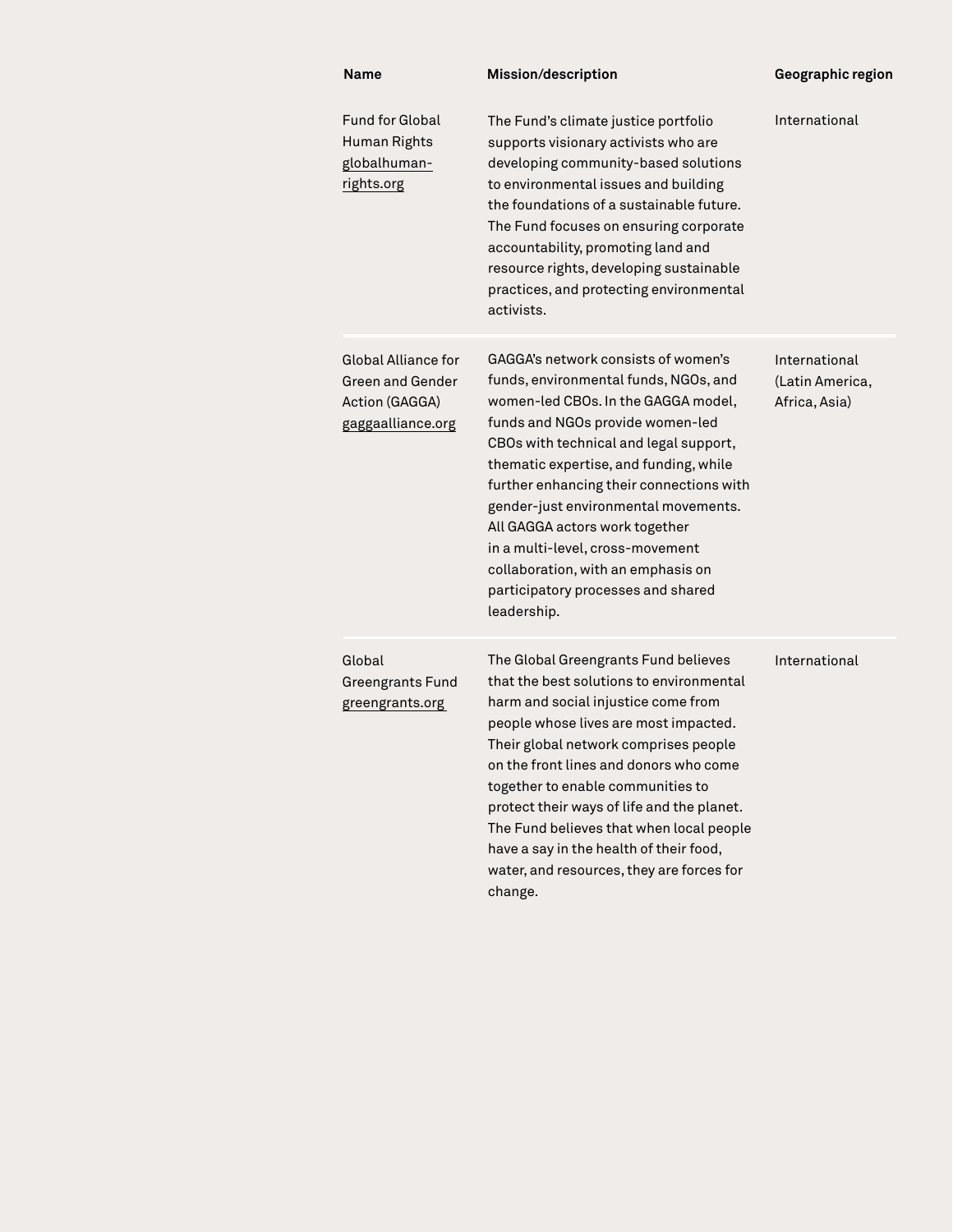| Name | Mission/description | Geographic region |
| --- | --- | --- |
| Fund for Global Human Rights globalhuman-rights.org | The Fund's climate justice portfolio supports visionary activists who are developing community-based solutions to environmental issues and building the foundations of a sustainable future. The Fund focuses on ensuring corporate accountability, promoting land and resource rights, developing sustainable practices, and protecting environmental activists. | International |
| Global Alliance for Green and Gender Action (GAGGA) gaggaalliance.org | GAGGA's network consists of women's funds, environmental funds, NGOs, and women-led CBOs. In the GAGGA model, funds and NGOs provide women-led CBOs with technical and legal support, thematic expertise, and funding, while further enhancing their connections with gender-just environmental movements. All GAGGA actors work together in a multi-level, cross-movement collaboration, with an emphasis on participatory processes and shared leadership. | International (Latin America, Africa, Asia) |
| Global Greengrants Fund greengrants.org | The Global Greengrants Fund believes that the best solutions to environmental harm and social injustice come from people whose lives are most impacted. Their global network comprises people on the front lines and donors who come together to enable communities to protect their ways of life and the planet. The Fund believes that when local people have a say in the health of their food, water, and resources, they are forces for change. | International |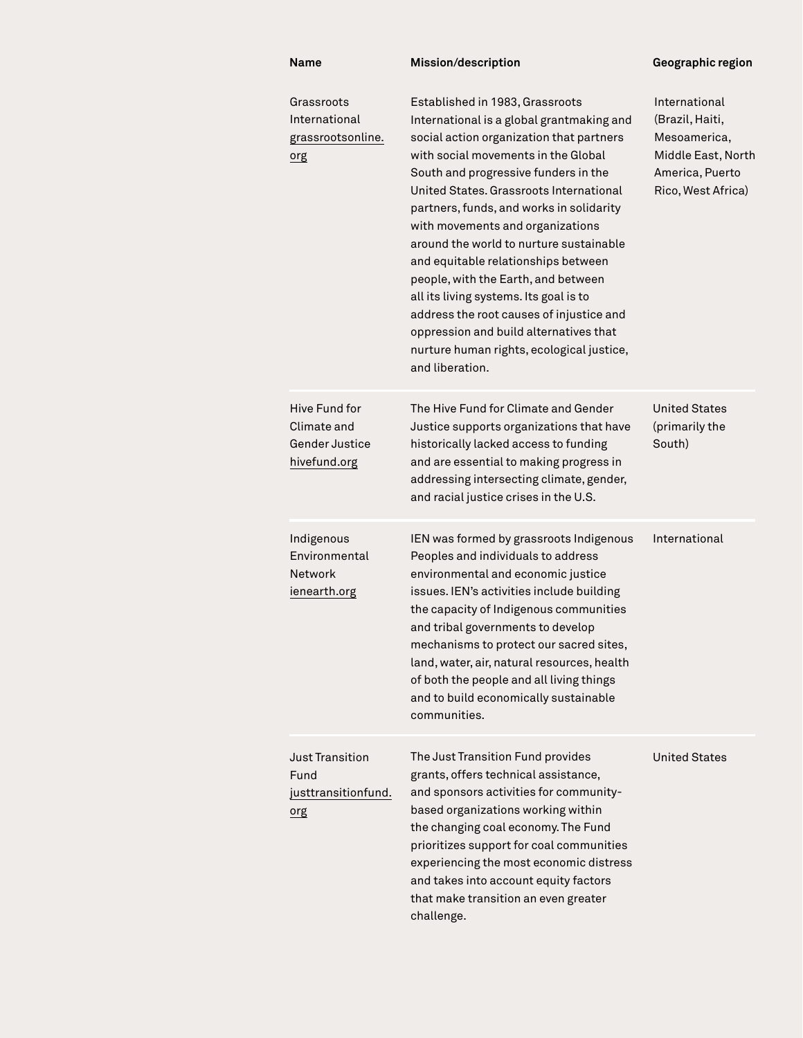| Name | Mission/description | Geographic region |
| --- | --- | --- |
| Grassroots International grassrootsonline.org | Established in 1983, Grassroots International is a global grantmaking and social action organization that partners with social movements in the Global South and progressive funders in the United States. Grassroots International partners, funds, and works in solidarity with movements and organizations around the world to nurture sustainable and equitable relationships between people, with the Earth, and between all its living systems. Its goal is to address the root causes of injustice and oppression and build alternatives that nurture human rights, ecological justice, and liberation. | International (Brazil, Haiti, Mesoamerica, Middle East, North America, Puerto Rico, West Africa) |
| Hive Fund for Climate and Gender Justice hivefund.org | The Hive Fund for Climate and Gender Justice supports organizations that have historically lacked access to funding and are essential to making progress in addressing intersecting climate, gender, and racial justice crises in the U.S. | United States (primarily the South) |
| Indigenous Environmental Network ienearth.org | IEN was formed by grassroots Indigenous Peoples and individuals to address environmental and economic justice issues. IEN's activities include building the capacity of Indigenous communities and tribal governments to develop mechanisms to protect our sacred sites, land, water, air, natural resources, health of both the people and all living things and to build economically sustainable communities. | International |
| Just Transition Fund justtransitionfund.org | The Just Transition Fund provides grants, offers technical assistance, and sponsors activities for community-based organizations working within the changing coal economy. The Fund prioritizes support for coal communities experiencing the most economic distress and takes into account equity factors that make transition an even greater challenge. | United States |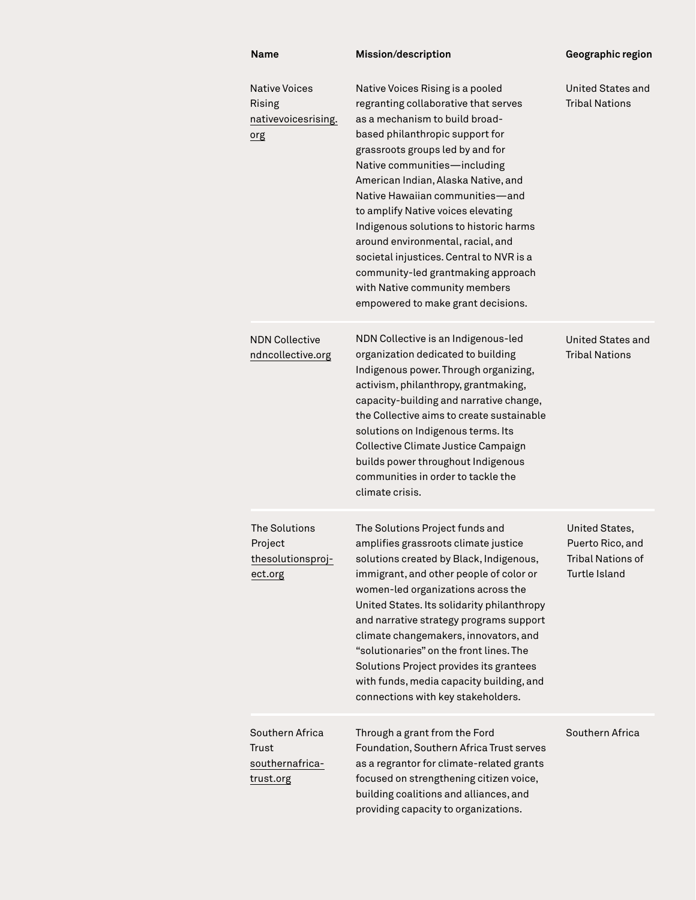| Name | Mission/description | Geographic region |
|---|---|---|
| Native Voices Rising nativevoicesrising.org | Native Voices Rising is a pooled regranting collaborative that serves as a mechanism to build broad-based philanthropic support for grassroots groups led by and for Native communities—including American Indian, Alaska Native, and Native Hawaiian communities—and to amplify Native voices elevating Indigenous solutions to historic harms around environmental, racial, and societal injustices. Central to NVR is a community-led grantmaking approach with Native community members empowered to make grant decisions. | United States and Tribal Nations |
| NDN Collective ndncollective.org | NDN Collective is an Indigenous-led organization dedicated to building Indigenous power. Through organizing, activism, philanthropy, grantmaking, capacity-building and narrative change, the Collective aims to create sustainable solutions on Indigenous terms. Its Collective Climate Justice Campaign builds power throughout Indigenous communities in order to tackle the climate crisis. | United States and Tribal Nations |
| The Solutions Project thesolutionsproject.org | The Solutions Project funds and amplifies grassroots climate justice solutions created by Black, Indigenous, immigrant, and other people of color or women-led organizations across the United States. Its solidarity philanthropy and narrative strategy programs support climate changemakers, innovators, and "solutionaries" on the front lines. The Solutions Project provides its grantees with funds, media capacity building, and connections with key stakeholders. | United States, Puerto Rico, and Tribal Nations of Turtle Island |
| Southern Africa Trust southernafrica-trust.org | Through a grant from the Ford Foundation, Southern Africa Trust serves as a regrantor for climate-related grants focused on strengthening citizen voice, building coalitions and alliances, and providing capacity to organizations. | Southern Africa |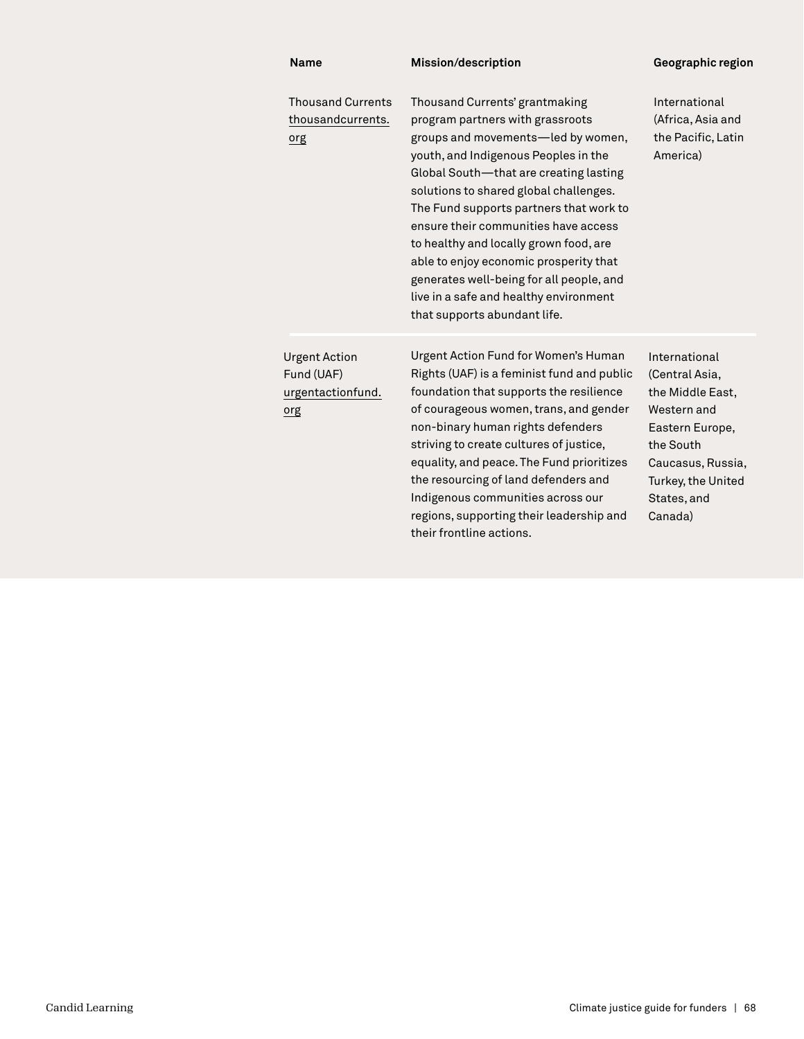| Name | Mission/description | Geographic region |
|---|---|---|
| Thousand Currents thousandcurrents.org | Thousand Currents' grantmaking program partners with grassroots groups and movements—led by women, youth, and Indigenous Peoples in the Global South—that are creating lasting solutions to shared global challenges. The Fund supports partners that work to ensure their communities have access to healthy and locally grown food, are able to enjoy economic prosperity that generates well-being for all people, and live in a safe and healthy environment that supports abundant life. | International (Africa, Asia and the Pacific, Latin America) |
| Urgent Action Fund (UAF) urgentactionfund.org | Urgent Action Fund for Women's Human Rights (UAF) is a feminist fund and public foundation that supports the resilience of courageous women, trans, and gender non-binary human rights defenders striving to create cultures of justice, equality, and peace. The Fund prioritizes the resourcing of land defenders and Indigenous communities across our regions, supporting their leadership and their frontline actions. | International (Central Asia, the Middle East, Western and Eastern Europe, the South Caucasus, Russia, Turkey, the United States, and Canada) |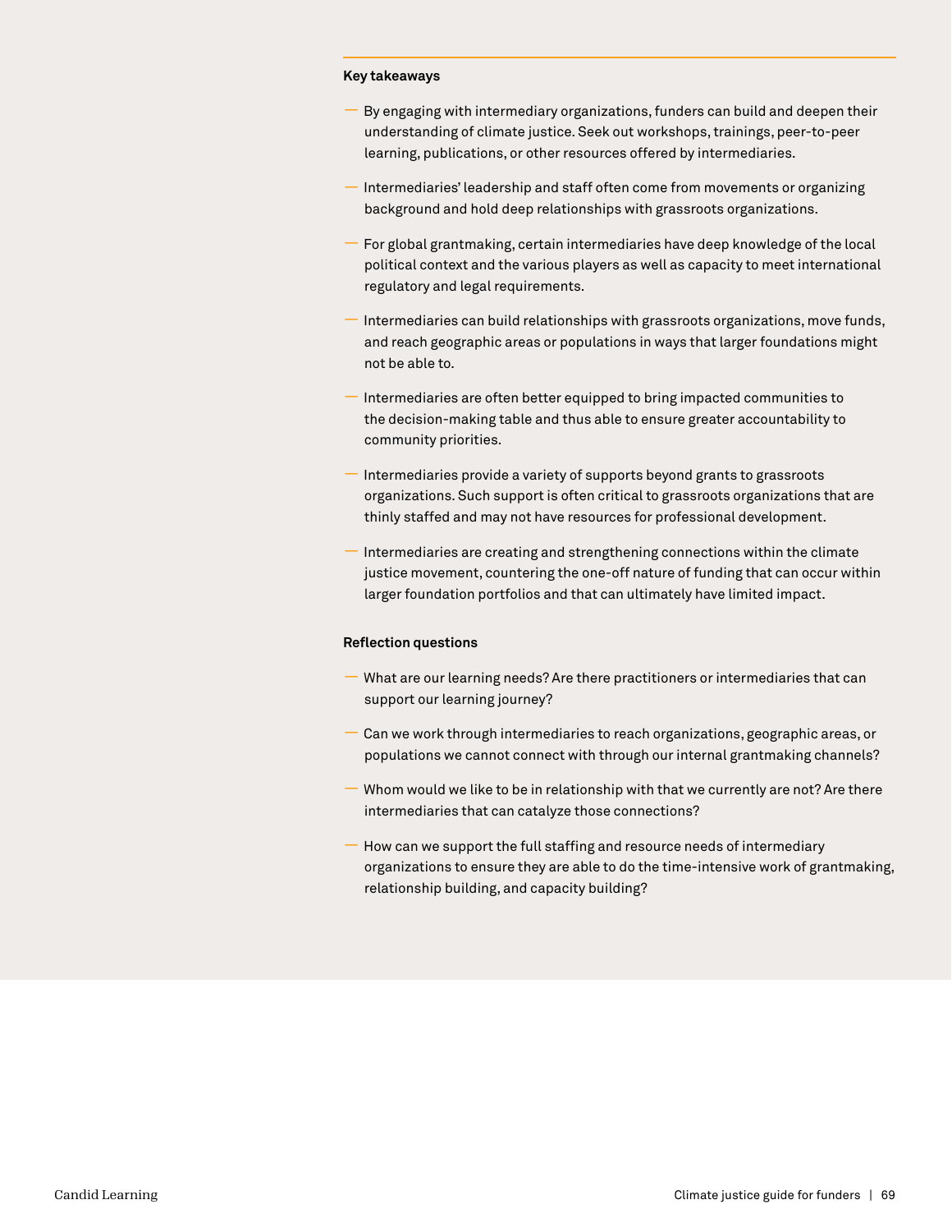**Key takeaways**

- By engaging with intermediary organizations, funders can build and deepen their understanding of climate justice. Seek out workshops, trainings, peer-to-peer learning, publications, or other resources offered by intermediaries.
- Intermediaries' leadership and staff often come from movements or organizing background and hold deep relationships with grassroots organizations.
- For global grantmaking, certain intermediaries have deep knowledge of the local political context and the various players as well as capacity to meet international regulatory and legal requirements.
- Intermediaries can build relationships with grassroots organizations, move funds, and reach geographic areas or populations in ways that larger foundations might not be able to.
- Intermediaries are often better equipped to bring impacted communities to the decision-making table and thus able to ensure greater accountability to community priorities.
- Intermediaries provide a variety of supports beyond grants to grassroots organizations. Such support is often critical to grassroots organizations that are thinly staffed and may not have resources for professional development.
- Intermediaries are creating and strengthening connections within the climate justice movement, countering the one-off nature of funding that can occur within larger foundation portfolios and that can ultimately have limited impact.

**Reflection questions**

- What are our learning needs? Are there practitioners or intermediaries that can support our learning journey?
- Can we work through intermediaries to reach organizations, geographic areas, or populations we cannot connect with through our internal grantmaking channels?
- Whom would we like to be in relationship with that we currently are not? Are there intermediaries that can catalyze those connections?
- How can we support the full staffing and resource needs of intermediary organizations to ensure they are able to do the time-intensive work of grantmaking, relationship building, and capacity building?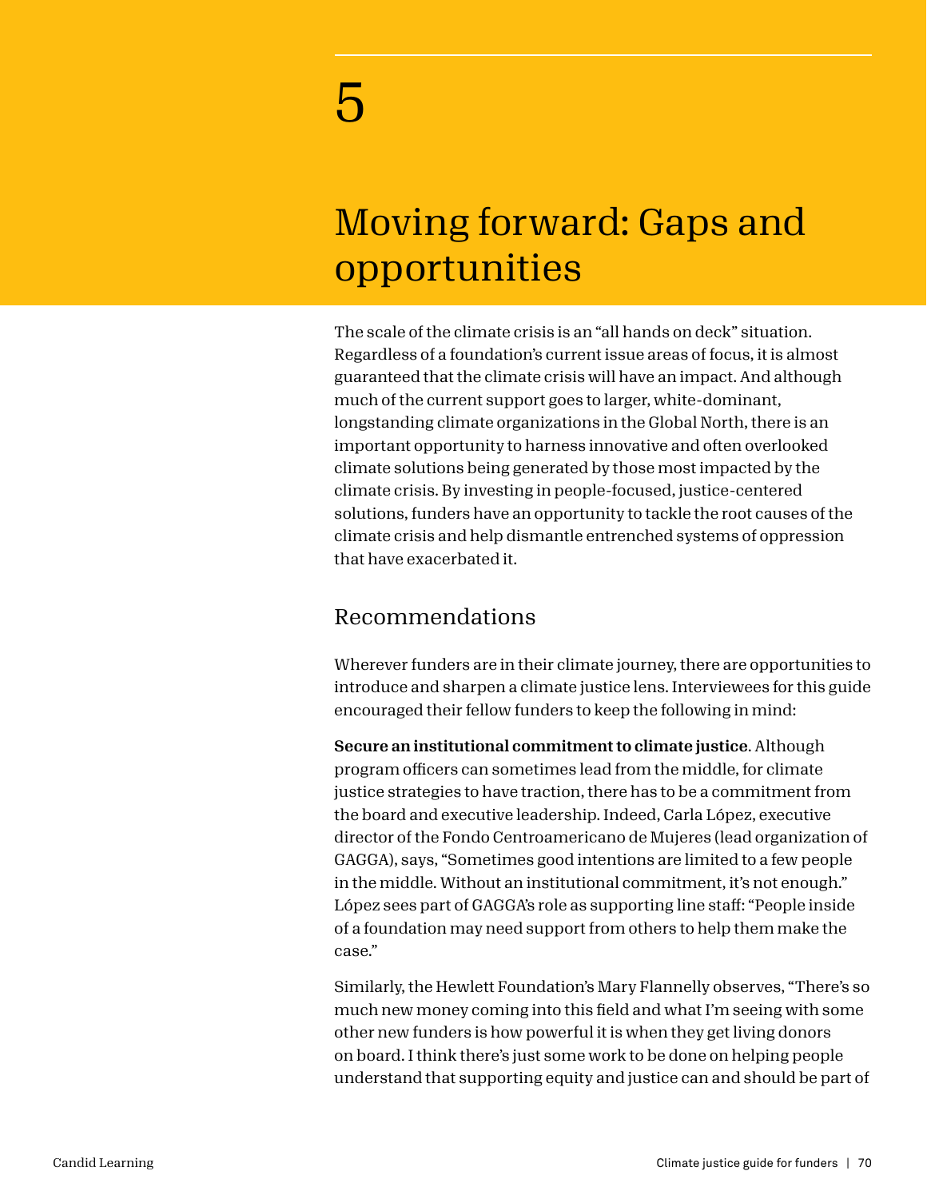# 5

# Moving forward: Gaps and opportunities

The scale of the climate crisis is an "all hands on deck" situation. Regardless of a foundation's current issue areas of focus, it is almost guaranteed that the climate crisis will have an impact. And although much of the current support goes to larger, white-dominant, longstanding climate organizations in the Global North, there is an important opportunity to harness innovative and often overlooked climate solutions being generated by those most impacted by the climate crisis. By investing in people-focused, justice-centered solutions, funders have an opportunity to tackle the root causes of the climate crisis and help dismantle entrenched systems of oppression that have exacerbated it.

## Recommendations

Wherever funders are in their climate journey, there are opportunities to introduce and sharpen a climate justice lens. Interviewees for this guide encouraged their fellow funders to keep the following in mind:

**Secure an institutional commitment to climate justice**. Although program officers can sometimes lead from the middle, for climate justice strategies to have traction, there has to be a commitment from the board and executive leadership. Indeed, Carla López, executive director of the Fondo Centroamericano de Mujeres (lead organization of GAGGA), says, "Sometimes good intentions are limited to a few people in the middle. Without an institutional commitment, it's not enough." López sees part of GAGGA's role as supporting line staff: "People inside of a foundation may need support from others to help them make the case."

Similarly, the Hewlett Foundation's Mary Flannelly observes, "There's so much new money coming into this field and what I'm seeing with some other new funders is how powerful it is when they get living donors on board. I think there's just some work to be done on helping people understand that supporting equity and justice can and should be part of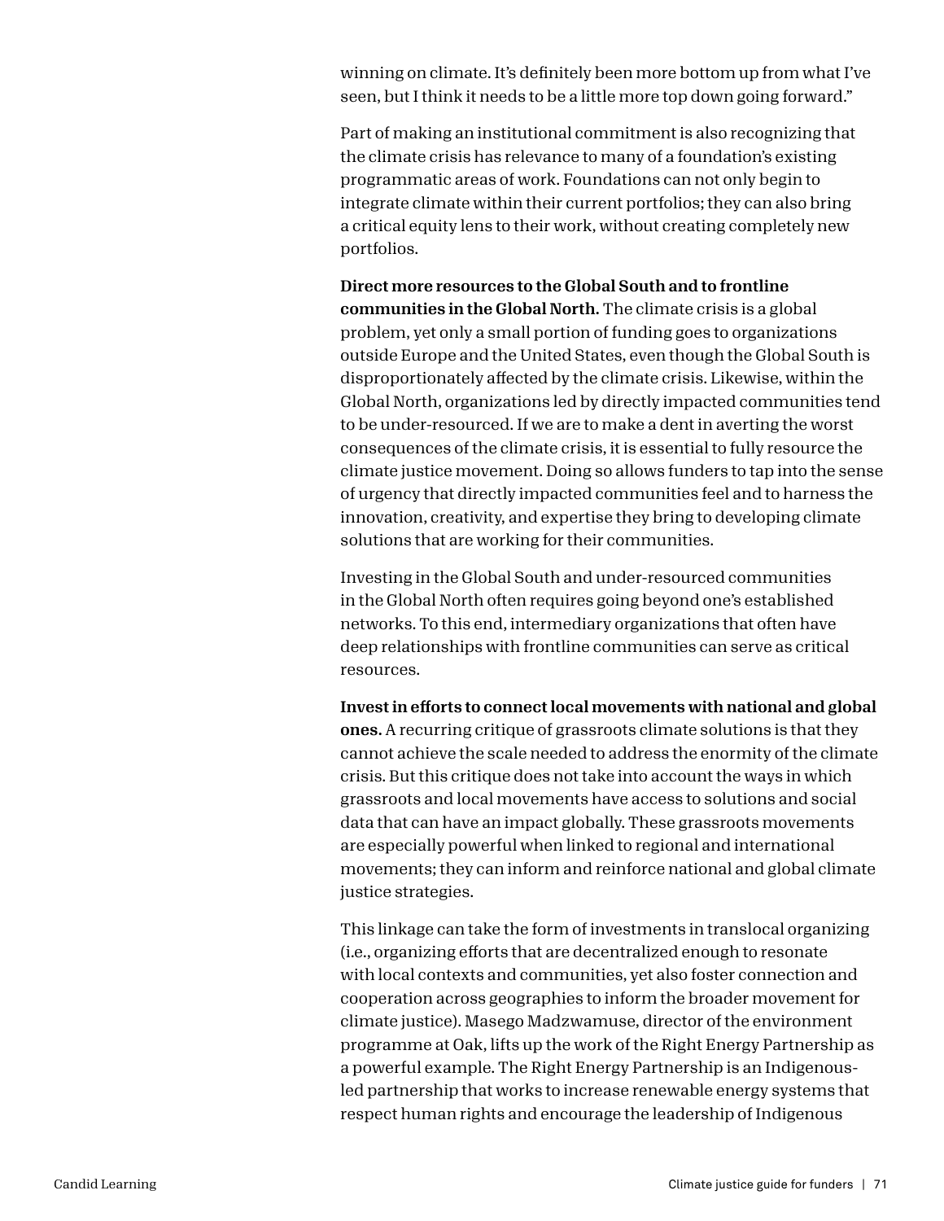winning on climate. It's definitely been more bottom up from what I've seen, but I think it needs to be a little more top down going forward."

Part of making an institutional commitment is also recognizing that the climate crisis has relevance to many of a foundation's existing programmatic areas of work. Foundations can not only begin to integrate climate within their current portfolios; they can also bring a critical equity lens to their work, without creating completely new portfolios.

**Direct more resources to the Global South and to frontline communities in the Global North.** The climate crisis is a global problem, yet only a small portion of funding goes to organizations outside Europe and the United States, even though the Global South is disproportionately affected by the climate crisis. Likewise, within the Global North, organizations led by directly impacted communities tend to be under-resourced. If we are to make a dent in averting the worst consequences of the climate crisis, it is essential to fully resource the climate justice movement. Doing so allows funders to tap into the sense of urgency that directly impacted communities feel and to harness the innovation, creativity, and expertise they bring to developing climate solutions that are working for their communities.

Investing in the Global South and under-resourced communities in the Global North often requires going beyond one's established networks. To this end, intermediary organizations that often have deep relationships with frontline communities can serve as critical resources.

**Invest in efforts to connect local movements with national and global ones.** A recurring critique of grassroots climate solutions is that they cannot achieve the scale needed to address the enormity of the climate crisis. But this critique does not take into account the ways in which grassroots and local movements have access to solutions and social data that can have an impact globally. These grassroots movements are especially powerful when linked to regional and international movements; they can inform and reinforce national and global climate justice strategies.

This linkage can take the form of investments in translocal organizing (i.e., organizing efforts that are decentralized enough to resonate with local contexts and communities, yet also foster connection and cooperation across geographies to inform the broader movement for climate justice). Masego Madzwamuse, director of the environment programme at Oak, lifts up the work of the Right Energy Partnership as a powerful example. The Right Energy Partnership is an Indigenous-led partnership that works to increase renewable energy systems that respect human rights and encourage the leadership of Indigenous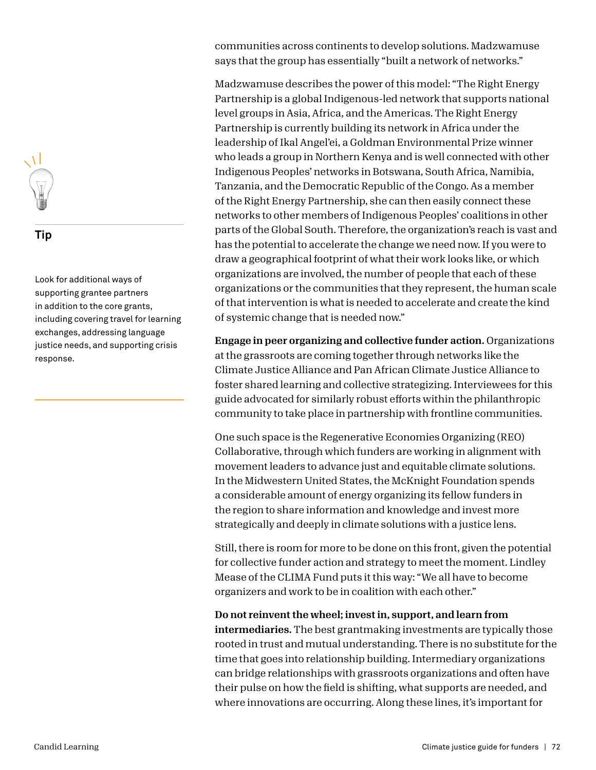communities across continents to develop solutions. Madzwamuse says that the group has essentially "built a network of networks."

Madzwamuse describes the power of this model: "The Right Energy Partnership is a global Indigenous-led network that supports national level groups in Asia, Africa, and the Americas. The Right Energy Partnership is currently building its network in Africa under the leadership of Ikal Angel'ei, a Goldman Environmental Prize winner who leads a group in Northern Kenya and is well connected with other Indigenous Peoples' networks in Botswana, South Africa, Namibia, Tanzania, and the Democratic Republic of the Congo. As a member of the Right Energy Partnership, she can then easily connect these networks to other members of Indigenous Peoples' coalitions in other parts of the Global South. Therefore, the organization's reach is vast and has the potential to accelerate the change we need now. If you were to draw a geographical footprint of what their work looks like, or which organizations are involved, the number of people that each of these organizations or the communities that they represent, the human scale of that intervention is what is needed to accelerate and create the kind of systemic change that is needed now."

> **Tip**
>
> Look for additional ways of supporting grantee partners in addition to the core grants, including covering travel for learning exchanges, addressing language justice needs, and supporting crisis response.

**Engage in peer organizing and collective funder action.** Organizations at the grassroots are coming together through networks like the Climate Justice Alliance and Pan African Climate Justice Alliance to foster shared learning and collective strategizing. Interviewees for this guide advocated for similarly robust efforts within the philanthropic community to take place in partnership with frontline communities.

One such space is the Regenerative Economies Organizing (REO) Collaborative, through which funders are working in alignment with movement leaders to advance just and equitable climate solutions. In the Midwestern United States, the McKnight Foundation spends a considerable amount of energy organizing its fellow funders in the region to share information and knowledge and invest more strategically and deeply in climate solutions with a justice lens.

Still, there is room for more to be done on this front, given the potential for collective funder action and strategy to meet the moment. Lindley Mease of the CLIMA Fund puts it this way: "We all have to become organizers and work to be in coalition with each other."

**Do not reinvent the wheel; invest in, support, and learn from intermediaries.** The best grantmaking investments are typically those rooted in trust and mutual understanding. There is no substitute for the time that goes into relationship building. Intermediary organizations can bridge relationships with grassroots organizations and often have their pulse on how the field is shifting, what supports are needed, and where innovations are occurring. Along these lines, it's important for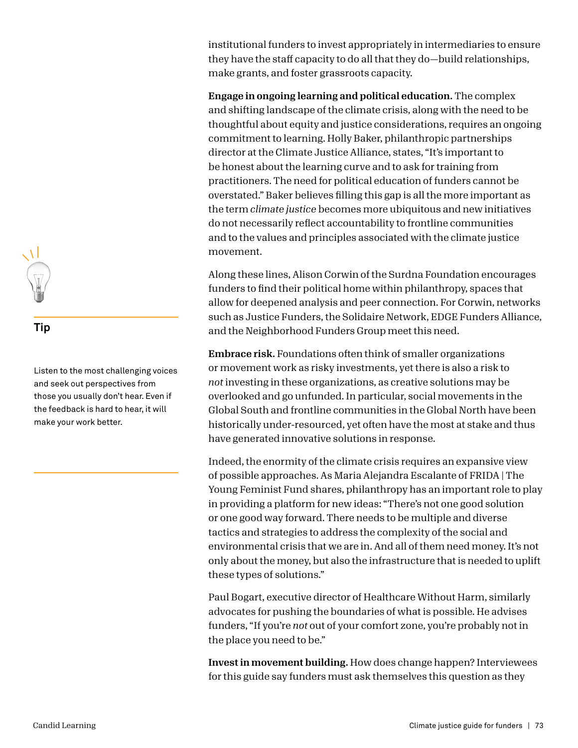institutional funders to invest appropriately in intermediaries to ensure they have the staff capacity to do all that they do—build relationships, make grants, and foster grassroots capacity.

**Engage in ongoing learning and political education.** The complex and shifting landscape of the climate crisis, along with the need to be thoughtful about equity and justice considerations, requires an ongoing commitment to learning. Holly Baker, philanthropic partnerships director at the Climate Justice Alliance, states, "It's important to be honest about the learning curve and to ask for training from practitioners. The need for political education of funders cannot be overstated." Baker believes filling this gap is all the more important as the term *climate justice* becomes more ubiquitous and new initiatives do not necessarily reflect accountability to frontline communities and to the values and principles associated with the climate justice movement.

Along these lines, Alison Corwin of the Surdna Foundation encourages funders to find their political home within philanthropy, spaces that allow for deepened analysis and peer connection. For Corwin, networks such as Justice Funders, the Solidaire Network, EDGE Funders Alliance, and the Neighborhood Funders Group meet this need.

**Tip**

Listen to the most challenging voices and seek out perspectives from those you usually don't hear. Even if the feedback is hard to hear, it will make your work better.

**Embrace risk.** Foundations often think of smaller organizations or movement work as risky investments, yet there is also a risk to *not* investing in these organizations, as creative solutions may be overlooked and go unfunded. In particular, social movements in the Global South and frontline communities in the Global North have been historically under-resourced, yet often have the most at stake and thus have generated innovative solutions in response.

Indeed, the enormity of the climate crisis requires an expansive view of possible approaches. As Maria Alejandra Escalante of FRIDA | The Young Feminist Fund shares, philanthropy has an important role to play in providing a platform for new ideas: "There's not one good solution or one good way forward. There needs to be multiple and diverse tactics and strategies to address the complexity of the social and environmental crisis that we are in. And all of them need money. It's not only about the money, but also the infrastructure that is needed to uplift these types of solutions."

Paul Bogart, executive director of Healthcare Without Harm, similarly advocates for pushing the boundaries of what is possible. He advises funders, "If you're *not* out of your comfort zone, you're probably not in the place you need to be."

**Invest in movement building.** How does change happen? Interviewees for this guide say funders must ask themselves this question as they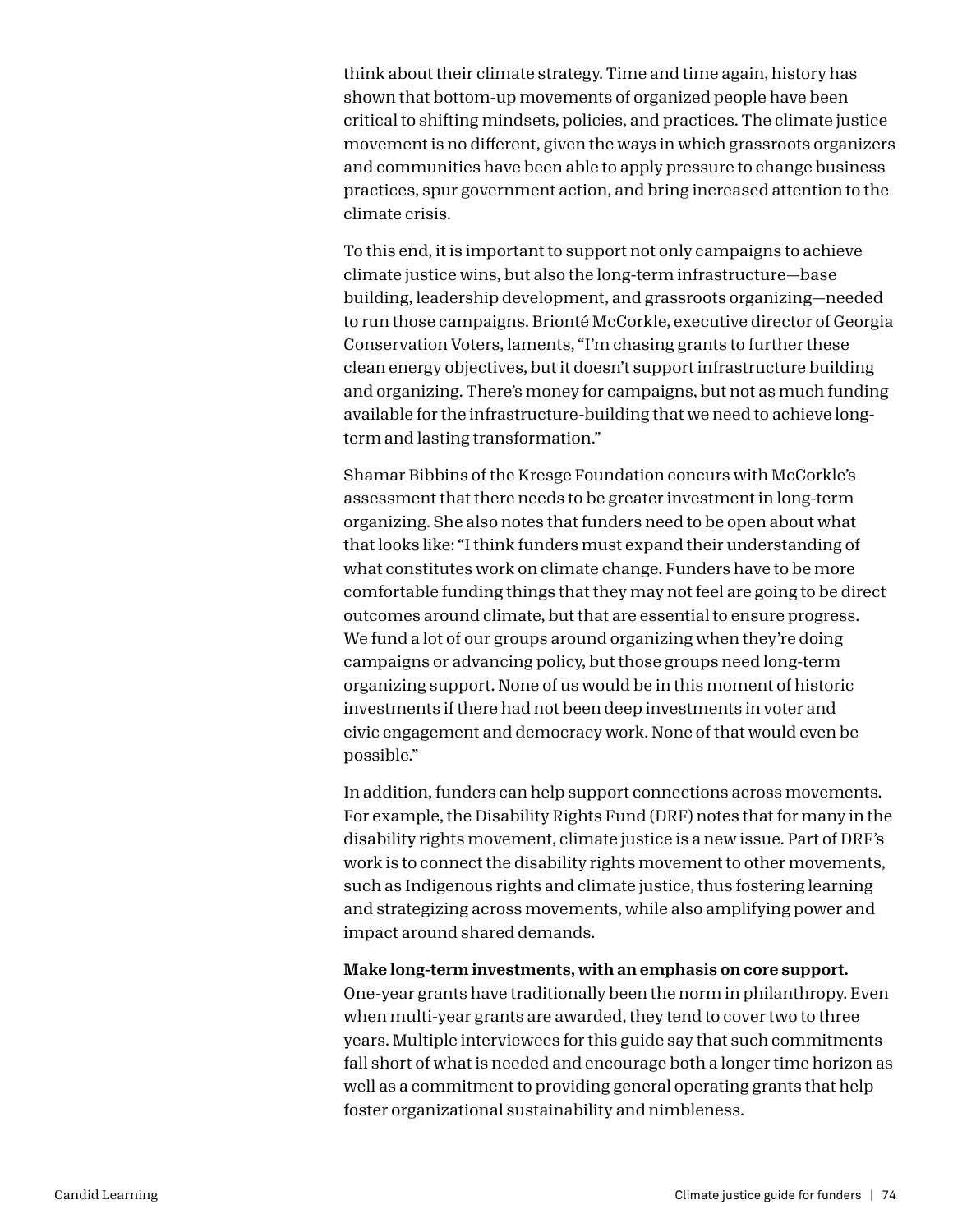think about their climate strategy. Time and time again, history has shown that bottom-up movements of organized people have been critical to shifting mindsets, policies, and practices. The climate justice movement is no different, given the ways in which grassroots organizers and communities have been able to apply pressure to change business practices, spur government action, and bring increased attention to the climate crisis.

To this end, it is important to support not only campaigns to achieve climate justice wins, but also the long-term infrastructure—base building, leadership development, and grassroots organizing—needed to run those campaigns. Brionté McCorkle, executive director of Georgia Conservation Voters, laments, "I'm chasing grants to further these clean energy objectives, but it doesn't support infrastructure building and organizing. There's money for campaigns, but not as much funding available for the infrastructure-building that we need to achieve long-term and lasting transformation."

Shamar Bibbins of the Kresge Foundation concurs with McCorkle's assessment that there needs to be greater investment in long-term organizing. She also notes that funders need to be open about what that looks like: "I think funders must expand their understanding of what constitutes work on climate change. Funders have to be more comfortable funding things that they may not feel are going to be direct outcomes around climate, but that are essential to ensure progress. We fund a lot of our groups around organizing when they're doing campaigns or advancing policy, but those groups need long-term organizing support. None of us would be in this moment of historic investments if there had not been deep investments in voter and civic engagement and democracy work. None of that would even be possible."

In addition, funders can help support connections across movements. For example, the Disability Rights Fund (DRF) notes that for many in the disability rights movement, climate justice is a new issue. Part of DRF's work is to connect the disability rights movement to other movements, such as Indigenous rights and climate justice, thus fostering learning and strategizing across movements, while also amplifying power and impact around shared demands.

**Make long-term investments, with an emphasis on core support.** One-year grants have traditionally been the norm in philanthropy. Even when multi-year grants are awarded, they tend to cover two to three years. Multiple interviewees for this guide say that such commitments fall short of what is needed and encourage both a longer time horizon as well as a commitment to providing general operating grants that help foster organizational sustainability and nimbleness.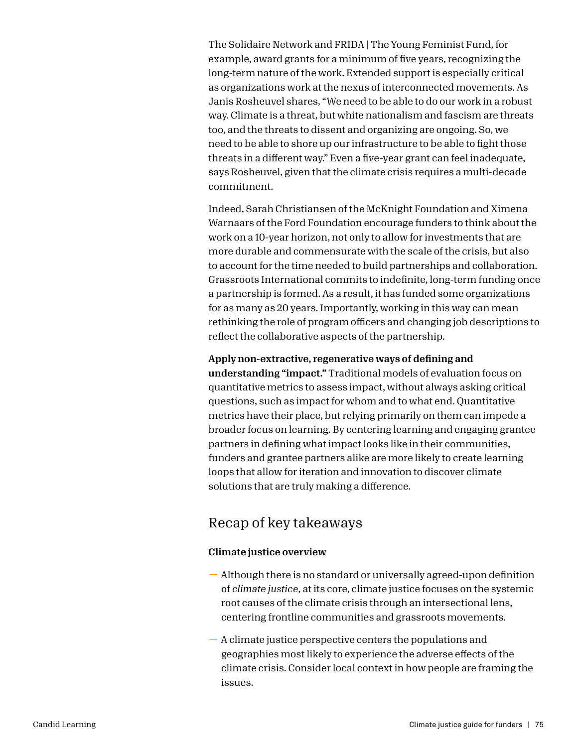The Solidaire Network and FRIDA | The Young Feminist Fund, for example, award grants for a minimum of five years, recognizing the long-term nature of the work. Extended support is especially critical as organizations work at the nexus of interconnected movements. As Janis Rosheuvel shares, "We need to be able to do our work in a robust way. Climate is a threat, but white nationalism and fascism are threats too, and the threats to dissent and organizing are ongoing. So, we need to be able to shore up our infrastructure to be able to fight those threats in a different way." Even a five-year grant can feel inadequate, says Rosheuvel, given that the climate crisis requires a multi-decade commitment.

Indeed, Sarah Christiansen of the McKnight Foundation and Ximena Warnaars of the Ford Foundation encourage funders to think about the work on a 10-year horizon, not only to allow for investments that are more durable and commensurate with the scale of the crisis, but also to account for the time needed to build partnerships and collaboration. Grassroots International commits to indefinite, long-term funding once a partnership is formed. As a result, it has funded some organizations for as many as 20 years. Importantly, working in this way can mean rethinking the role of program officers and changing job descriptions to reflect the collaborative aspects of the partnership.

**Apply non-extractive, regenerative ways of defining and understanding "impact."** Traditional models of evaluation focus on quantitative metrics to assess impact, without always asking critical questions, such as impact for whom and to what end. Quantitative metrics have their place, but relying primarily on them can impede a broader focus on learning. By centering learning and engaging grantee partners in defining what impact looks like in their communities, funders and grantee partners alike are more likely to create learning loops that allow for iteration and innovation to discover climate solutions that are truly making a difference.

## Recap of key takeaways

**Climate justice overview**

- Although there is no standard or universally agreed-upon definition of *climate justice*, at its core, climate justice focuses on the systemic root causes of the climate crisis through an intersectional lens, centering frontline communities and grassroots movements.
- A climate justice perspective centers the populations and geographies most likely to experience the adverse effects of the climate crisis. Consider local context in how people are framing the issues.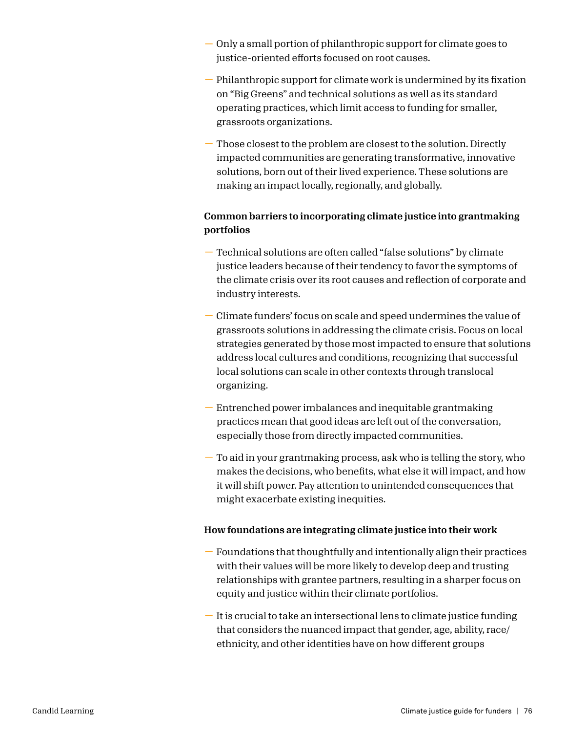- Only a small portion of philanthropic support for climate goes to justice-oriented efforts focused on root causes.
- Philanthropic support for climate work is undermined by its fixation on "Big Greens" and technical solutions as well as its standard operating practices, which limit access to funding for smaller, grassroots organizations.
- Those closest to the problem are closest to the solution. Directly impacted communities are generating transformative, innovative solutions, born out of their lived experience. These solutions are making an impact locally, regionally, and globally.

**Common barriers to incorporating climate justice into grantmaking portfolios**

- Technical solutions are often called "false solutions" by climate justice leaders because of their tendency to favor the symptoms of the climate crisis over its root causes and reflection of corporate and industry interests.
- Climate funders' focus on scale and speed undermines the value of grassroots solutions in addressing the climate crisis. Focus on local strategies generated by those most impacted to ensure that solutions address local cultures and conditions, recognizing that successful local solutions can scale in other contexts through translocal organizing.
- Entrenched power imbalances and inequitable grantmaking practices mean that good ideas are left out of the conversation, especially those from directly impacted communities.
- To aid in your grantmaking process, ask who is telling the story, who makes the decisions, who benefits, what else it will impact, and how it will shift power. Pay attention to unintended consequences that might exacerbate existing inequities.

**How foundations are integrating climate justice into their work**

- Foundations that thoughtfully and intentionally align their practices with their values will be more likely to develop deep and trusting relationships with grantee partners, resulting in a sharper focus on equity and justice within their climate portfolios.
- It is crucial to take an intersectional lens to climate justice funding that considers the nuanced impact that gender, age, ability, race/ethnicity, and other identities have on how different groups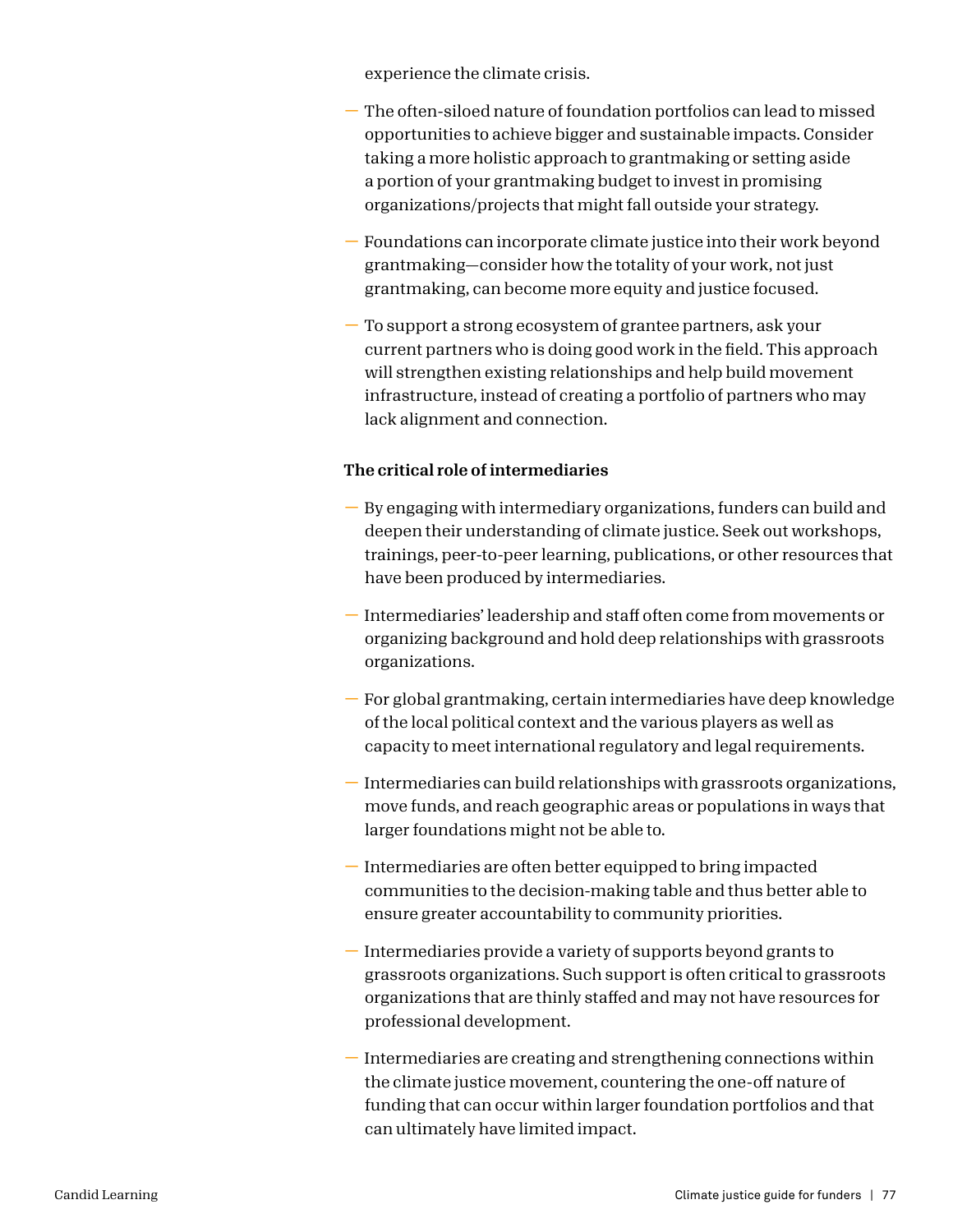experience the climate crisis.

- The often-siloed nature of foundation portfolios can lead to missed opportunities to achieve bigger and sustainable impacts. Consider taking a more holistic approach to grantmaking or setting aside a portion of your grantmaking budget to invest in promising organizations/projects that might fall outside your strategy.
- Foundations can incorporate climate justice into their work beyond grantmaking—consider how the totality of your work, not just grantmaking, can become more equity and justice focused.
- To support a strong ecosystem of grantee partners, ask your current partners who is doing good work in the field. This approach will strengthen existing relationships and help build movement infrastructure, instead of creating a portfolio of partners who may lack alignment and connection.

**The critical role of intermediaries**

- By engaging with intermediary organizations, funders can build and deepen their understanding of climate justice. Seek out workshops, trainings, peer-to-peer learning, publications, or other resources that have been produced by intermediaries.
- Intermediaries' leadership and staff often come from movements or organizing background and hold deep relationships with grassroots organizations.
- For global grantmaking, certain intermediaries have deep knowledge of the local political context and the various players as well as capacity to meet international regulatory and legal requirements.
- Intermediaries can build relationships with grassroots organizations, move funds, and reach geographic areas or populations in ways that larger foundations might not be able to.
- Intermediaries are often better equipped to bring impacted communities to the decision-making table and thus better able to ensure greater accountability to community priorities.
- Intermediaries provide a variety of supports beyond grants to grassroots organizations. Such support is often critical to grassroots organizations that are thinly staffed and may not have resources for professional development.
- Intermediaries are creating and strengthening connections within the climate justice movement, countering the one-off nature of funding that can occur within larger foundation portfolios and that can ultimately have limited impact.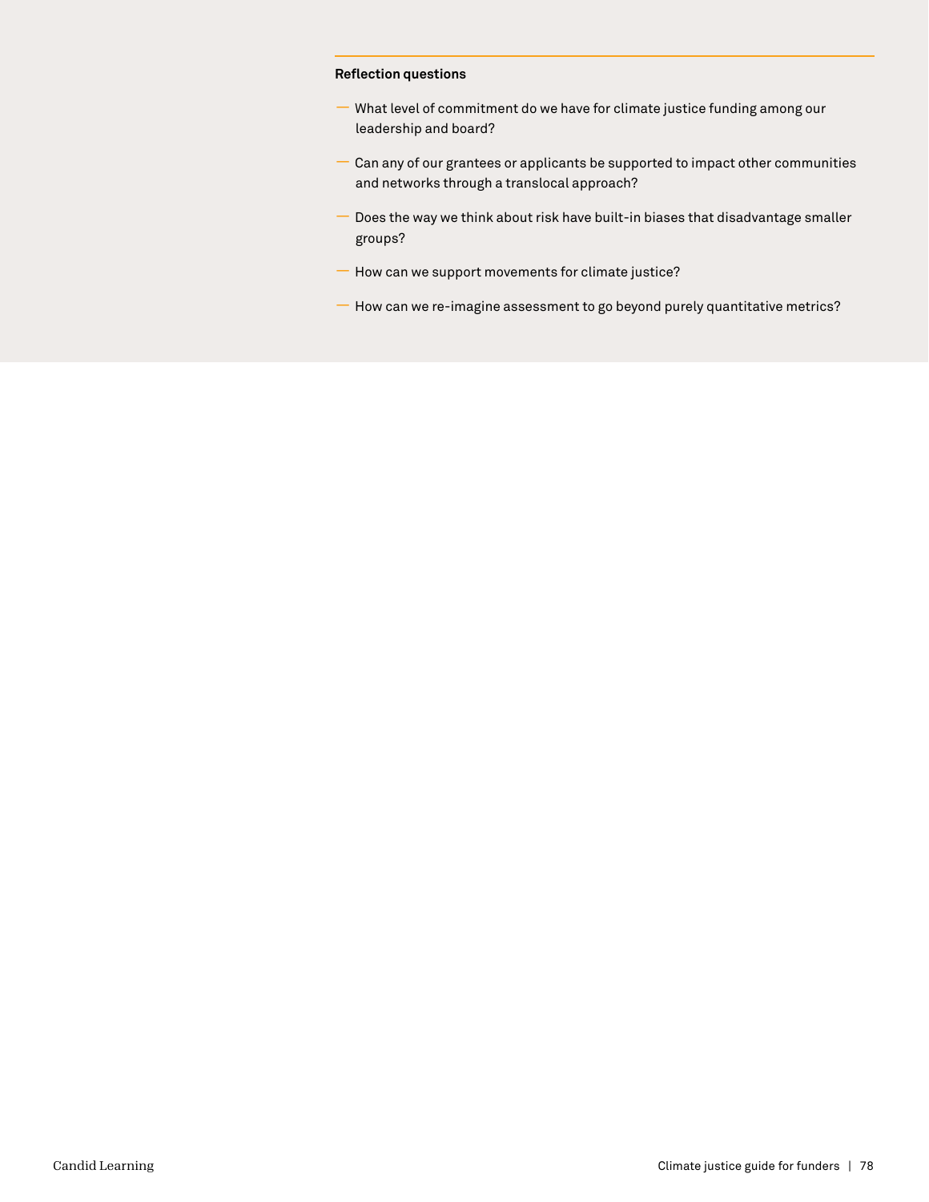**Reflection questions**

- What level of commitment do we have for climate justice funding among our leadership and board?
- Can any of our grantees or applicants be supported to impact other communities and networks through a translocal approach?
- Does the way we think about risk have built-in biases that disadvantage smaller groups?
- How can we support movements for climate justice?
- How can we re-imagine assessment to go beyond purely quantitative metrics?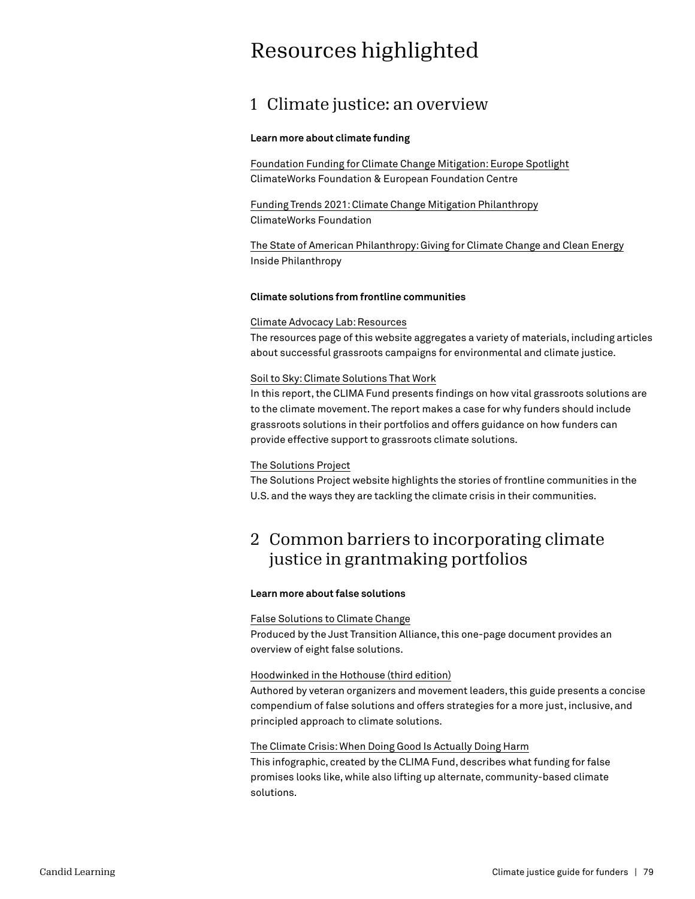# Resources highlighted

## 1 Climate justice: an overview

**Learn more about climate funding**

Foundation Funding for Climate Change Mitigation: Europe Spotlight
ClimateWorks Foundation & European Foundation Centre

Funding Trends 2021: Climate Change Mitigation Philanthropy
ClimateWorks Foundation

The State of American Philanthropy: Giving for Climate Change and Clean Energy
Inside Philanthropy

**Climate solutions from frontline communities**

Climate Advocacy Lab: Resources
The resources page of this website aggregates a variety of materials, including articles about successful grassroots campaigns for environmental and climate justice.

Soil to Sky: Climate Solutions That Work
In this report, the CLIMA Fund presents findings on how vital grassroots solutions are to the climate movement. The report makes a case for why funders should include grassroots solutions in their portfolios and offers guidance on how funders can provide effective support to grassroots climate solutions.

The Solutions Project
The Solutions Project website highlights the stories of frontline communities in the U.S. and the ways they are tackling the climate crisis in their communities.

## 2 Common barriers to incorporating climate justice in grantmaking portfolios

**Learn more about false solutions**

False Solutions to Climate Change
Produced by the Just Transition Alliance, this one-page document provides an overview of eight false solutions.

Hoodwinked in the Hothouse (third edition)
Authored by veteran organizers and movement leaders, this guide presents a concise compendium of false solutions and offers strategies for a more just, inclusive, and principled approach to climate solutions.

The Climate Crisis: When Doing Good Is Actually Doing Harm
This infographic, created by the CLIMA Fund, describes what funding for false promises looks like, while also lifting up alternate, community-based climate solutions.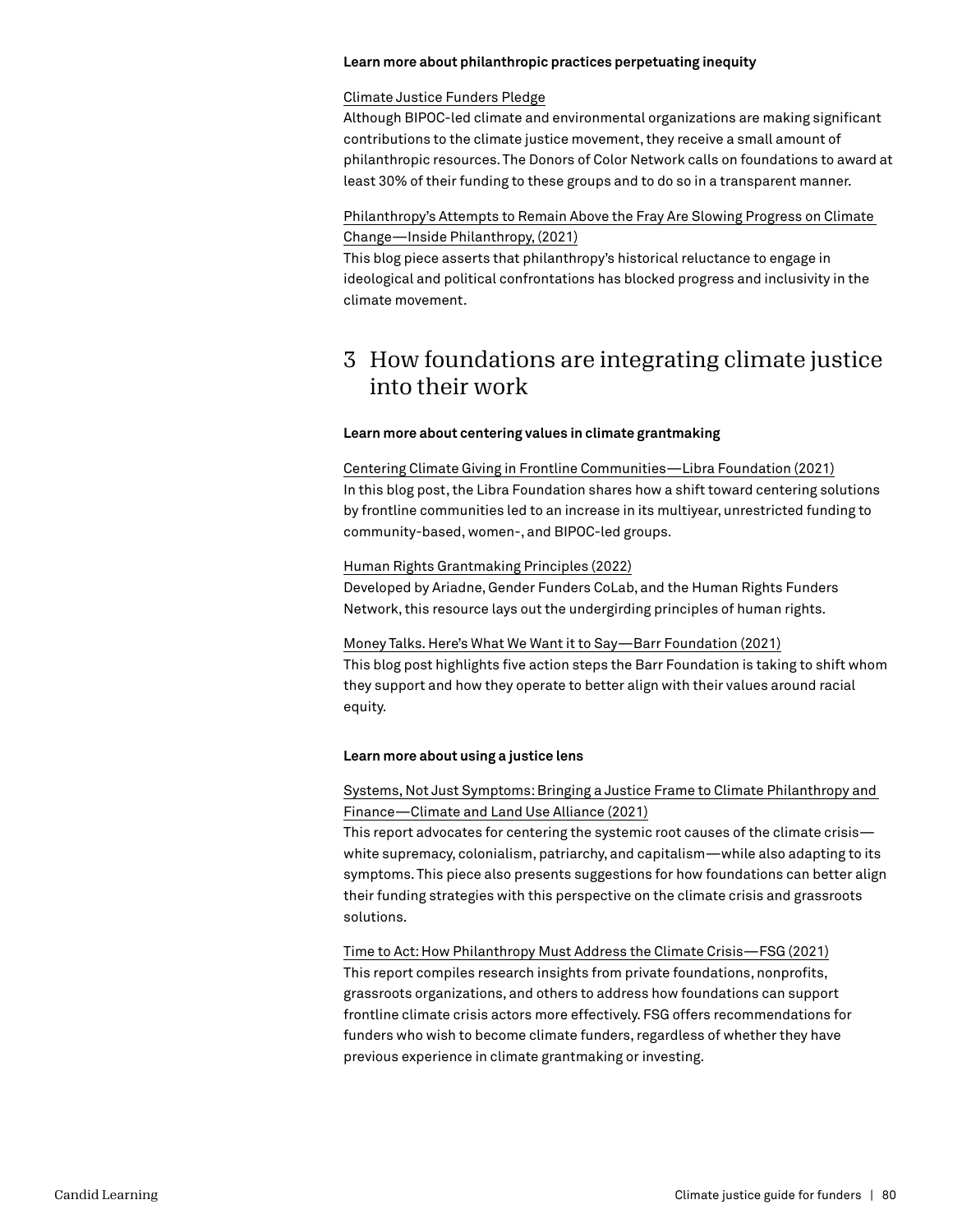**Learn more about philanthropic practices perpetuating inequity**

Climate Justice Funders Pledge
Although BIPOC-led climate and environmental organizations are making significant contributions to the climate justice movement, they receive a small amount of philanthropic resources. The Donors of Color Network calls on foundations to award at least 30% of their funding to these groups and to do so in a transparent manner.

Philanthropy's Attempts to Remain Above the Fray Are Slowing Progress on Climate Change—Inside Philanthropy, (2021)
This blog piece asserts that philanthropy's historical reluctance to engage in ideological and political confrontations has blocked progress and inclusivity in the climate movement.

## 3 How foundations are integrating climate justice into their work

**Learn more about centering values in climate grantmaking**

Centering Climate Giving in Frontline Communities—Libra Foundation (2021)
In this blog post, the Libra Foundation shares how a shift toward centering solutions by frontline communities led to an increase in its multiyear, unrestricted funding to community-based, women-, and BIPOC-led groups.

Human Rights Grantmaking Principles (2022)
Developed by Ariadne, Gender Funders CoLab, and the Human Rights Funders Network, this resource lays out the undergirding principles of human rights.

Money Talks. Here's What We Want it to Say—Barr Foundation (2021)
This blog post highlights five action steps the Barr Foundation is taking to shift whom they support and how they operate to better align with their values around racial equity.

**Learn more about using a justice lens**

Systems, Not Just Symptoms: Bringing a Justice Frame to Climate Philanthropy and Finance—Climate and Land Use Alliance (2021)
This report advocates for centering the systemic root causes of the climate crisis—white supremacy, colonialism, patriarchy, and capitalism—while also adapting to its symptoms. This piece also presents suggestions for how foundations can better align their funding strategies with this perspective on the climate crisis and grassroots solutions.

Time to Act: How Philanthropy Must Address the Climate Crisis—FSG (2021)
This report compiles research insights from private foundations, nonprofits, grassroots organizations, and others to address how foundations can support frontline climate crisis actors more effectively. FSG offers recommendations for funders who wish to become climate funders, regardless of whether they have previous experience in climate grantmaking or investing.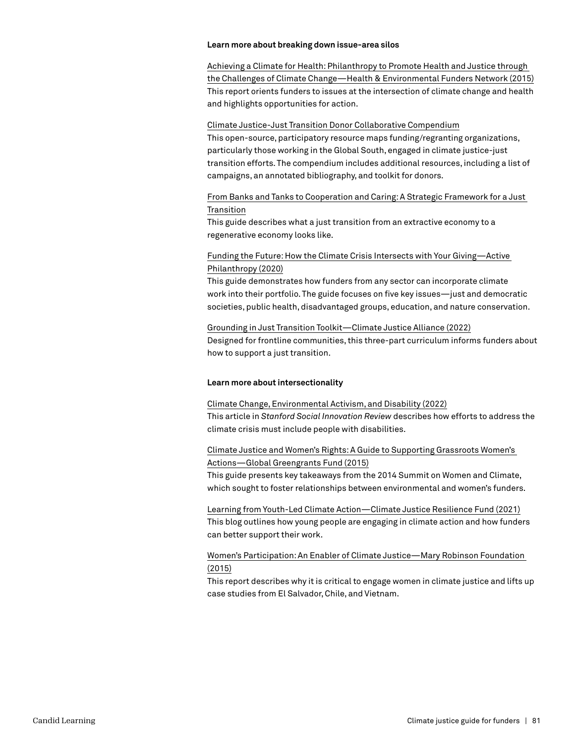**Learn more about breaking down issue-area silos**

Achieving a Climate for Health: Philanthropy to Promote Health and Justice through the Challenges of Climate Change—Health & Environmental Funders Network (2015)
This report orients funders to issues at the intersection of climate change and health and highlights opportunities for action.

Climate Justice-Just Transition Donor Collaborative Compendium
This open-source, participatory resource maps funding/regranting organizations, particularly those working in the Global South, engaged in climate justice-just transition efforts. The compendium includes additional resources, including a list of campaigns, an annotated bibliography, and toolkit for donors.

From Banks and Tanks to Cooperation and Caring: A Strategic Framework for a Just Transition
This guide describes what a just transition from an extractive economy to a regenerative economy looks like.

Funding the Future: How the Climate Crisis Intersects with Your Giving—Active Philanthropy (2020)
This guide demonstrates how funders from any sector can incorporate climate work into their portfolio. The guide focuses on five key issues—just and democratic societies, public health, disadvantaged groups, education, and nature conservation.

Grounding in Just Transition Toolkit—Climate Justice Alliance (2022)
Designed for frontline communities, this three-part curriculum informs funders about how to support a just transition.

**Learn more about intersectionality**

Climate Change, Environmental Activism, and Disability (2022)
This article in *Stanford Social Innovation Review* describes how efforts to address the climate crisis must include people with disabilities.

Climate Justice and Women's Rights: A Guide to Supporting Grassroots Women's Actions—Global Greengrants Fund (2015)
This guide presents key takeaways from the 2014 Summit on Women and Climate, which sought to foster relationships between environmental and women's funders.

Learning from Youth-Led Climate Action—Climate Justice Resilience Fund (2021)
This blog outlines how young people are engaging in climate action and how funders can better support their work.

Women's Participation: An Enabler of Climate Justice—Mary Robinson Foundation (2015)
This report describes why it is critical to engage women in climate justice and lifts up case studies from El Salvador, Chile, and Vietnam.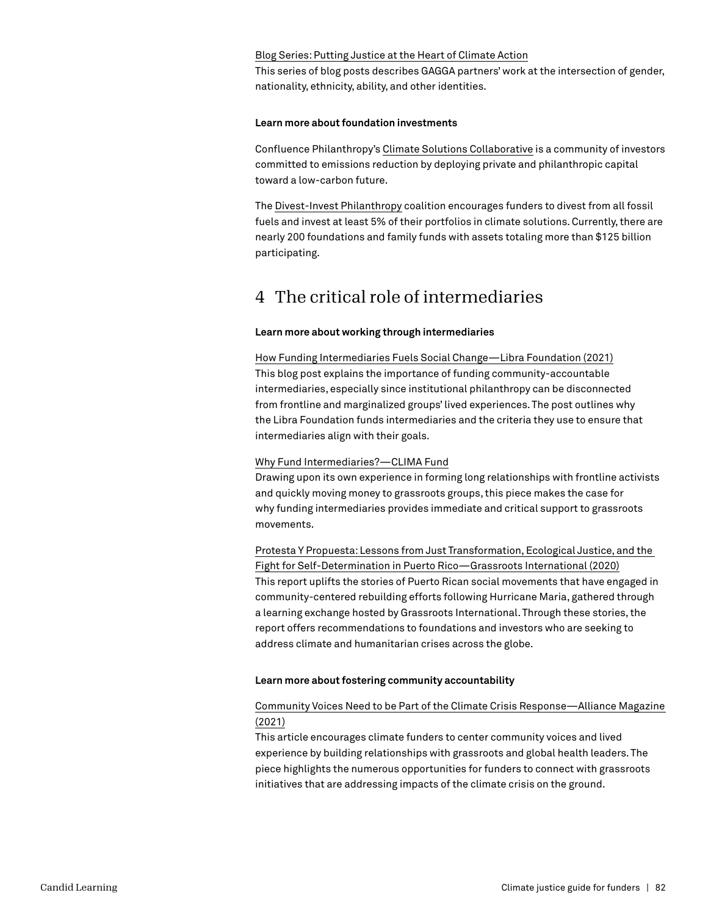Blog Series: Putting Justice at the Heart of Climate Action
This series of blog posts describes GAGGA partners' work at the intersection of gender, nationality, ethnicity, ability, and other identities.

**Learn more about foundation investments**

Confluence Philanthropy's Climate Solutions Collaborative is a community of investors committed to emissions reduction by deploying private and philanthropic capital toward a low-carbon future.

The Divest-Invest Philanthropy coalition encourages funders to divest from all fossil fuels and invest at least 5% of their portfolios in climate solutions. Currently, there are nearly 200 foundations and family funds with assets totaling more than $125 billion participating.

## 4 The critical role of intermediaries

**Learn more about working through intermediaries**

How Funding Intermediaries Fuels Social Change—Libra Foundation (2021)
This blog post explains the importance of funding community-accountable intermediaries, especially since institutional philanthropy can be disconnected from frontline and marginalized groups' lived experiences. The post outlines why the Libra Foundation funds intermediaries and the criteria they use to ensure that intermediaries align with their goals.

Why Fund Intermediaries?—CLIMA Fund
Drawing upon its own experience in forming long relationships with frontline activists and quickly moving money to grassroots groups, this piece makes the case for why funding intermediaries provides immediate and critical support to grassroots movements.

Protesta Y Propuesta: Lessons from Just Transformation, Ecological Justice, and the Fight for Self-Determination in Puerto Rico—Grassroots International (2020)
This report uplifts the stories of Puerto Rican social movements that have engaged in community-centered rebuilding efforts following Hurricane Maria, gathered through a learning exchange hosted by Grassroots International. Through these stories, the report offers recommendations to foundations and investors who are seeking to address climate and humanitarian crises across the globe.

**Learn more about fostering community accountability**

Community Voices Need to be Part of the Climate Crisis Response—Alliance Magazine (2021)
This article encourages climate funders to center community voices and lived experience by building relationships with grassroots and global health leaders. The piece highlights the numerous opportunities for funders to connect with grassroots initiatives that are addressing impacts of the climate crisis on the ground.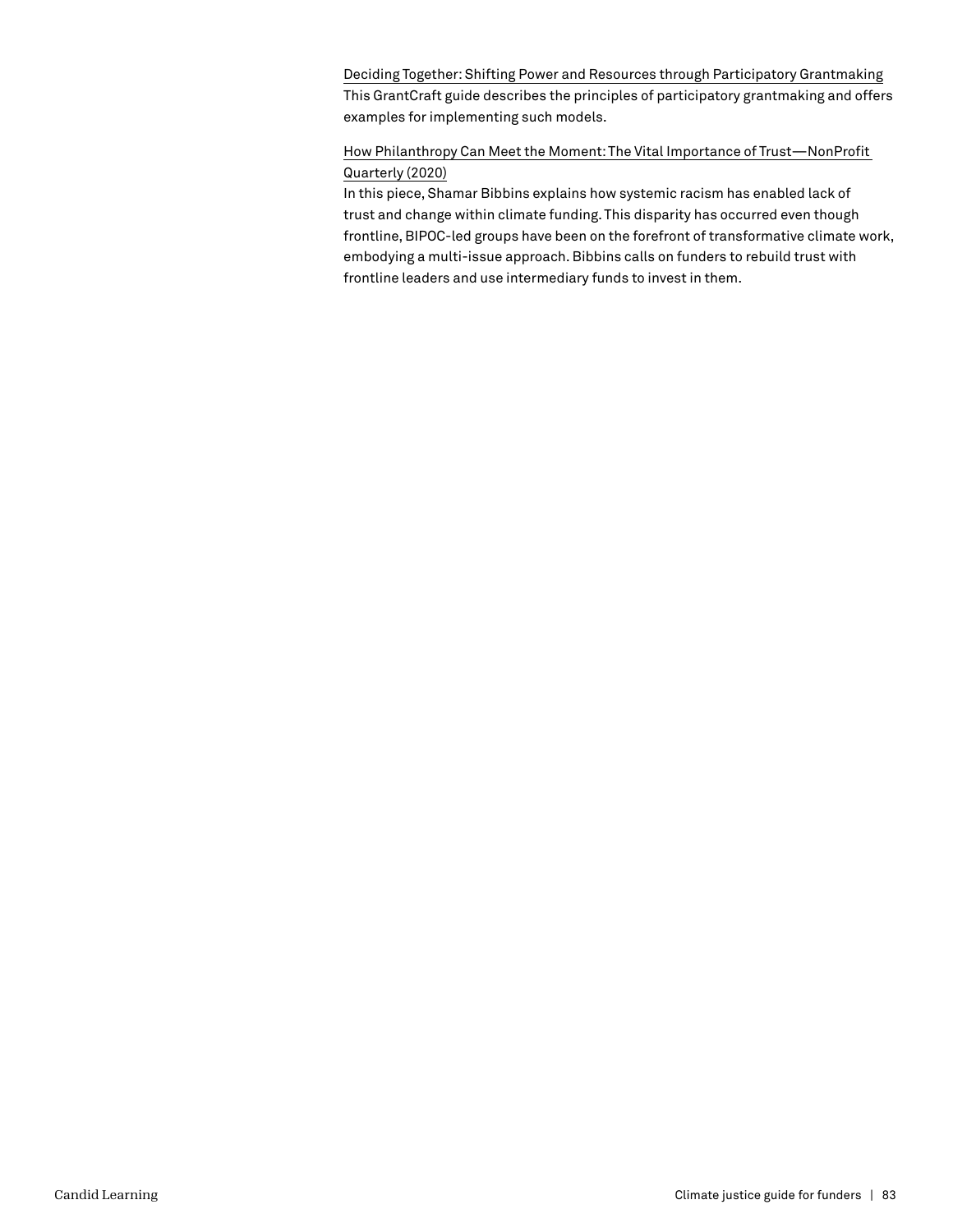Deciding Together: Shifting Power and Resources through Participatory Grantmaking
This GrantCraft guide describes the principles of participatory grantmaking and offers examples for implementing such models.

How Philanthropy Can Meet the Moment: The Vital Importance of Trust—NonProfit Quarterly (2020)
In this piece, Shamar Bibbins explains how systemic racism has enabled lack of trust and change within climate funding. This disparity has occurred even though frontline, BIPOC-led groups have been on the forefront of transformative climate work, embodying a multi-issue approach. Bibbins calls on funders to rebuild trust with frontline leaders and use intermediary funds to invest in them.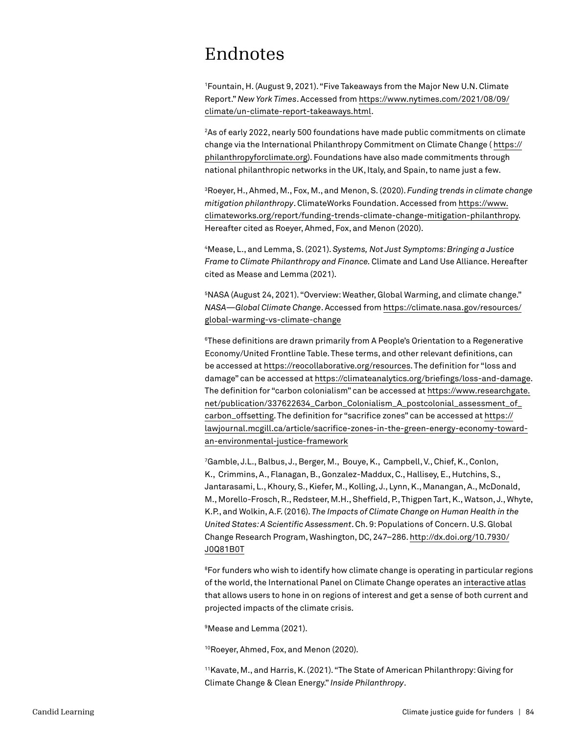# Endnotes

[1]Fountain, H. (August 9, 2021). "Five Takeaways from the Major New U.N. Climate Report." *New York Times*. Accessed from https://www.nytimes.com/2021/08/09/climate/un-climate-report-takeaways.html.

[2]As of early 2022, nearly 500 foundations have made public commitments on climate change via the International Philanthropy Commitment on Climate Change ( https://philanthropyforclimate.org). Foundations have also made commitments through national philanthropic networks in the UK, Italy, and Spain, to name just a few.

[3]Roeyer, H., Ahmed, M., Fox, M., and Menon, S. (2020). *Funding trends in climate change mitigation philanthropy*. ClimateWorks Foundation. Accessed from https://www.climateworks.org/report/funding-trends-climate-change-mitigation-philanthropy. Hereafter cited as Roeyer, Ahmed, Fox, and Menon (2020).

[4]Mease, L., and Lemma, S. (2021). *Systems, Not Just Symptoms: Bringing a Justice Frame to Climate Philanthropy and Finance.* Climate and Land Use Alliance. Hereafter cited as Mease and Lemma (2021).

[5]NASA (August 24, 2021). "Overview: Weather, Global Warming, and climate change." *NASA—Global Climate Change*. Accessed from https://climate.nasa.gov/resources/global-warming-vs-climate-change

[6]These definitions are drawn primarily from A People's Orientation to a Regenerative Economy/United Frontline Table. These terms, and other relevant definitions, can be accessed at https://reocollaborative.org/resources. The definition for "loss and damage" can be accessed at https://climateanalytics.org/briefings/loss-and-damage. The definition for "carbon colonialism" can be accessed at https://www.researchgate.net/publication/337622634_Carbon_Colonialism_A_postcolonial_assessment_of_carbon_offsetting. The definition for "sacrifice zones" can be accessed at https://lawjournal.mcgill.ca/article/sacrifice-zones-in-the-green-energy-economy-toward-an-environmental-justice-framework

[7]Gamble, J.L., Balbus, J., Berger, M., Bouye, K., Campbell, V., Chief, K., Conlon, K., Crimmins, A., Flanagan, B., Gonzalez-Maddux, C., Hallisey, E., Hutchins, S., Jantarasami, L., Khoury, S., Kiefer, M., Kolling, J., Lynn, K., Manangan, A., McDonald, M., Morello-Frosch, R., Redsteer, M.H., Sheffield, P., Thigpen Tart, K., Watson, J., Whyte, K.P., and Wolkin, A.F. (2016). *The Impacts of Climate Change on Human Health in the United States: A Scientific Assessment*. Ch. 9: Populations of Concern. U.S. Global Change Research Program, Washington, DC, 247–286. http://dx.doi.org/10.7930/J0Q81B0T

[8]For funders who wish to identify how climate change is operating in particular regions of the world, the International Panel on Climate Change operates an interactive atlas that allows users to hone in on regions of interest and get a sense of both current and projected impacts of the climate crisis.

[9]Mease and Lemma (2021).

[10]Roeyer, Ahmed, Fox, and Menon (2020).

[11]Kavate, M., and Harris, K. (2021). "The State of American Philanthropy: Giving for Climate Change & Clean Energy." *Inside Philanthropy*.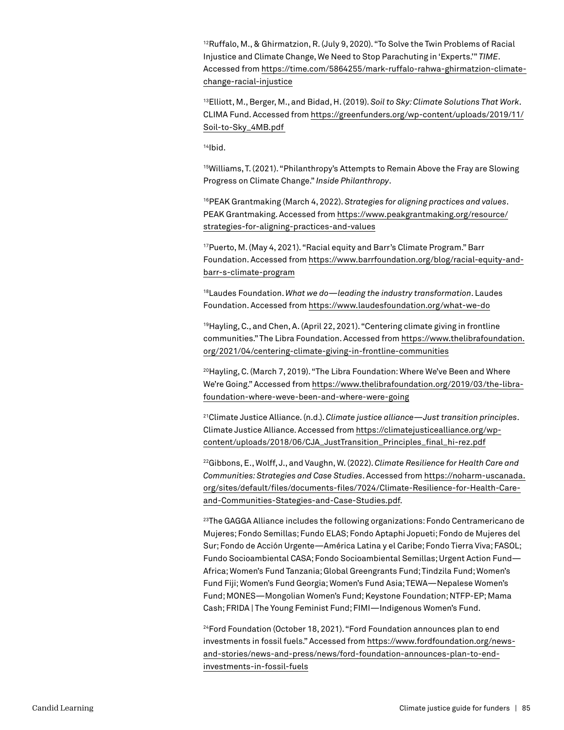[12]Ruffalo, M., & Ghirmatzion, R. (July 9, 2020). "To Solve the Twin Problems of Racial Injustice and Climate Change, We Need to Stop Parachuting in 'Experts.'" *TIME*. Accessed from https://time.com/5864255/mark-ruffalo-rahwa-ghirmatzion-climate-change-racial-injustice

[13]Elliott, M., Berger, M., and Bidad, H. (2019). *Soil to Sky: Climate Solutions That Work*. CLIMA Fund. Accessed from https://greenfunders.org/wp-content/uploads/2019/11/Soil-to-Sky_4MB.pdf

[14]Ibid.

[15]Williams, T. (2021). "Philanthropy's Attempts to Remain Above the Fray are Slowing Progress on Climate Change." *Inside Philanthropy*.

[16]PEAK Grantmaking (March 4, 2022). *Strategies for aligning practices and values*. PEAK Grantmaking. Accessed from https://www.peakgrantmaking.org/resource/strategies-for-aligning-practices-and-values

[17]Puerto, M. (May 4, 2021). "Racial equity and Barr's Climate Program." Barr Foundation. Accessed from https://www.barrfoundation.org/blog/racial-equity-and-barr-s-climate-program

[18]Laudes Foundation. *What we do—leading the industry transformation*. Laudes Foundation. Accessed from https://www.laudesfoundation.org/what-we-do

[19]Hayling, C., and Chen, A. (April 22, 2021). "Centering climate giving in frontline communities." The Libra Foundation. Accessed from https://www.thelibrafoundation.org/2021/04/centering-climate-giving-in-frontline-communities

[20]Hayling, C. (March 7, 2019). "The Libra Foundation: Where We've Been and Where We're Going." Accessed from https://www.thelibrafoundation.org/2019/03/the-libra-foundation-where-weve-been-and-where-were-going

[21]Climate Justice Alliance. (n.d.). *Climate justice alliance—Just transition principles*. Climate Justice Alliance. Accessed from https://climatejusticealliance.org/wp-content/uploads/2018/06/CJA_JustTransition_Principles_final_hi-rez.pdf

[22]Gibbons, E., Wolff, J., and Vaughn, W. (2022). *Climate Resilience for Health Care and Communities: Strategies and Case Studies*. Accessed from https://noharm-uscanada.org/sites/default/files/documents-files/7024/Climate-Resilience-for-Health-Care-and-Communities-Stategies-and-Case-Studies.pdf.

[23]The GAGGA Alliance includes the following organizations: Fondo Centramericano de Mujeres; Fondo Semillas; Fundo ELAS; Fondo Aptaphi Jopueti; Fondo de Mujeres del Sur; Fondo de Acción Urgente—América Latina y el Caribe; Fondo Tierra Viva; FASOL; Fundo Socioambiental CASA; Fondo Socioambiental Semillas; Urgent Action Fund—Africa; Women's Fund Tanzania; Global Greengrants Fund; Tindzila Fund; Women's Fund Fiji; Women's Fund Georgia; Women's Fund Asia; TEWA—Nepalese Women's Fund; MONES—Mongolian Women's Fund; Keystone Foundation; NTFP-EP; Mama Cash; FRIDA | The Young Feminist Fund; FIMI—Indigenous Women's Fund.

[24]Ford Foundation (October 18, 2021). "Ford Foundation announces plan to end investments in fossil fuels." Accessed from https://www.fordfoundation.org/news-and-stories/news-and-press/news/ford-foundation-announces-plan-to-end-investments-in-fossil-fuels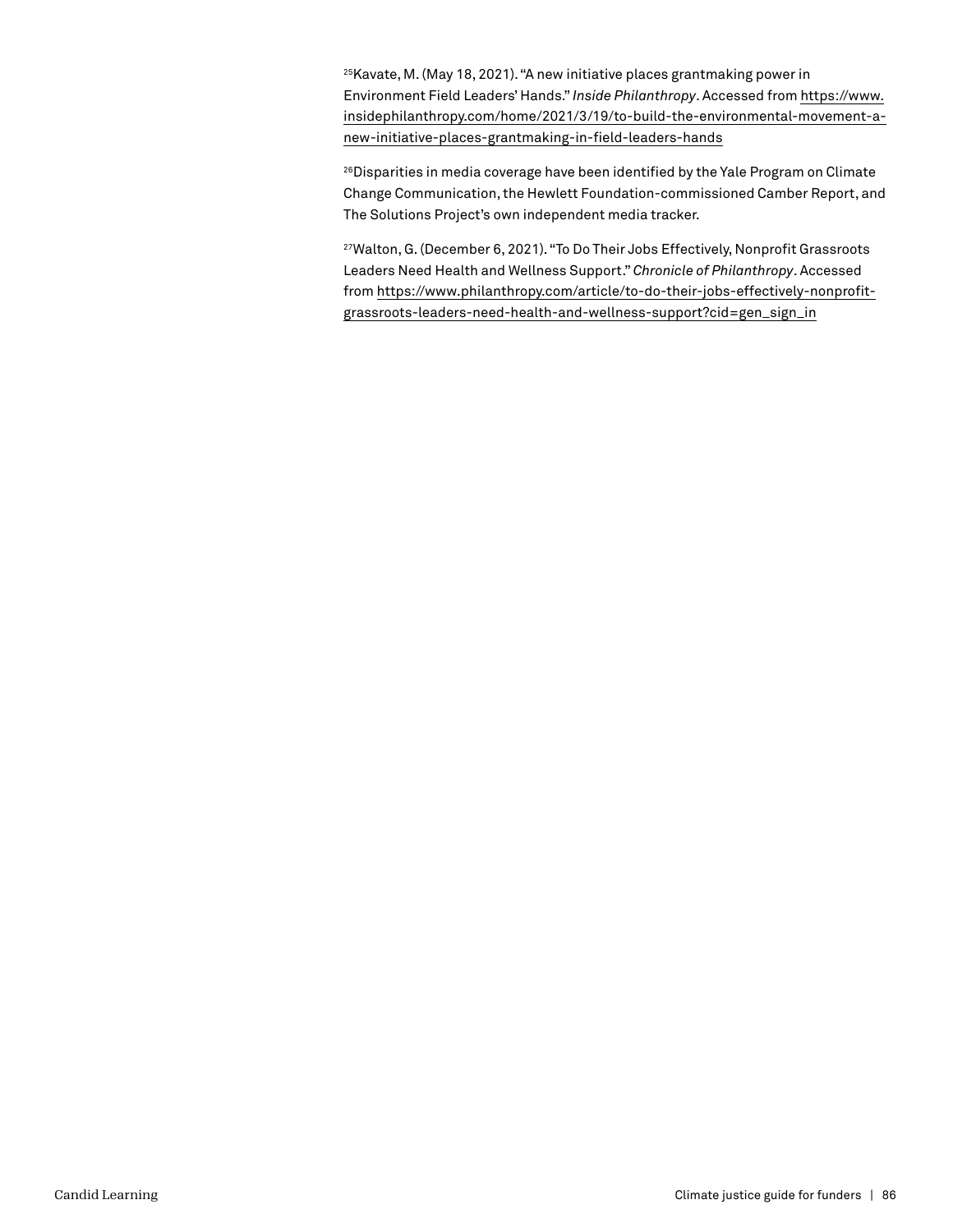[25]Kavate, M. (May 18, 2021). "A new initiative places grantmaking power in Environment Field Leaders' Hands." *Inside Philanthropy*. Accessed from https://www.insidephilanthropy.com/home/2021/3/19/to-build-the-environmental-movement-a-new-initiative-places-grantmaking-in-field-leaders-hands

[26]Disparities in media coverage have been identified by the Yale Program on Climate Change Communication, the Hewlett Foundation-commissioned Camber Report, and The Solutions Project's own independent media tracker.

[27]Walton, G. (December 6, 2021). "To Do Their Jobs Effectively, Nonprofit Grassroots Leaders Need Health and Wellness Support." *Chronicle of Philanthropy*. Accessed from https://www.philanthropy.com/article/to-do-their-jobs-effectively-nonprofit-grassroots-leaders-need-health-and-wellness-support?cid=gen_sign_in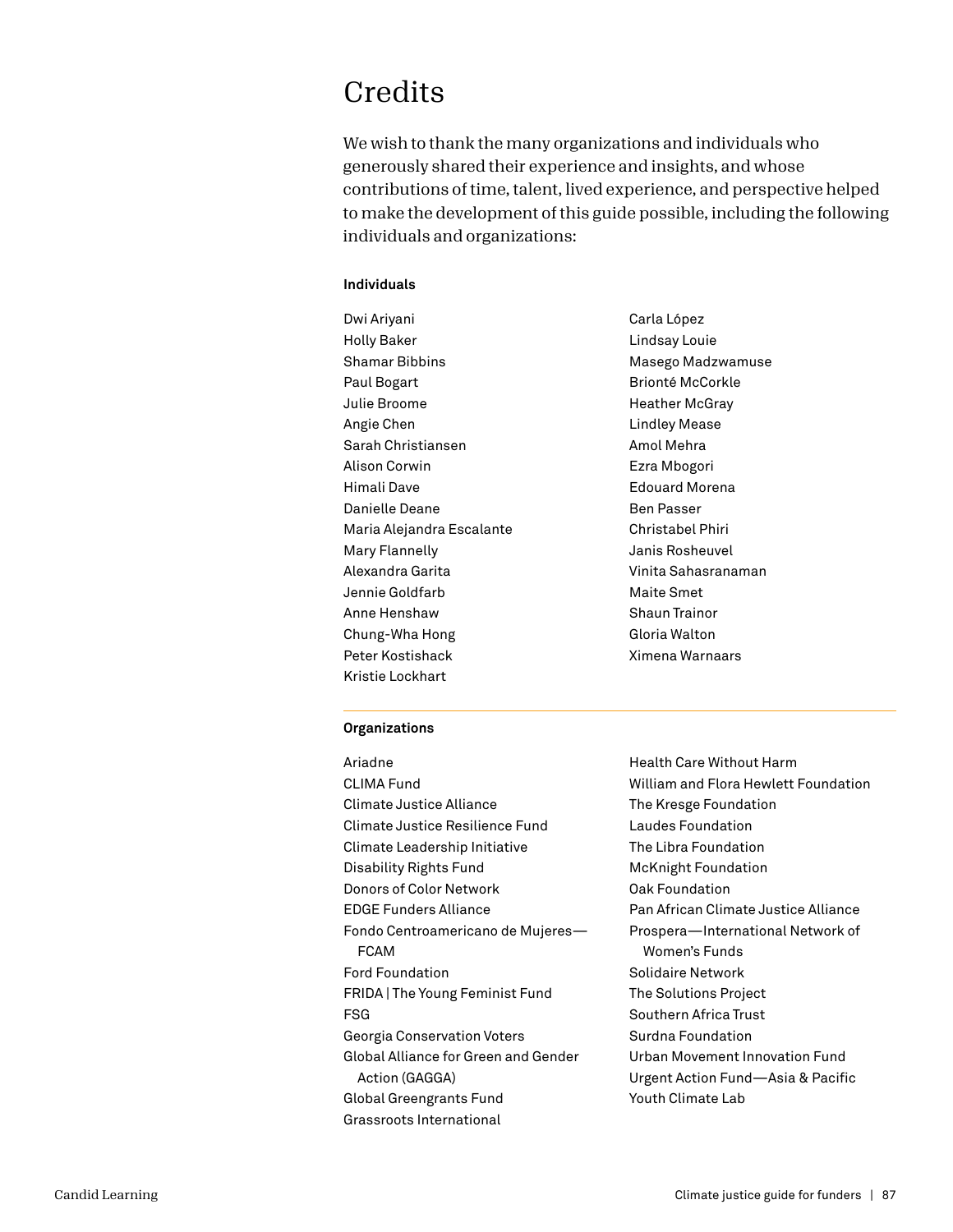# Credits

We wish to thank the many organizations and individuals who generously shared their experience and insights, and whose contributions of time, talent, lived experience, and perspective helped to make the development of this guide possible, including the following individuals and organizations:

**Individuals**

Dwi Ariyani
Holly Baker
Shamar Bibbins
Paul Bogart
Julie Broome
Angie Chen
Sarah Christiansen
Alison Corwin
Himali Dave
Danielle Deane
Maria Alejandra Escalante
Mary Flannelly
Alexandra Garita
Jennie Goldfarb
Anne Henshaw
Chung-Wha Hong
Peter Kostishack
Kristie Lockhart
Carla López
Lindsay Louie
Masego Madzwamuse
Brionté McCorkle
Heather McGray
Lindley Mease
Amol Mehra
Ezra Mbogori
Edouard Morena
Ben Passer
Christabel Phiri
Janis Rosheuvel
Vinita Sahasranaman
Maite Smet
Shaun Trainor
Gloria Walton
Ximena Warnaars

**Organizations**

Ariadne
CLIMA Fund
Climate Justice Alliance
Climate Justice Resilience Fund
Climate Leadership Initiative
Disability Rights Fund
Donors of Color Network
EDGE Funders Alliance
Fondo Centroamericano de Mujeres—FCAM
Ford Foundation
FRIDA | The Young Feminist Fund
FSG
Georgia Conservation Voters
Global Alliance for Green and Gender Action (GAGGA)
Global Greengrants Fund
Grassroots International
Health Care Without Harm
William and Flora Hewlett Foundation
The Kresge Foundation
Laudes Foundation
The Libra Foundation
McKnight Foundation
Oak Foundation
Pan African Climate Justice Alliance
Prospera—International Network of Women's Funds
Solidaire Network
The Solutions Project
Southern Africa Trust
Surdna Foundation
Urban Movement Innovation Fund
Urgent Action Fund—Asia & Pacific
Youth Climate Lab